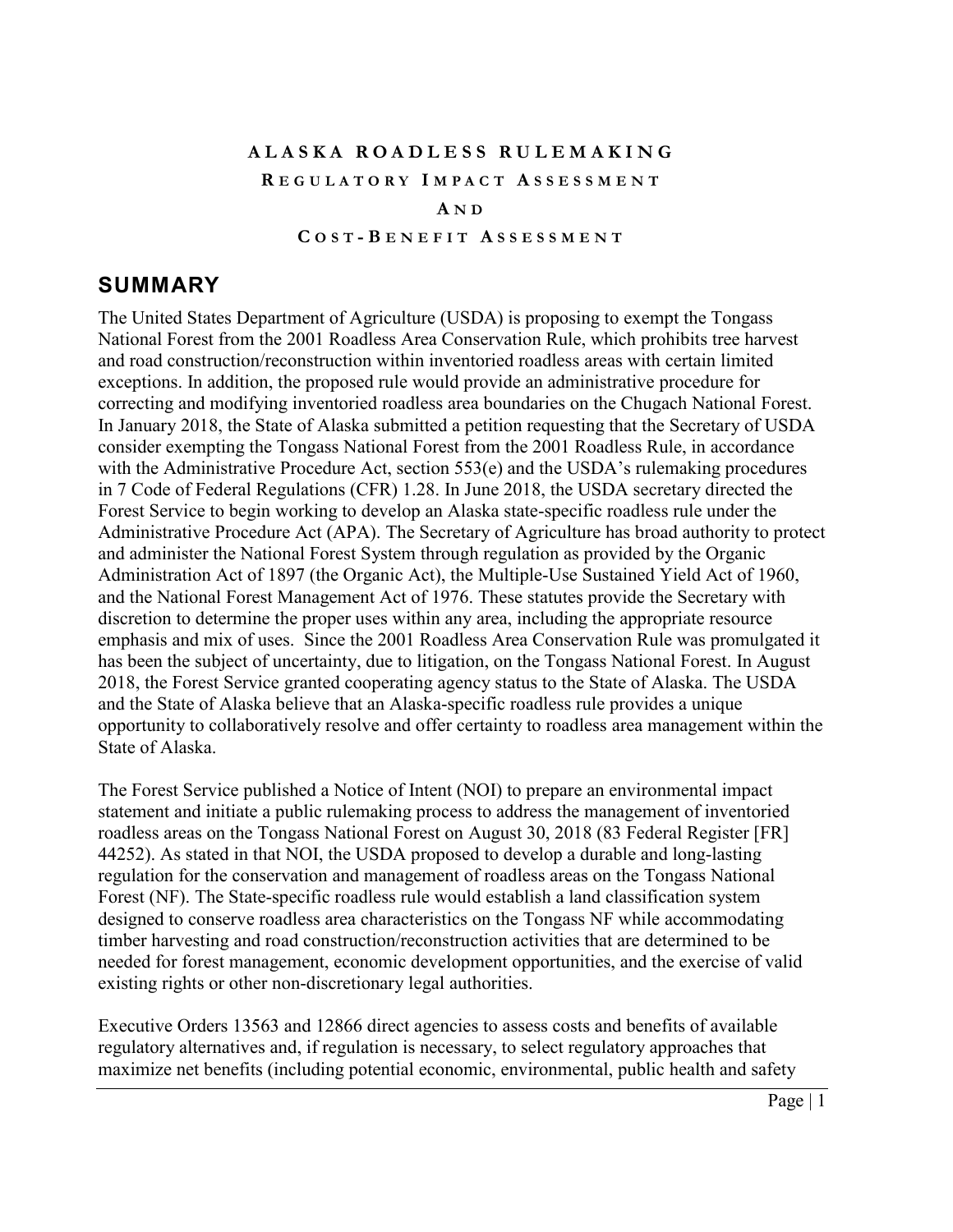# ALASKA ROADLESS RULEMAKING

## REGULATORY IMPACT ASSESSMENT

## AND

## COST-BENEFIT ASSESSMENT

## SUMMARY

The United States Department of Agriculture (USDA) is proposing to exempt the Tongass National Forest from the 2001 Roadless Area Conservation Rule, which prohibits tree harvest and road construction/reconstruction within inventoried roadless areas with certain limited exceptions. In addition, the proposed rule would provide an administrative procedure for correcting and modifying inventoried roadless area boundaries on the Chugach National Forest. In January 2018, the State of Alaska submitted a petition requesting that the Secretary of USDA consider exempting the Tongass National Forest from the 2001 Roadless Rule, in accordance with the Administrative Procedure Act, section 553(e) and the USDA's rulemaking procedures in 7 Code of Federal Regulations (CFR) 1.28. In June 2018, the USDA secretary directed the Forest Service to begin working to develop an Alaska state-specific roadless rule under the Administrative Procedure Act (APA). The Secretary of Agriculture has broad authority to protect and administer the National Forest System through regulation as provided by the Organic Administration Act of 1897 (the Organic Act), the Multiple-Use Sustained Yield Act of 1960, and the National Forest Management Act of 1976. These statutes provide the Secretary with discretion to determine the proper uses within any area, including the appropriate resource emphasis and mix of uses. Since the 2001 Roadless Area Conservation Rule was promulgated it has been the subject of uncertainty, due to litigation, on the Tongass National Forest. In August 2018, the Forest Service granted cooperating agency status to the State of Alaska. The USDA and the State of Alaska believe that an Alaska-specific roadless rule provides a unique opportunity to collaboratively resolve and offer certainty to roadless area management within the State of Alaska.

The Forest Service published a Notice of Intent (NOI) to prepare an environmental impact statement and initiate a public rulemaking process to address the management of inventoried roadless areas on the Tongass National Forest on August 30, 2018 (83 Federal Register [FR] 44252). As stated in that NOI, the USDA proposed to develop a durable and long-lasting regulation for the conservation and management of roadless areas on the Tongass National Forest (NF). The State-specific roadless rule would establish a land classification system designed to conserve roadless area characteristics on the Tongass NF while accommodating timber harvesting and road construction/reconstruction activities that are determined to be needed for forest management, economic development opportunities, and the exercise of valid existing rights or other non-discretionary legal authorities.

Executive Orders 13563 and 12866 direct agencies to assess costs and benefits of available regulatory alternatives and, if regulation is necessary, to select regulatory approaches that maximize net benefits (including potential economic, environmental, public health and safety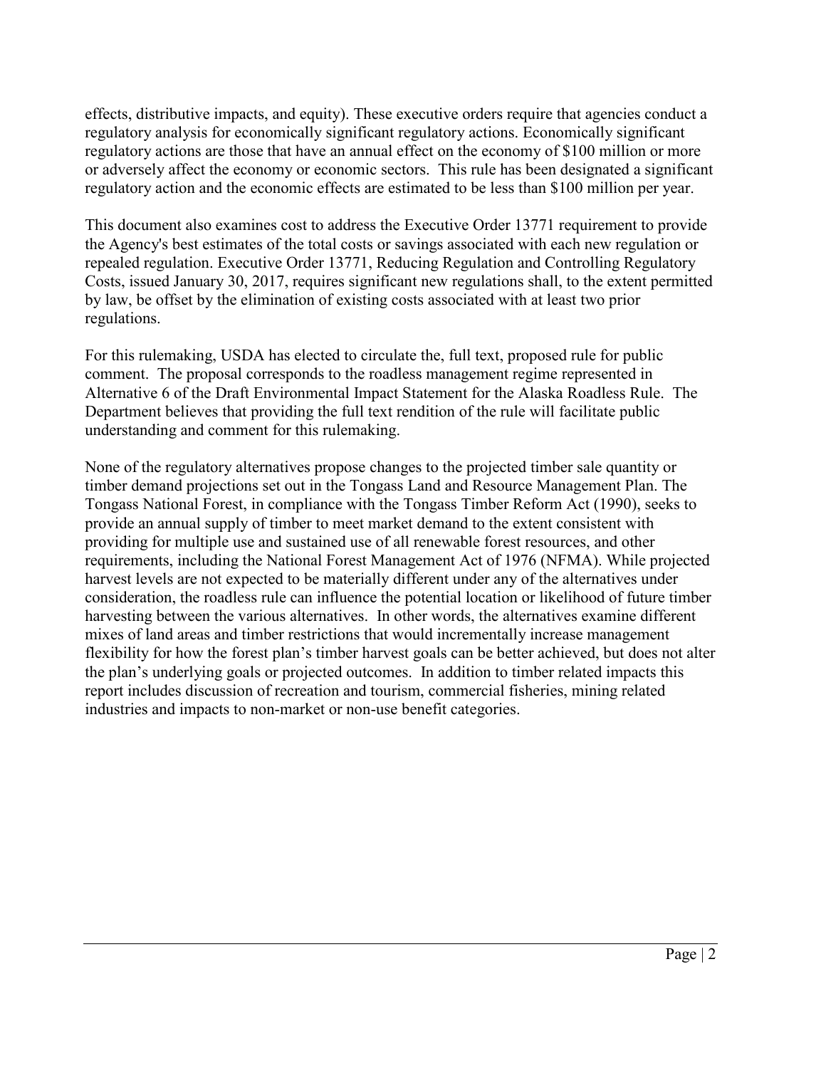effects, distributive impacts, and equity). These executive orders require that agencies conduct a regulatory analysis for economically significant regulatory actions. Economically significant regulatory actions are those that have an annual effect on the economy of $100 million or more or adversely affect the economy or economic sectors. This rule has been designated a significant regulatory action and the economic effects are estimated to be less than $100 million per year.

This document also examines cost to address the Executive Order 13771 requirement to provide the Agency's best estimates of the total costs or savings associated with each new regulation or repealed regulation. Executive Order 13771, Reducing Regulation and Controlling Regulatory Costs, issued January 30, 2017, requires significant new regulations shall, to the extent permitted by law, be offset by the elimination of existing costs associated with at least two prior regulations.

For this rulemaking, USDA has elected to circulate the, full text, proposed rule for public comment. The proposal corresponds to the roadless management regime represented in Alternative 6 of the Draft Environmental Impact Statement for the Alaska Roadless Rule. The Department believes that providing the full text rendition of the rule will facilitate public understanding and comment for this rulemaking.

None of the regulatory alternatives propose changes to the projected timber sale quantity or timber demand projections set out in the Tongass Land and Resource Management Plan. The Tongass National Forest, in compliance with the Tongass Timber Reform Act (1990), seeks to provide an annual supply of timber to meet market demand to the extent consistent with providing for multiple use and sustained use of all renewable forest resources, and other requirements, including the National Forest Management Act of 1976 (NFMA). While projected harvest levels are not expected to be materially different under any of the alternatives under consideration, the roadless rule can influence the potential location or likelihood of future timber harvesting between the various alternatives. In other words, the alternatives examine different mixes of land areas and timber restrictions that would incrementally increase management flexibility for how the forest plan's timber harvest goals can be better achieved, but does not alter the plan's underlying goals or projected outcomes. In addition to timber related impacts this report includes discussion of recreation and tourism, commercial fisheries, mining related industries and impacts to non-market or non-use benefit categories.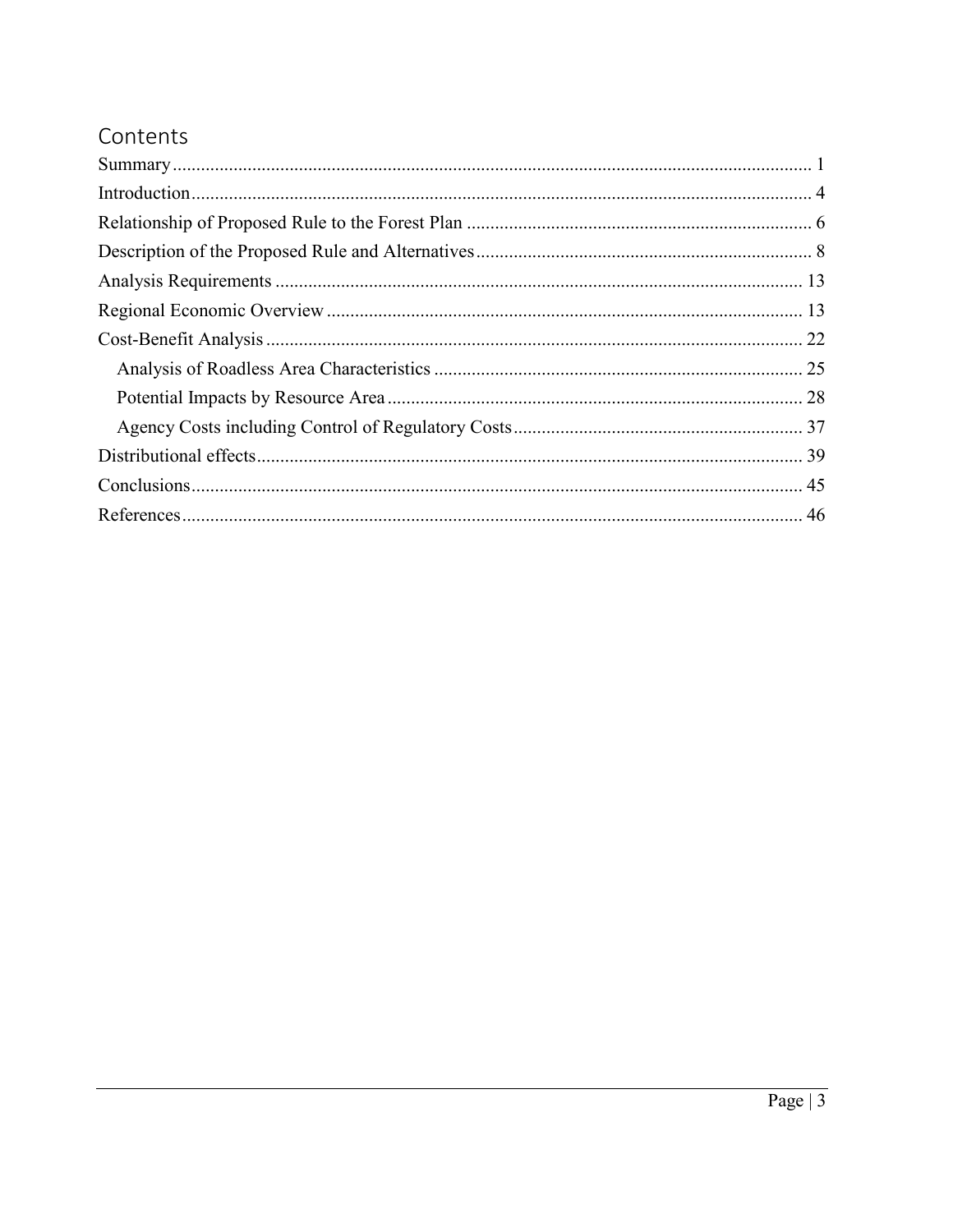# Contents

- Summary ... 1
- Introduction ... 4
- Relationship of Proposed Rule to the Forest Plan ... 6
- Description of the Proposed Rule and Alternatives ... 8
- Analysis Requirements ... 13
- Regional Economic Overview ... 13
- Cost-Benefit Analysis ... 22
  - Analysis of Roadless Area Characteristics ... 25
  - Potential Impacts by Resource Area ... 28
  - Agency Costs including Control of Regulatory Costs ... 37
- Distributional effects ... 39
- Conclusions ... 45
- References ... 46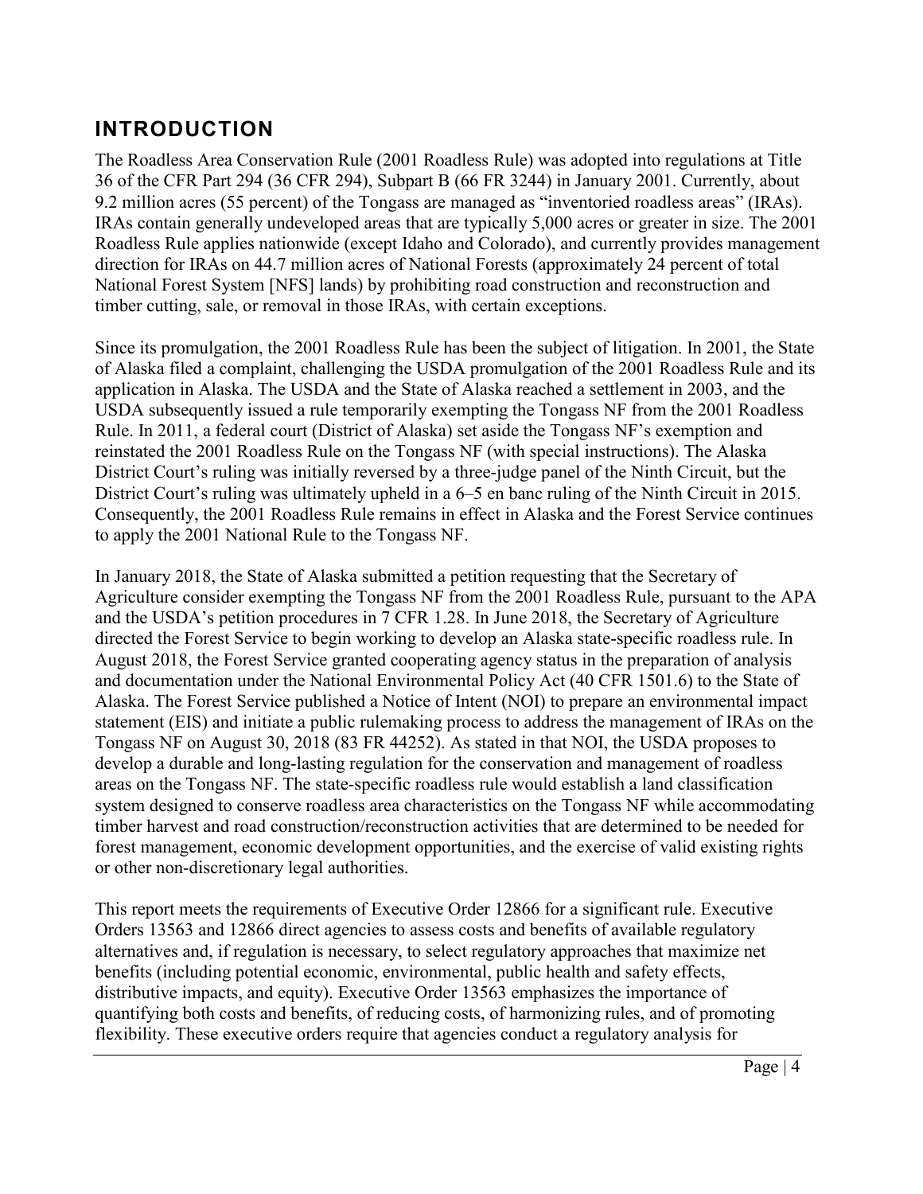## INTRODUCTION

The Roadless Area Conservation Rule (2001 Roadless Rule) was adopted into regulations at Title 36 of the CFR Part 294 (36 CFR 294), Subpart B (66 FR 3244) in January 2001. Currently, about 9.2 million acres (55 percent) of the Tongass are managed as "inventoried roadless areas" (IRAs). IRAs contain generally undeveloped areas that are typically 5,000 acres or greater in size. The 2001 Roadless Rule applies nationwide (except Idaho and Colorado), and currently provides management direction for IRAs on 44.7 million acres of National Forests (approximately 24 percent of total National Forest System [NFS] lands) by prohibiting road construction and reconstruction and timber cutting, sale, or removal in those IRAs, with certain exceptions.

Since its promulgation, the 2001 Roadless Rule has been the subject of litigation. In 2001, the State of Alaska filed a complaint, challenging the USDA promulgation of the 2001 Roadless Rule and its application in Alaska. The USDA and the State of Alaska reached a settlement in 2003, and the USDA subsequently issued a rule temporarily exempting the Tongass NF from the 2001 Roadless Rule. In 2011, a federal court (District of Alaska) set aside the Tongass NF's exemption and reinstated the 2001 Roadless Rule on the Tongass NF (with special instructions). The Alaska District Court's ruling was initially reversed by a three-judge panel of the Ninth Circuit, but the District Court's ruling was ultimately upheld in a 6–5 en banc ruling of the Ninth Circuit in 2015. Consequently, the 2001 Roadless Rule remains in effect in Alaska and the Forest Service continues to apply the 2001 National Rule to the Tongass NF.

In January 2018, the State of Alaska submitted a petition requesting that the Secretary of Agriculture consider exempting the Tongass NF from the 2001 Roadless Rule, pursuant to the APA and the USDA's petition procedures in 7 CFR 1.28. In June 2018, the Secretary of Agriculture directed the Forest Service to begin working to develop an Alaska state-specific roadless rule. In August 2018, the Forest Service granted cooperating agency status in the preparation of analysis and documentation under the National Environmental Policy Act (40 CFR 1501.6) to the State of Alaska. The Forest Service published a Notice of Intent (NOI) to prepare an environmental impact statement (EIS) and initiate a public rulemaking process to address the management of IRAs on the Tongass NF on August 30, 2018 (83 FR 44252). As stated in that NOI, the USDA proposes to develop a durable and long-lasting regulation for the conservation and management of roadless areas on the Tongass NF. The state-specific roadless rule would establish a land classification system designed to conserve roadless area characteristics on the Tongass NF while accommodating timber harvest and road construction/reconstruction activities that are determined to be needed for forest management, economic development opportunities, and the exercise of valid existing rights or other non-discretionary legal authorities.

This report meets the requirements of Executive Order 12866 for a significant rule. Executive Orders 13563 and 12866 direct agencies to assess costs and benefits of available regulatory alternatives and, if regulation is necessary, to select regulatory approaches that maximize net benefits (including potential economic, environmental, public health and safety effects, distributive impacts, and equity). Executive Order 13563 emphasizes the importance of quantifying both costs and benefits, of reducing costs, of harmonizing rules, and of promoting flexibility. These executive orders require that agencies conduct a regulatory analysis for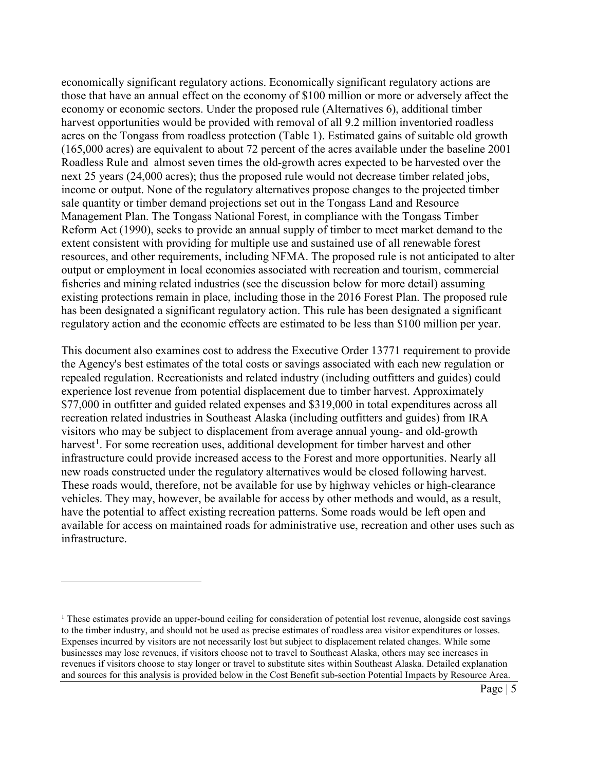economically significant regulatory actions. Economically significant regulatory actions are those that have an annual effect on the economy of $100 million or more or adversely affect the economy or economic sectors. Under the proposed rule (Alternatives 6), additional timber harvest opportunities would be provided with removal of all 9.2 million inventoried roadless acres on the Tongass from roadless protection (Table 1). Estimated gains of suitable old growth (165,000 acres) are equivalent to about 72 percent of the acres available under the baseline 2001 Roadless Rule and almost seven times the old-growth acres expected to be harvested over the next 25 years (24,000 acres); thus the proposed rule would not decrease timber related jobs, income or output. None of the regulatory alternatives propose changes to the projected timber sale quantity or timber demand projections set out in the Tongass Land and Resource Management Plan. The Tongass National Forest, in compliance with the Tongass Timber Reform Act (1990), seeks to provide an annual supply of timber to meet market demand to the extent consistent with providing for multiple use and sustained use of all renewable forest resources, and other requirements, including NFMA. The proposed rule is not anticipated to alter output or employment in local economies associated with recreation and tourism, commercial fisheries and mining related industries (see the discussion below for more detail) assuming existing protections remain in place, including those in the 2016 Forest Plan. The proposed rule has been designated a significant regulatory action. This rule has been designated a significant regulatory action and the economic effects are estimated to be less than $100 million per year.

This document also examines cost to address the Executive Order 13771 requirement to provide the Agency's best estimates of the total costs or savings associated with each new regulation or repealed regulation. Recreationists and related industry (including outfitters and guides) could experience lost revenue from potential displacement due to timber harvest. Approximately $77,000 in outfitter and guided related expenses and $319,000 in total expenditures across all recreation related industries in Southeast Alaska (including outfitters and guides) from IRA visitors who may be subject to displacement from average annual young- and old-growth harvest[1]. For some recreation uses, additional development for timber harvest and other infrastructure could provide increased access to the Forest and more opportunities. Nearly all new roads constructed under the regulatory alternatives would be closed following harvest. These roads would, therefore, not be available for use by highway vehicles or high-clearance vehicles. They may, however, be available for access by other methods and would, as a result, have the potential to affect existing recreation patterns. Some roads would be left open and available for access on maintained roads for administrative use, recreation and other uses such as infrastructure.

---

[1] These estimates provide an upper-bound ceiling for consideration of potential lost revenue, alongside cost savings to the timber industry, and should not be used as precise estimates of roadless area visitor expenditures or losses. Expenses incurred by visitors are not necessarily lost but subject to displacement related changes. While some businesses may lose revenues, if visitors choose not to travel to Southeast Alaska, others may see increases in revenues if visitors choose to stay longer or travel to substitute sites within Southeast Alaska. Detailed explanation and sources for this analysis is provided below in the Cost Benefit sub-section Potential Impacts by Resource Area.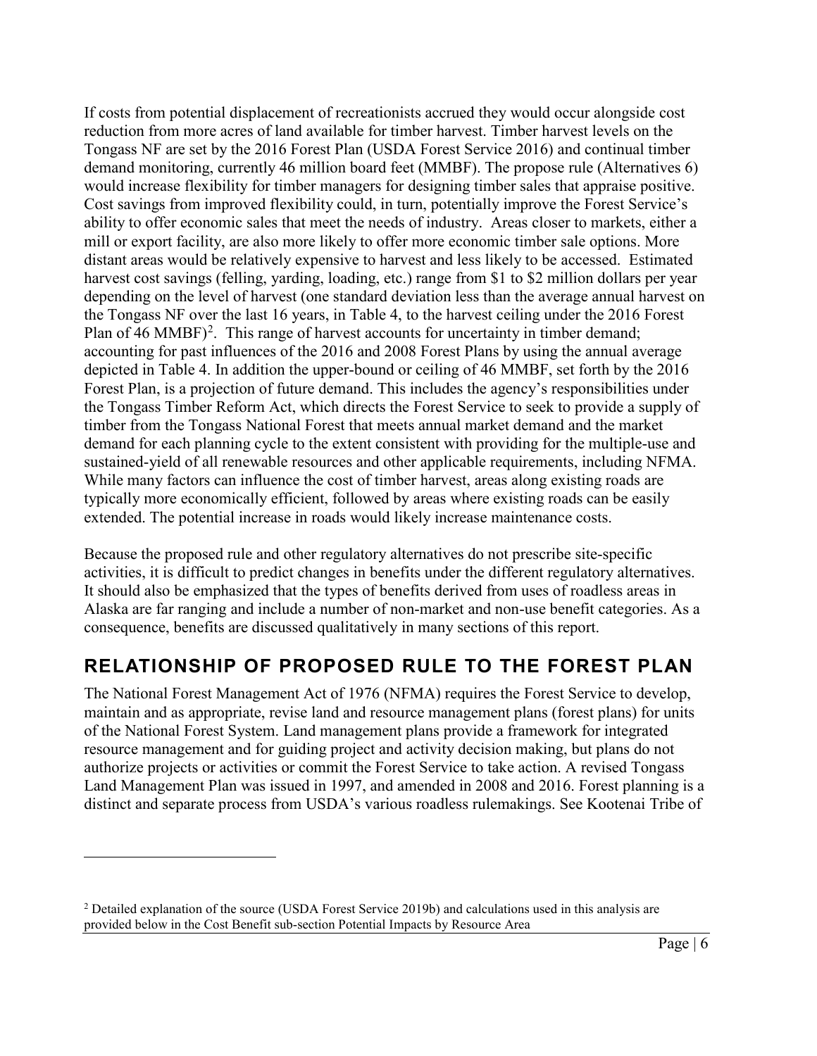If costs from potential displacement of recreationists accrued they would occur alongside cost reduction from more acres of land available for timber harvest. Timber harvest levels on the Tongass NF are set by the 2016 Forest Plan (USDA Forest Service 2016) and continual timber demand monitoring, currently 46 million board feet (MMBF). The propose rule (Alternatives 6) would increase flexibility for timber managers for designing timber sales that appraise positive. Cost savings from improved flexibility could, in turn, potentially improve the Forest Service's ability to offer economic sales that meet the needs of industry. Areas closer to markets, either a mill or export facility, are also more likely to offer more economic timber sale options. More distant areas would be relatively expensive to harvest and less likely to be accessed. Estimated harvest cost savings (felling, yarding, loading, etc.) range from \$1 to \$2 million dollars per year depending on the level of harvest (one standard deviation less than the average annual harvest on the Tongass NF over the last 16 years, in Table 4, to the harvest ceiling under the 2016 Forest Plan of 46 MMBF)[2]. This range of harvest accounts for uncertainty in timber demand; accounting for past influences of the 2016 and 2008 Forest Plans by using the annual average depicted in Table 4. In addition the upper-bound or ceiling of 46 MMBF, set forth by the 2016 Forest Plan, is a projection of future demand. This includes the agency's responsibilities under the Tongass Timber Reform Act, which directs the Forest Service to seek to provide a supply of timber from the Tongass National Forest that meets annual market demand and the market demand for each planning cycle to the extent consistent with providing for the multiple-use and sustained-yield of all renewable resources and other applicable requirements, including NFMA. While many factors can influence the cost of timber harvest, areas along existing roads are typically more economically efficient, followed by areas where existing roads can be easily extended. The potential increase in roads would likely increase maintenance costs.

Because the proposed rule and other regulatory alternatives do not prescribe site-specific activities, it is difficult to predict changes in benefits under the different regulatory alternatives. It should also be emphasized that the types of benefits derived from uses of roadless areas in Alaska are far ranging and include a number of non-market and non-use benefit categories. As a consequence, benefits are discussed qualitatively in many sections of this report.

## RELATIONSHIP OF PROPOSED RULE TO THE FOREST PLAN

The National Forest Management Act of 1976 (NFMA) requires the Forest Service to develop, maintain and as appropriate, revise land and resource management plans (forest plans) for units of the National Forest System. Land management plans provide a framework for integrated resource management and for guiding project and activity decision making, but plans do not authorize projects or activities or commit the Forest Service to take action. A revised Tongass Land Management Plan was issued in 1997, and amended in 2008 and 2016. Forest planning is a distinct and separate process from USDA's various roadless rulemakings. See Kootenai Tribe of

[2] Detailed explanation of the source (USDA Forest Service 2019b) and calculations used in this analysis are provided below in the Cost Benefit sub-section Potential Impacts by Resource Area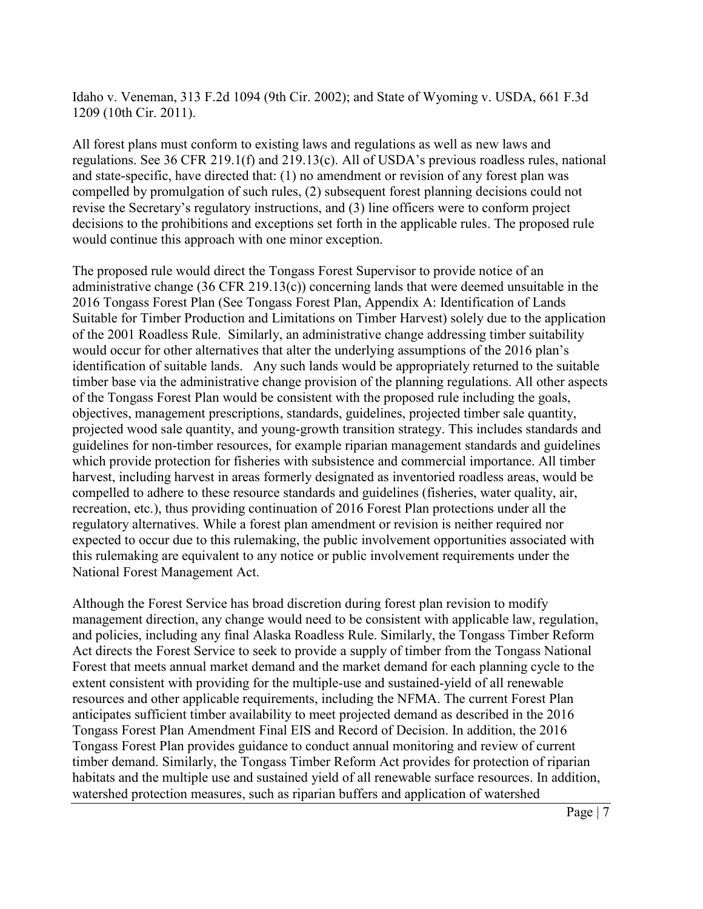Idaho v. Veneman, 313 F.2d 1094 (9th Cir. 2002); and State of Wyoming v. USDA, 661 F.3d 1209 (10th Cir. 2011).

All forest plans must conform to existing laws and regulations as well as new laws and regulations. See 36 CFR 219.1(f) and 219.13(c). All of USDA's previous roadless rules, national and state-specific, have directed that: (1) no amendment or revision of any forest plan was compelled by promulgation of such rules, (2) subsequent forest planning decisions could not revise the Secretary's regulatory instructions, and (3) line officers were to conform project decisions to the prohibitions and exceptions set forth in the applicable rules. The proposed rule would continue this approach with one minor exception.

The proposed rule would direct the Tongass Forest Supervisor to provide notice of an administrative change (36 CFR 219.13(c)) concerning lands that were deemed unsuitable in the 2016 Tongass Forest Plan (See Tongass Forest Plan, Appendix A: Identification of Lands Suitable for Timber Production and Limitations on Timber Harvest) solely due to the application of the 2001 Roadless Rule. Similarly, an administrative change addressing timber suitability would occur for other alternatives that alter the underlying assumptions of the 2016 plan's identification of suitable lands. Any such lands would be appropriately returned to the suitable timber base via the administrative change provision of the planning regulations. All other aspects of the Tongass Forest Plan would be consistent with the proposed rule including the goals, objectives, management prescriptions, standards, guidelines, projected timber sale quantity, projected wood sale quantity, and young-growth transition strategy. This includes standards and guidelines for non-timber resources, for example riparian management standards and guidelines which provide protection for fisheries with subsistence and commercial importance. All timber harvest, including harvest in areas formerly designated as inventoried roadless areas, would be compelled to adhere to these resource standards and guidelines (fisheries, water quality, air, recreation, etc.), thus providing continuation of 2016 Forest Plan protections under all the regulatory alternatives. While a forest plan amendment or revision is neither required nor expected to occur due to this rulemaking, the public involvement opportunities associated with this rulemaking are equivalent to any notice or public involvement requirements under the National Forest Management Act.

Although the Forest Service has broad discretion during forest plan revision to modify management direction, any change would need to be consistent with applicable law, regulation, and policies, including any final Alaska Roadless Rule. Similarly, the Tongass Timber Reform Act directs the Forest Service to seek to provide a supply of timber from the Tongass National Forest that meets annual market demand and the market demand for each planning cycle to the extent consistent with providing for the multiple-use and sustained-yield of all renewable resources and other applicable requirements, including the NFMA. The current Forest Plan anticipates sufficient timber availability to meet projected demand as described in the 2016 Tongass Forest Plan Amendment Final EIS and Record of Decision. In addition, the 2016 Tongass Forest Plan provides guidance to conduct annual monitoring and review of current timber demand. Similarly, the Tongass Timber Reform Act provides for protection of riparian habitats and the multiple use and sustained yield of all renewable surface resources. In addition, watershed protection measures, such as riparian buffers and application of watershed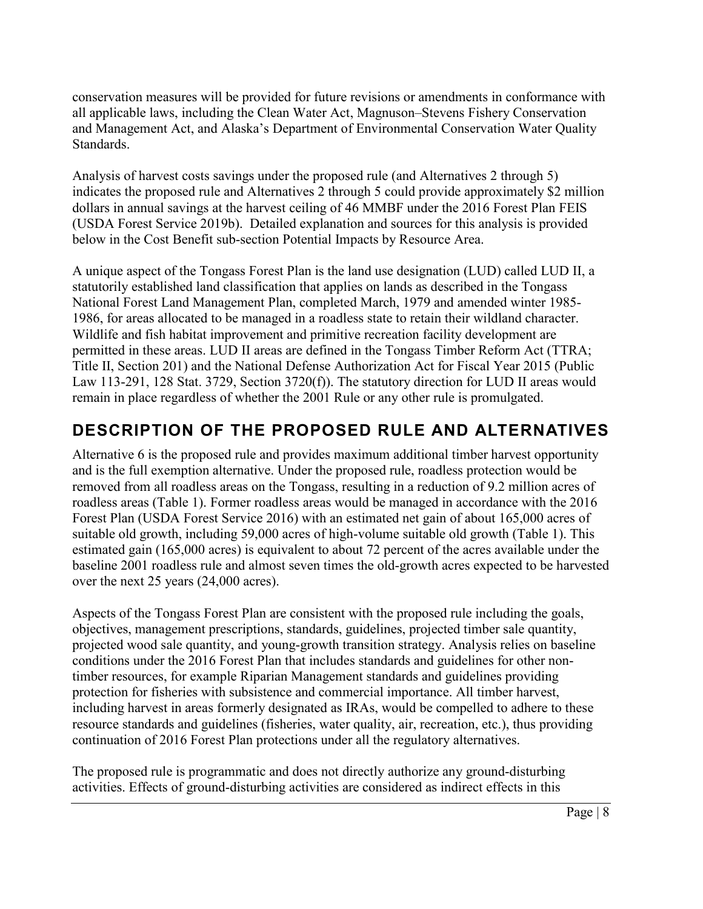conservation measures will be provided for future revisions or amendments in conformance with all applicable laws, including the Clean Water Act, Magnuson–Stevens Fishery Conservation and Management Act, and Alaska's Department of Environmental Conservation Water Quality Standards.

Analysis of harvest costs savings under the proposed rule (and Alternatives 2 through 5) indicates the proposed rule and Alternatives 2 through 5 could provide approximately $2 million dollars in annual savings at the harvest ceiling of 46 MMBF under the 2016 Forest Plan FEIS (USDA Forest Service 2019b). Detailed explanation and sources for this analysis is provided below in the Cost Benefit sub-section Potential Impacts by Resource Area.

A unique aspect of the Tongass Forest Plan is the land use designation (LUD) called LUD II, a statutorily established land classification that applies on lands as described in the Tongass National Forest Land Management Plan, completed March, 1979 and amended winter 1985-1986, for areas allocated to be managed in a roadless state to retain their wildland character. Wildlife and fish habitat improvement and primitive recreation facility development are permitted in these areas. LUD II areas are defined in the Tongass Timber Reform Act (TTRA; Title II, Section 201) and the National Defense Authorization Act for Fiscal Year 2015 (Public Law 113-291, 128 Stat. 3729, Section 3720(f)). The statutory direction for LUD II areas would remain in place regardless of whether the 2001 Rule or any other rule is promulgated.

## DESCRIPTION OF THE PROPOSED RULE AND ALTERNATIVES

Alternative 6 is the proposed rule and provides maximum additional timber harvest opportunity and is the full exemption alternative. Under the proposed rule, roadless protection would be removed from all roadless areas on the Tongass, resulting in a reduction of 9.2 million acres of roadless areas (Table 1). Former roadless areas would be managed in accordance with the 2016 Forest Plan (USDA Forest Service 2016) with an estimated net gain of about 165,000 acres of suitable old growth, including 59,000 acres of high-volume suitable old growth (Table 1). This estimated gain (165,000 acres) is equivalent to about 72 percent of the acres available under the baseline 2001 roadless rule and almost seven times the old-growth acres expected to be harvested over the next 25 years (24,000 acres).

Aspects of the Tongass Forest Plan are consistent with the proposed rule including the goals, objectives, management prescriptions, standards, guidelines, projected timber sale quantity, projected wood sale quantity, and young-growth transition strategy. Analysis relies on baseline conditions under the 2016 Forest Plan that includes standards and guidelines for other non-timber resources, for example Riparian Management standards and guidelines providing protection for fisheries with subsistence and commercial importance. All timber harvest, including harvest in areas formerly designated as IRAs, would be compelled to adhere to these resource standards and guidelines (fisheries, water quality, air, recreation, etc.), thus providing continuation of 2016 Forest Plan protections under all the regulatory alternatives.

The proposed rule is programmatic and does not directly authorize any ground-disturbing activities. Effects of ground-disturbing activities are considered as indirect effects in this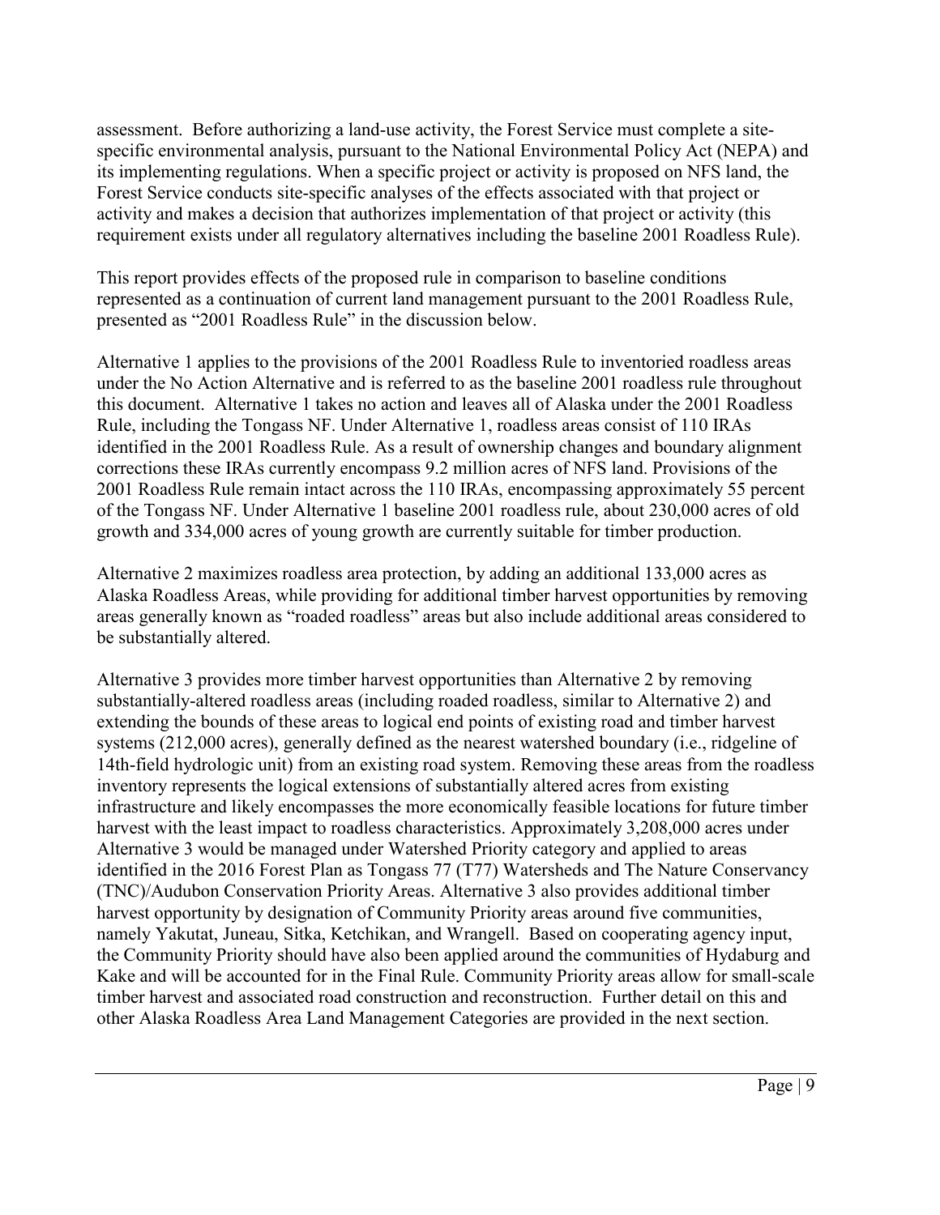assessment. Before authorizing a land-use activity, the Forest Service must complete a site-specific environmental analysis, pursuant to the National Environmental Policy Act (NEPA) and its implementing regulations. When a specific project or activity is proposed on NFS land, the Forest Service conducts site-specific analyses of the effects associated with that project or activity and makes a decision that authorizes implementation of that project or activity (this requirement exists under all regulatory alternatives including the baseline 2001 Roadless Rule).

This report provides effects of the proposed rule in comparison to baseline conditions represented as a continuation of current land management pursuant to the 2001 Roadless Rule, presented as "2001 Roadless Rule" in the discussion below.

Alternative 1 applies to the provisions of the 2001 Roadless Rule to inventoried roadless areas under the No Action Alternative and is referred to as the baseline 2001 roadless rule throughout this document. Alternative 1 takes no action and leaves all of Alaska under the 2001 Roadless Rule, including the Tongass NF. Under Alternative 1, roadless areas consist of 110 IRAs identified in the 2001 Roadless Rule. As a result of ownership changes and boundary alignment corrections these IRAs currently encompass 9.2 million acres of NFS land. Provisions of the 2001 Roadless Rule remain intact across the 110 IRAs, encompassing approximately 55 percent of the Tongass NF. Under Alternative 1 baseline 2001 roadless rule, about 230,000 acres of old growth and 334,000 acres of young growth are currently suitable for timber production.

Alternative 2 maximizes roadless area protection, by adding an additional 133,000 acres as Alaska Roadless Areas, while providing for additional timber harvest opportunities by removing areas generally known as "roaded roadless" areas but also include additional areas considered to be substantially altered.

Alternative 3 provides more timber harvest opportunities than Alternative 2 by removing substantially-altered roadless areas (including roaded roadless, similar to Alternative 2) and extending the bounds of these areas to logical end points of existing road and timber harvest systems (212,000 acres), generally defined as the nearest watershed boundary (i.e., ridgeline of 14th-field hydrologic unit) from an existing road system. Removing these areas from the roadless inventory represents the logical extensions of substantially altered acres from existing infrastructure and likely encompasses the more economically feasible locations for future timber harvest with the least impact to roadless characteristics. Approximately 3,208,000 acres under Alternative 3 would be managed under Watershed Priority category and applied to areas identified in the 2016 Forest Plan as Tongass 77 (T77) Watersheds and The Nature Conservancy (TNC)/Audubon Conservation Priority Areas. Alternative 3 also provides additional timber harvest opportunity by designation of Community Priority areas around five communities, namely Yakutat, Juneau, Sitka, Ketchikan, and Wrangell. Based on cooperating agency input, the Community Priority should have also been applied around the communities of Hydaburg and Kake and will be accounted for in the Final Rule. Community Priority areas allow for small-scale timber harvest and associated road construction and reconstruction. Further detail on this and other Alaska Roadless Area Land Management Categories are provided in the next section.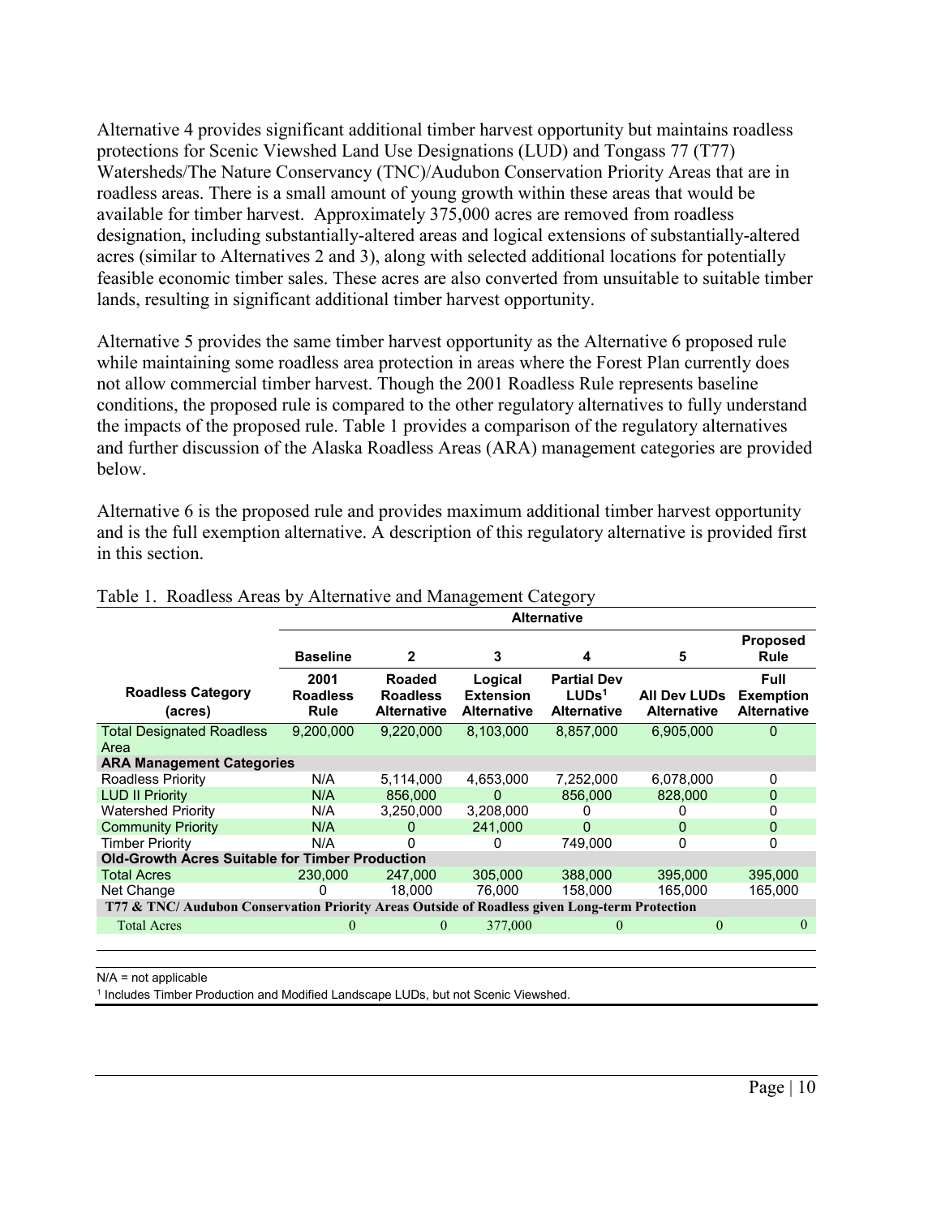Alternative 4 provides significant additional timber harvest opportunity but maintains roadless protections for Scenic Viewshed Land Use Designations (LUD) and Tongass 77 (T77) Watersheds/The Nature Conservancy (TNC)/Audubon Conservation Priority Areas that are in roadless areas. There is a small amount of young growth within these areas that would be available for timber harvest. Approximately 375,000 acres are removed from roadless designation, including substantially-altered areas and logical extensions of substantially-altered acres (similar to Alternatives 2 and 3), along with selected additional locations for potentially feasible economic timber sales. These acres are also converted from unsuitable to suitable timber lands, resulting in significant additional timber harvest opportunity.

Alternative 5 provides the same timber harvest opportunity as the Alternative 6 proposed rule while maintaining some roadless area protection in areas where the Forest Plan currently does not allow commercial timber harvest. Though the 2001 Roadless Rule represents baseline conditions, the proposed rule is compared to the other regulatory alternatives to fully understand the impacts of the proposed rule. Table 1 provides a comparison of the regulatory alternatives and further discussion of the Alaska Roadless Areas (ARA) management categories are provided below.

Alternative 6 is the proposed rule and provides maximum additional timber harvest opportunity and is the full exemption alternative. A description of this regulatory alternative is provided first in this section.

Table 1. Roadless Areas by Alternative and Management Category

| | Alternative | | | | | |
|---|---|---|---|---|---|---|
| | **Baseline** | **2** | **3** | **4** | **5** | **Proposed Rule** |
| **Roadless Category (acres)** | **2001 Roadless Rule** | **Roaded Roadless Alternative** | **Logical Extension Alternative** | **Partial Dev LUDs[1] Alternative** | **All Dev LUDs Alternative** | **Full Exemption Alternative** |
| Total Designated Roadless Area | 9,200,000 | 9,220,000 | 8,103,000 | 8,857,000 | 6,905,000 | 0 |
| **ARA Management Categories** | | | | | | |
| Roadless Priority | N/A | 5,114,000 | 4,653,000 | 7,252,000 | 6,078,000 | 0 |
| LUD II Priority | N/A | 856,000 | 0 | 856,000 | 828,000 | 0 |
| Watershed Priority | N/A | 3,250,000 | 3,208,000 | 0 | 0 | 0 |
| Community Priority | N/A | 0 | 241,000 | 0 | 0 | 0 |
| Timber Priority | N/A | 0 | 0 | 749,000 | 0 | 0 |
| **Old-Growth Acres Suitable for Timber Production** | | | | | | |
| Total Acres | 230,000 | 247,000 | 305,000 | 388,000 | 395,000 | 395,000 |
| Net Change | 0 | 18,000 | 76,000 | 158,000 | 165,000 | 165,000 |
| **T77 & TNC/ Audubon Conservation Priority Areas Outside of Roadless given Long-term Protection** | | | | | | |
| Total Acres | 0 | 0 | 377,000 | 0 | 0 | 0 |

N/A = not applicable

[1] Includes Timber Production and Modified Landscape LUDs, but not Scenic Viewshed.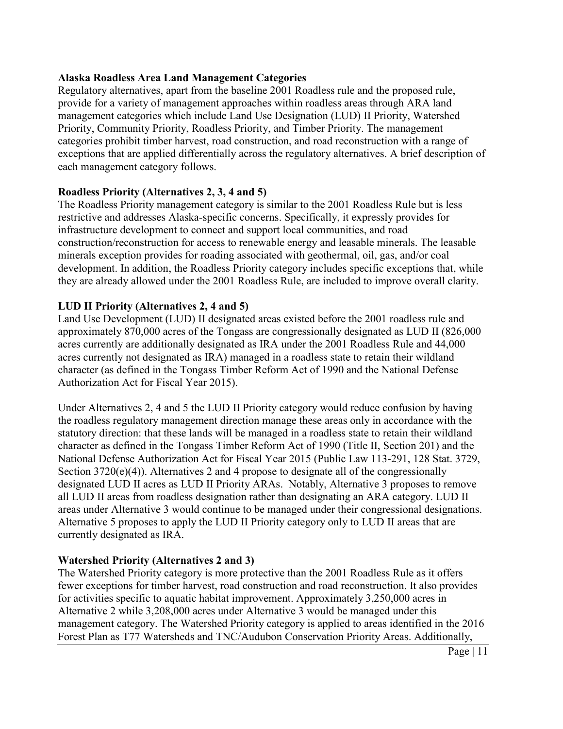**Alaska Roadless Area Land Management Categories**

Regulatory alternatives, apart from the baseline 2001 Roadless rule and the proposed rule, provide for a variety of management approaches within roadless areas through ARA land management categories which include Land Use Designation (LUD) II Priority, Watershed Priority, Community Priority, Roadless Priority, and Timber Priority. The management categories prohibit timber harvest, road construction, and road reconstruction with a range of exceptions that are applied differentially across the regulatory alternatives. A brief description of each management category follows.

**Roadless Priority (Alternatives 2, 3, 4 and 5)**

The Roadless Priority management category is similar to the 2001 Roadless Rule but is less restrictive and addresses Alaska-specific concerns. Specifically, it expressly provides for infrastructure development to connect and support local communities, and road construction/reconstruction for access to renewable energy and leasable minerals. The leasable minerals exception provides for roading associated with geothermal, oil, gas, and/or coal development. In addition, the Roadless Priority category includes specific exceptions that, while they are already allowed under the 2001 Roadless Rule, are included to improve overall clarity.

**LUD II Priority (Alternatives 2, 4 and 5)**

Land Use Development (LUD) II designated areas existed before the 2001 roadless rule and approximately 870,000 acres of the Tongass are congressionally designated as LUD II (826,000 acres currently are additionally designated as IRA under the 2001 Roadless Rule and 44,000 acres currently not designated as IRA) managed in a roadless state to retain their wildland character (as defined in the Tongass Timber Reform Act of 1990 and the National Defense Authorization Act for Fiscal Year 2015).

Under Alternatives 2, 4 and 5 the LUD II Priority category would reduce confusion by having the roadless regulatory management direction manage these areas only in accordance with the statutory direction: that these lands will be managed in a roadless state to retain their wildland character as defined in the Tongass Timber Reform Act of 1990 (Title II, Section 201) and the National Defense Authorization Act for Fiscal Year 2015 (Public Law 113-291, 128 Stat. 3729, Section 3720(e)(4)). Alternatives 2 and 4 propose to designate all of the congressionally designated LUD II acres as LUD II Priority ARAs. Notably, Alternative 3 proposes to remove all LUD II areas from roadless designation rather than designating an ARA category. LUD II areas under Alternative 3 would continue to be managed under their congressional designations. Alternative 5 proposes to apply the LUD II Priority category only to LUD II areas that are currently designated as IRA.

**Watershed Priority (Alternatives 2 and 3)**

The Watershed Priority category is more protective than the 2001 Roadless Rule as it offers fewer exceptions for timber harvest, road construction and road reconstruction. It also provides for activities specific to aquatic habitat improvement. Approximately 3,250,000 acres in Alternative 2 while 3,208,000 acres under Alternative 3 would be managed under this management category. The Watershed Priority category is applied to areas identified in the 2016 Forest Plan as T77 Watersheds and TNC/Audubon Conservation Priority Areas. Additionally,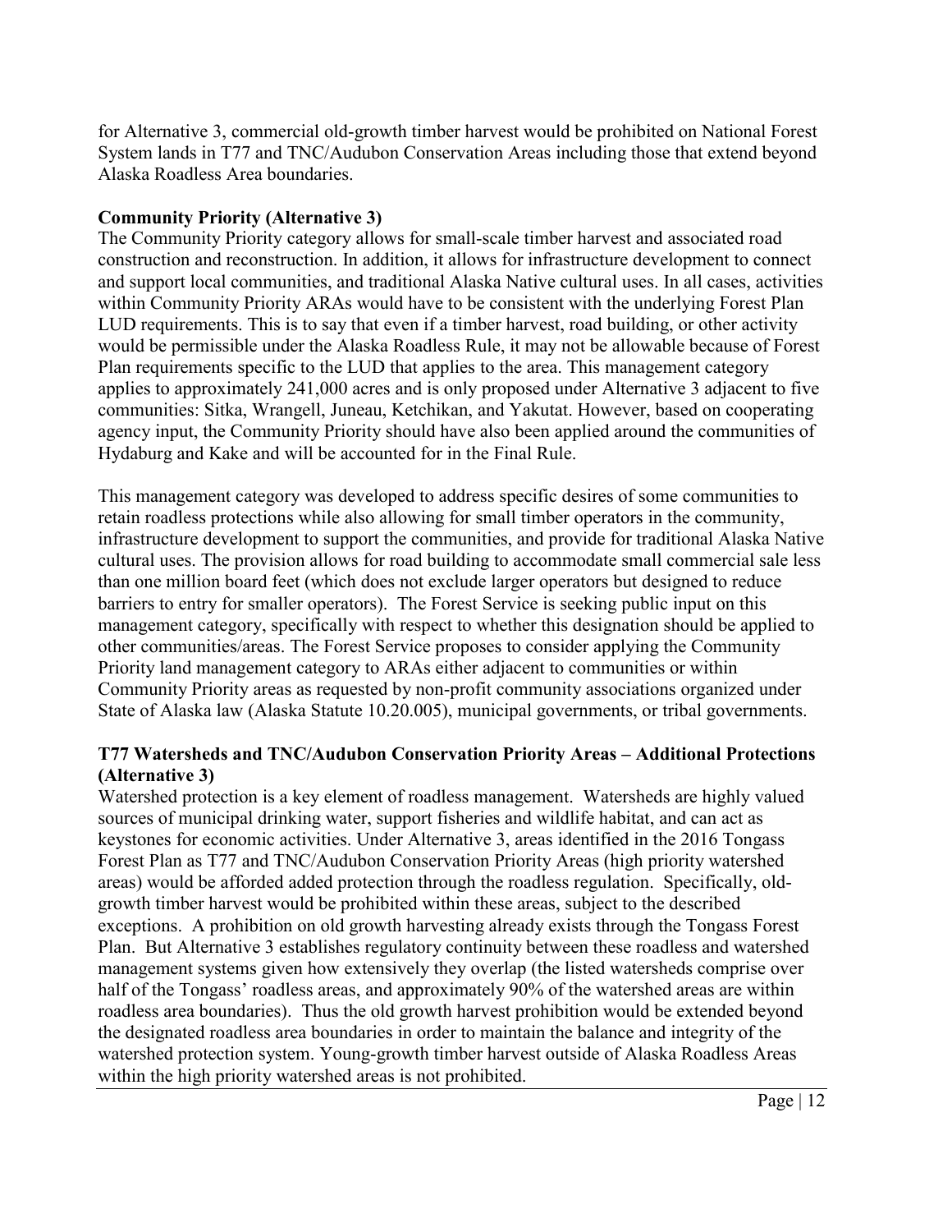for Alternative 3, commercial old-growth timber harvest would be prohibited on National Forest System lands in T77 and TNC/Audubon Conservation Areas including those that extend beyond Alaska Roadless Area boundaries.

**Community Priority (Alternative 3)**

The Community Priority category allows for small-scale timber harvest and associated road construction and reconstruction. In addition, it allows for infrastructure development to connect and support local communities, and traditional Alaska Native cultural uses. In all cases, activities within Community Priority ARAs would have to be consistent with the underlying Forest Plan LUD requirements. This is to say that even if a timber harvest, road building, or other activity would be permissible under the Alaska Roadless Rule, it may not be allowable because of Forest Plan requirements specific to the LUD that applies to the area. This management category applies to approximately 241,000 acres and is only proposed under Alternative 3 adjacent to five communities: Sitka, Wrangell, Juneau, Ketchikan, and Yakutat. However, based on cooperating agency input, the Community Priority should have also been applied around the communities of Hydaburg and Kake and will be accounted for in the Final Rule.

This management category was developed to address specific desires of some communities to retain roadless protections while also allowing for small timber operators in the community, infrastructure development to support the communities, and provide for traditional Alaska Native cultural uses. The provision allows for road building to accommodate small commercial sale less than one million board feet (which does not exclude larger operators but designed to reduce barriers to entry for smaller operators). The Forest Service is seeking public input on this management category, specifically with respect to whether this designation should be applied to other communities/areas. The Forest Service proposes to consider applying the Community Priority land management category to ARAs either adjacent to communities or within Community Priority areas as requested by non-profit community associations organized under State of Alaska law (Alaska Statute 10.20.005), municipal governments, or tribal governments.

**T77 Watersheds and TNC/Audubon Conservation Priority Areas – Additional Protections (Alternative 3)**

Watershed protection is a key element of roadless management. Watersheds are highly valued sources of municipal drinking water, support fisheries and wildlife habitat, and can act as keystones for economic activities. Under Alternative 3, areas identified in the 2016 Tongass Forest Plan as T77 and TNC/Audubon Conservation Priority Areas (high priority watershed areas) would be afforded added protection through the roadless regulation. Specifically, old-growth timber harvest would be prohibited within these areas, subject to the described exceptions. A prohibition on old growth harvesting already exists through the Tongass Forest Plan. But Alternative 3 establishes regulatory continuity between these roadless and watershed management systems given how extensively they overlap (the listed watersheds comprise over half of the Tongass' roadless areas, and approximately 90% of the watershed areas are within roadless area boundaries). Thus the old growth harvest prohibition would be extended beyond the designated roadless area boundaries in order to maintain the balance and integrity of the watershed protection system. Young-growth timber harvest outside of Alaska Roadless Areas within the high priority watershed areas is not prohibited.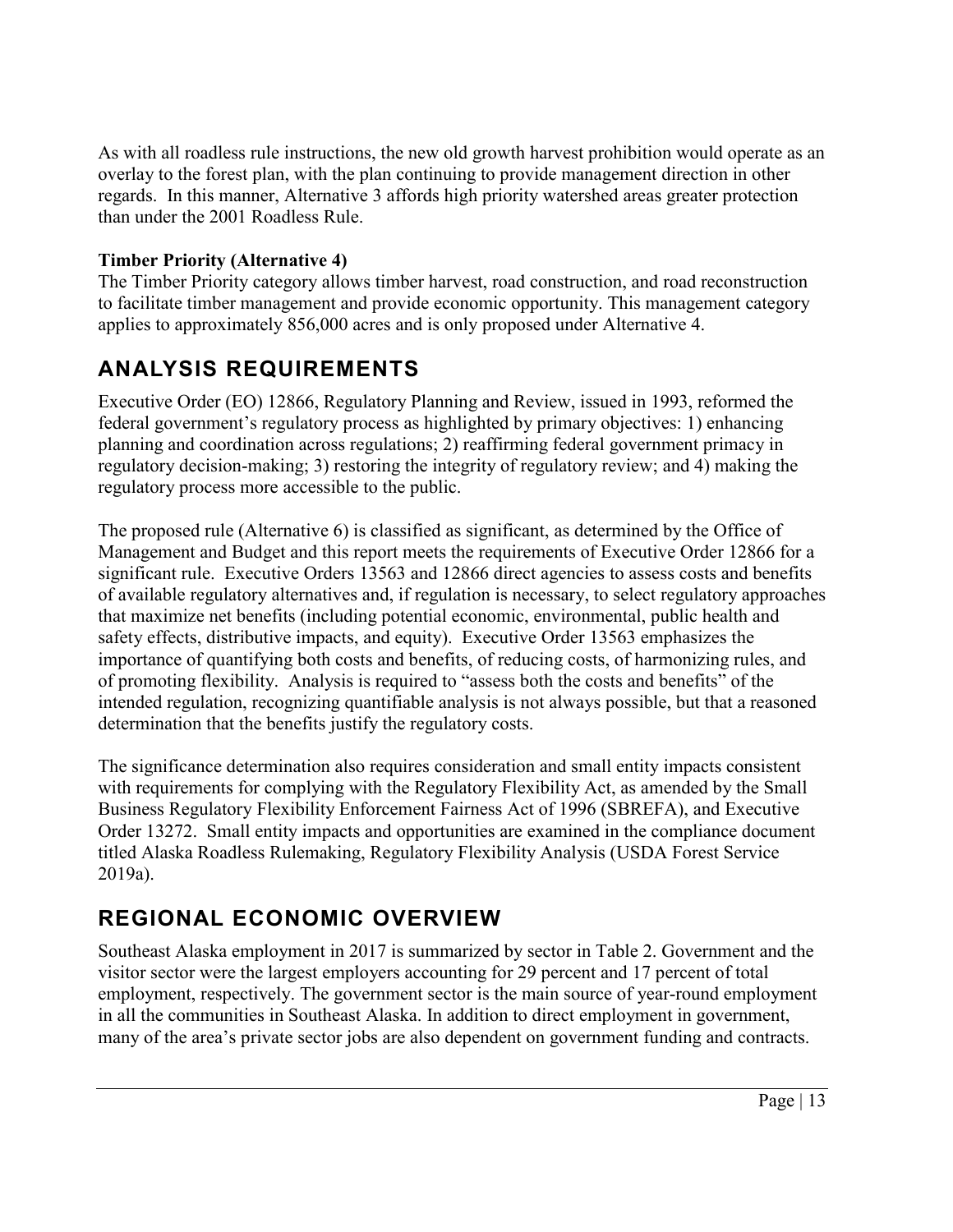As with all roadless rule instructions, the new old growth harvest prohibition would operate as an overlay to the forest plan, with the plan continuing to provide management direction in other regards. In this manner, Alternative 3 affords high priority watershed areas greater protection than under the 2001 Roadless Rule.

**Timber Priority (Alternative 4)**

The Timber Priority category allows timber harvest, road construction, and road reconstruction to facilitate timber management and provide economic opportunity. This management category applies to approximately 856,000 acres and is only proposed under Alternative 4.

## ANALYSIS REQUIREMENTS

Executive Order (EO) 12866, Regulatory Planning and Review, issued in 1993, reformed the federal government's regulatory process as highlighted by primary objectives: 1) enhancing planning and coordination across regulations; 2) reaffirming federal government primacy in regulatory decision-making; 3) restoring the integrity of regulatory review; and 4) making the regulatory process more accessible to the public.

The proposed rule (Alternative 6) is classified as significant, as determined by the Office of Management and Budget and this report meets the requirements of Executive Order 12866 for a significant rule. Executive Orders 13563 and 12866 direct agencies to assess costs and benefits of available regulatory alternatives and, if regulation is necessary, to select regulatory approaches that maximize net benefits (including potential economic, environmental, public health and safety effects, distributive impacts, and equity). Executive Order 13563 emphasizes the importance of quantifying both costs and benefits, of reducing costs, of harmonizing rules, and of promoting flexibility. Analysis is required to "assess both the costs and benefits" of the intended regulation, recognizing quantifiable analysis is not always possible, but that a reasoned determination that the benefits justify the regulatory costs.

The significance determination also requires consideration and small entity impacts consistent with requirements for complying with the Regulatory Flexibility Act, as amended by the Small Business Regulatory Flexibility Enforcement Fairness Act of 1996 (SBREFA), and Executive Order 13272. Small entity impacts and opportunities are examined in the compliance document titled Alaska Roadless Rulemaking, Regulatory Flexibility Analysis (USDA Forest Service 2019a).

## REGIONAL ECONOMIC OVERVIEW

Southeast Alaska employment in 2017 is summarized by sector in Table 2. Government and the visitor sector were the largest employers accounting for 29 percent and 17 percent of total employment, respectively. The government sector is the main source of year-round employment in all the communities in Southeast Alaska. In addition to direct employment in government, many of the area's private sector jobs are also dependent on government funding and contracts.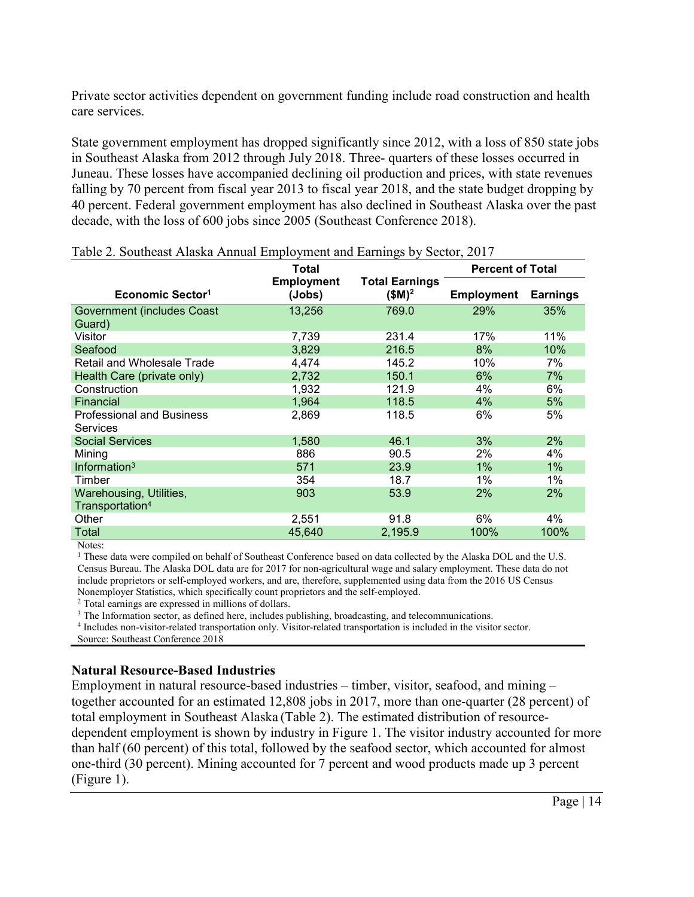Private sector activities dependent on government funding include road construction and health care services.

State government employment has dropped significantly since 2012, with a loss of 850 state jobs in Southeast Alaska from 2012 through July 2018. Three- quarters of these losses occurred in Juneau. These losses have accompanied declining oil production and prices, with state revenues falling by 70 percent from fiscal year 2013 to fiscal year 2018, and the state budget dropping by 40 percent. Federal government employment has also declined in Southeast Alaska over the past decade, with the loss of 600 jobs since 2005 (Southeast Conference 2018).

Table 2. Southeast Alaska Annual Employment and Earnings by Sector, 2017

| Economic Sector[1] | Total Employment (Jobs) | Total Earnings ($M)[2] | Percent of Total | |
|---|---|---|---|---|
| | | | Employment | Earnings |
| Government (includes Coast Guard) | 13,256 | 769.0 | 29% | 35% |
| Visitor | 7,739 | 231.4 | 17% | 11% |
| Seafood | 3,829 | 216.5 | 8% | 10% |
| Retail and Wholesale Trade | 4,474 | 145.2 | 10% | 7% |
| Health Care (private only) | 2,732 | 150.1 | 6% | 7% |
| Construction | 1,932 | 121.9 | 4% | 6% |
| Financial | 1,964 | 118.5 | 4% | 5% |
| Professional and Business Services | 2,869 | 118.5 | 6% | 5% |
| Social Services | 1,580 | 46.1 | 3% | 2% |
| Mining | 886 | 90.5 | 2% | 4% |
| Information[3] | 571 | 23.9 | 1% | 1% |
| Timber | 354 | 18.7 | 1% | 1% |
| Warehousing, Utilities, Transportation[4] | 903 | 53.9 | 2% | 2% |
| Other | 2,551 | 91.8 | 6% | 4% |
| Total | 45,640 | 2,195.9 | 100% | 100% |

Notes:

[1] These data were compiled on behalf of Southeast Conference based on data collected by the Alaska DOL and the U.S. Census Bureau. The Alaska DOL data are for 2017 for non-agricultural wage and salary employment. These data do not include proprietors or self-employed workers, and are, therefore, supplemented using data from the 2016 US Census Nonemployer Statistics, which specifically count proprietors and the self-employed.

[2] Total earnings are expressed in millions of dollars.

[3] The Information sector, as defined here, includes publishing, broadcasting, and telecommunications.

[4] Includes non-visitor-related transportation only. Visitor-related transportation is included in the visitor sector.

Source: Southeast Conference 2018

### Natural Resource-Based Industries

Employment in natural resource-based industries – timber, visitor, seafood, and mining – together accounted for an estimated 12,808 jobs in 2017, more than one-quarter (28 percent) of total employment in Southeast Alaska (Table 2). The estimated distribution of resource-dependent employment is shown by industry in Figure 1. The visitor industry accounted for more than half (60 percent) of this total, followed by the seafood sector, which accounted for almost one-third (30 percent). Mining accounted for 7 percent and wood products made up 3 percent (Figure 1).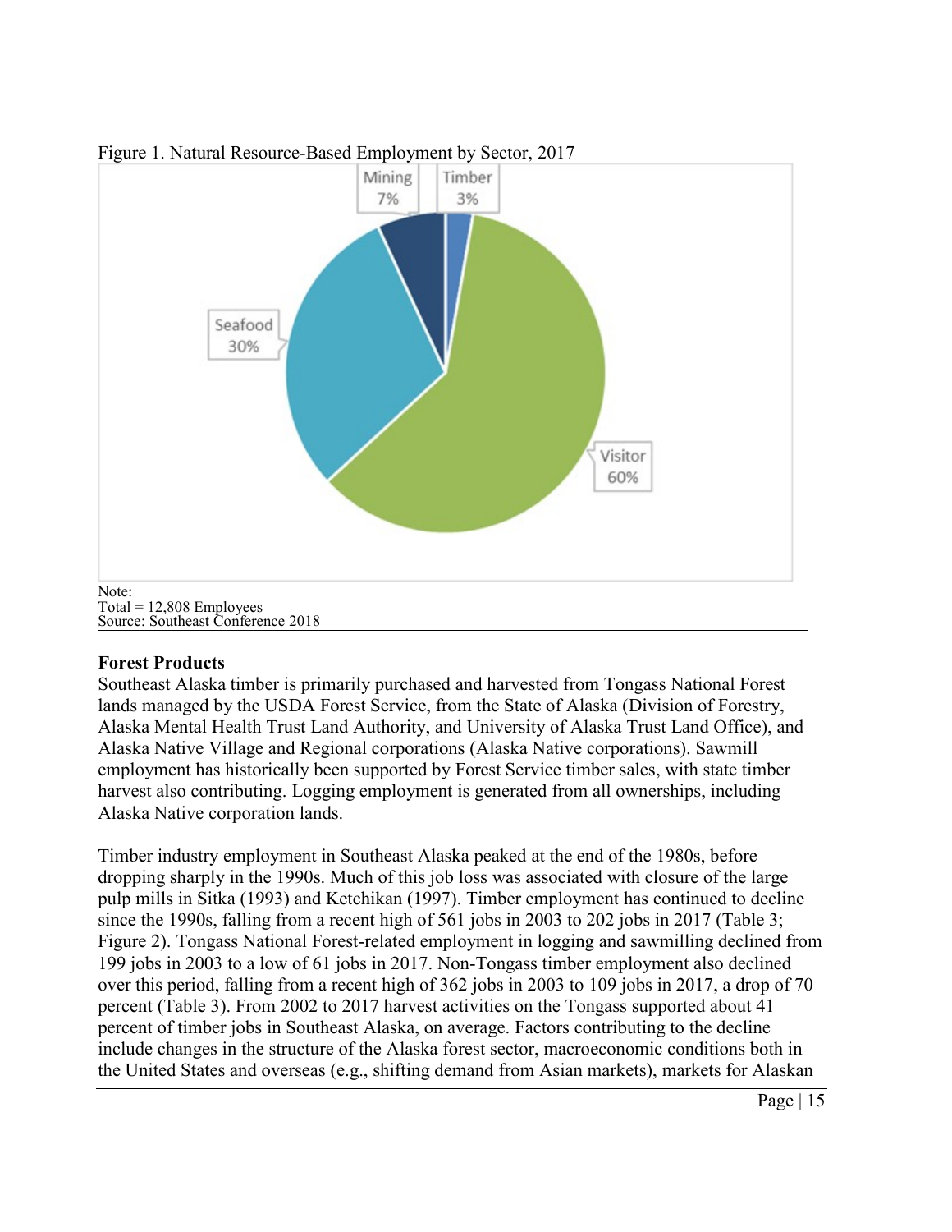Figure 1. Natural Resource-Based Employment by Sector, 2017

Note:
Total = 12,808 Employees
Source: Southeast Conference 2018

**Forest Products**

Southeast Alaska timber is primarily purchased and harvested from Tongass National Forest lands managed by the USDA Forest Service, from the State of Alaska (Division of Forestry, Alaska Mental Health Trust Land Authority, and University of Alaska Trust Land Office), and Alaska Native Village and Regional corporations (Alaska Native corporations). Sawmill employment has historically been supported by Forest Service timber sales, with state timber harvest also contributing. Logging employment is generated from all ownerships, including Alaska Native corporation lands.

Timber industry employment in Southeast Alaska peaked at the end of the 1980s, before dropping sharply in the 1990s. Much of this job loss was associated with closure of the large pulp mills in Sitka (1993) and Ketchikan (1997). Timber employment has continued to decline since the 1990s, falling from a recent high of 561 jobs in 2003 to 202 jobs in 2017 (Table 3; Figure 2). Tongass National Forest-related employment in logging and sawmilling declined from 199 jobs in 2003 to a low of 61 jobs in 2017. Non-Tongass timber employment also declined over this period, falling from a recent high of 362 jobs in 2003 to 109 jobs in 2017, a drop of 70 percent (Table 3). From 2002 to 2017 harvest activities on the Tongass supported about 41 percent of timber jobs in Southeast Alaska, on average. Factors contributing to the decline include changes in the structure of the Alaska forest sector, macroeconomic conditions both in the United States and overseas (e.g., shifting demand from Asian markets), markets for Alaskan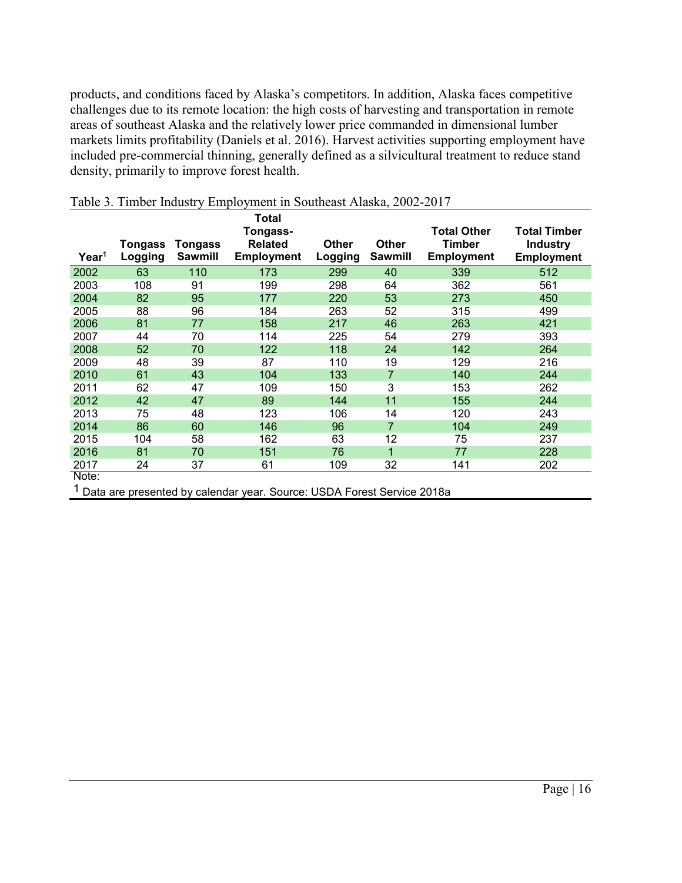products, and conditions faced by Alaska's competitors. In addition, Alaska faces competitive challenges due to its remote location: the high costs of harvesting and transportation in remote areas of southeast Alaska and the relatively lower price commanded in dimensional lumber markets limits profitability (Daniels et al. 2016). Harvest activities supporting employment have included pre-commercial thinning, generally defined as a silvicultural treatment to reduce stand density, primarily to improve forest health.

Table 3. Timber Industry Employment in Southeast Alaska, 2002-2017

| Year[1] | Tongass Logging | Tongass Sawmill | Total Tongass-Related Employment | Other Logging | Other Sawmill | Total Other Timber Employment | Total Timber Industry Employment |
|---|---|---|---|---|---|---|---|
| 2002 | 63 | 110 | 173 | 299 | 40 | 339 | 512 |
| 2003 | 108 | 91 | 199 | 298 | 64 | 362 | 561 |
| 2004 | 82 | 95 | 177 | 220 | 53 | 273 | 450 |
| 2005 | 88 | 96 | 184 | 263 | 52 | 315 | 499 |
| 2006 | 81 | 77 | 158 | 217 | 46 | 263 | 421 |
| 2007 | 44 | 70 | 114 | 225 | 54 | 279 | 393 |
| 2008 | 52 | 70 | 122 | 118 | 24 | 142 | 264 |
| 2009 | 48 | 39 | 87 | 110 | 19 | 129 | 216 |
| 2010 | 61 | 43 | 104 | 133 | 7 | 140 | 244 |
| 2011 | 62 | 47 | 109 | 150 | 3 | 153 | 262 |
| 2012 | 42 | 47 | 89 | 144 | 11 | 155 | 244 |
| 2013 | 75 | 48 | 123 | 106 | 14 | 120 | 243 |
| 2014 | 86 | 60 | 146 | 96 | 7 | 104 | 249 |
| 2015 | 104 | 58 | 162 | 63 | 12 | 75 | 237 |
| 2016 | 81 | 70 | 151 | 76 | 1 | 77 | 228 |
| 2017 | 24 | 37 | 61 | 109 | 32 | 141 | 202 |

Note:

[1] Data are presented by calendar year. Source: USDA Forest Service 2018a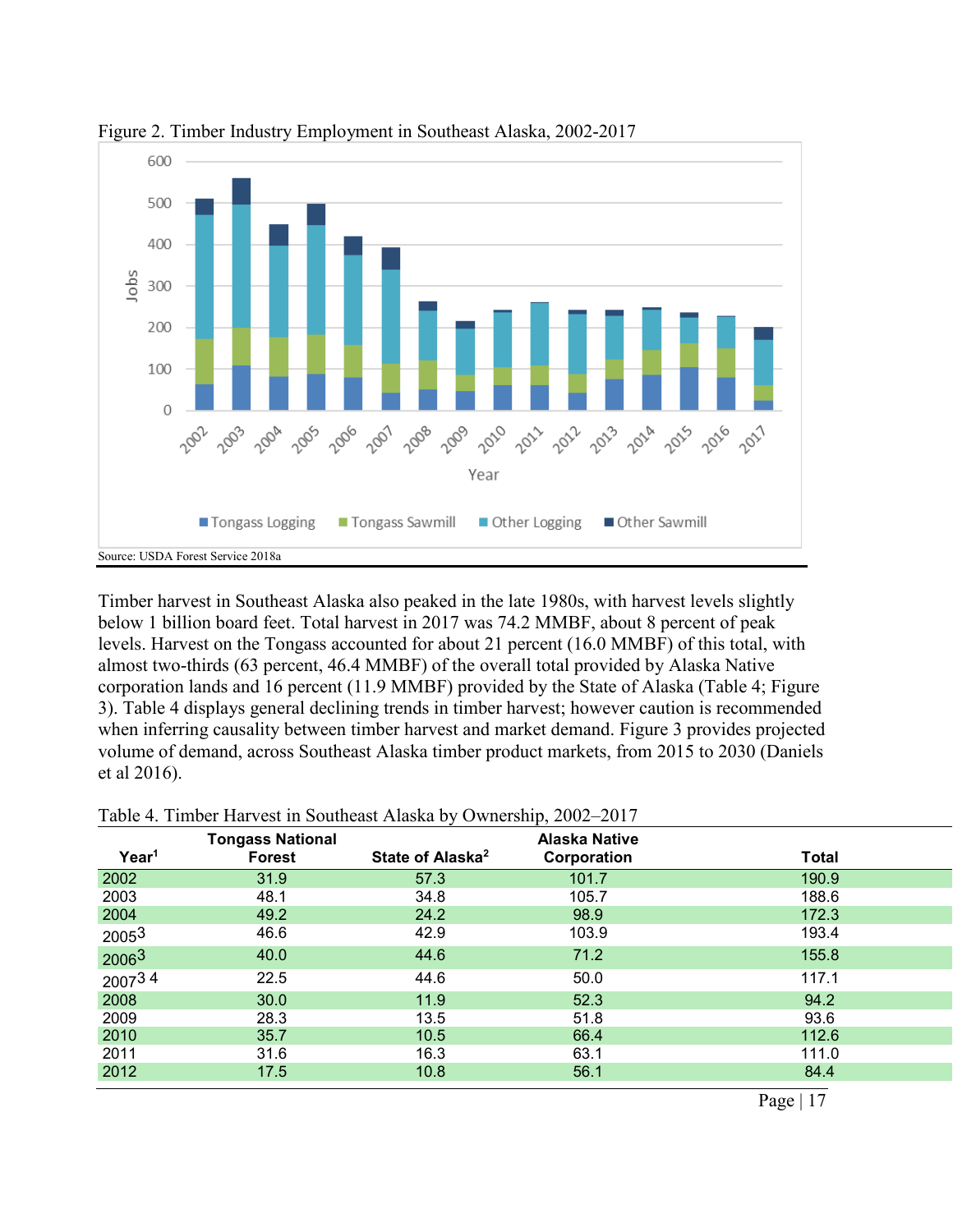Figure 2. Timber Industry Employment in Southeast Alaska, 2002-2017

Source: USDA Forest Service 2018a

Timber harvest in Southeast Alaska also peaked in the late 1980s, with harvest levels slightly below 1 billion board feet. Total harvest in 2017 was 74.2 MMBF, about 8 percent of peak levels. Harvest on the Tongass accounted for about 21 percent (16.0 MMBF) of this total, with almost two-thirds (63 percent, 46.4 MMBF) of the overall total provided by Alaska Native corporation lands and 16 percent (11.9 MMBF) provided by the State of Alaska (Table 4; Figure 3). Table 4 displays general declining trends in timber harvest; however caution is recommended when inferring causality between timber harvest and market demand. Figure 3 provides projected volume of demand, across Southeast Alaska timber product markets, from 2015 to 2030 (Daniels et al 2016).

Table 4. Timber Harvest in Southeast Alaska by Ownership, 2002–2017

| Year[1] | Tongass National Forest | State of Alaska[2] | Alaska Native Corporation | Total |
|---|---|---|---|---|
| 2002 | 31.9 | 57.3 | 101.7 | 190.9 |
| 2003 | 48.1 | 34.8 | 105.7 | 188.6 |
| 2004 | 49.2 | 24.2 | 98.9 | 172.3 |
| 2005[3] | 46.6 | 42.9 | 103.9 | 193.4 |
| 2006[3] | 40.0 | 44.6 | 71.2 | 155.8 |
| 2007[3 4] | 22.5 | 44.6 | 50.0 | 117.1 |
| 2008 | 30.0 | 11.9 | 52.3 | 94.2 |
| 2009 | 28.3 | 13.5 | 51.8 | 93.6 |
| 2010 | 35.7 | 10.5 | 66.4 | 112.6 |
| 2011 | 31.6 | 16.3 | 63.1 | 111.0 |
| 2012 | 17.5 | 10.8 | 56.1 | 84.4 |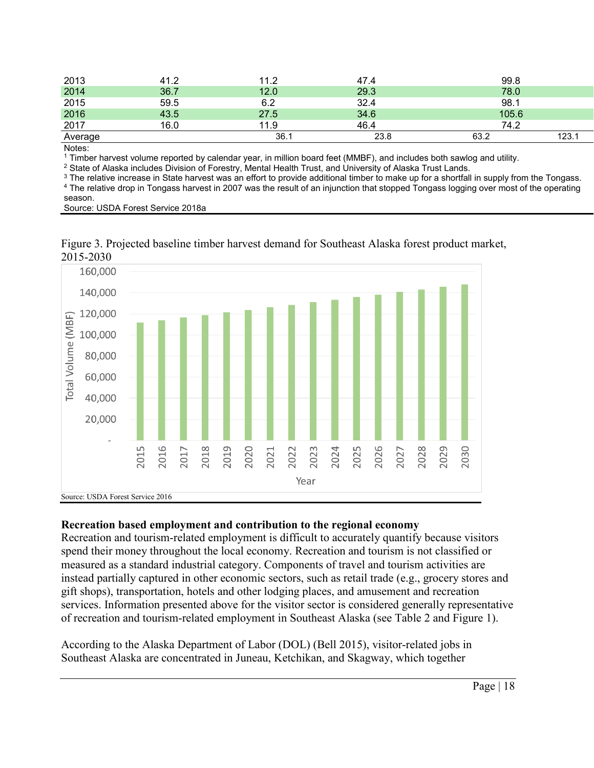| | | | | |
|---|---|---|---|---|
| 2013 | 41.2 | 11.2 | 47.4 | 99.8 |
| 2014 | 36.7 | 12.0 | 29.3 | 78.0 |
| 2015 | 59.5 | 6.2 | 32.4 | 98.1 |
| 2016 | 43.5 | 27.5 | 34.6 | 105.6 |
| 2017 | 16.0 | 11.9 | 46.4 | 74.2 |
| Average | 36.1 | 23.8 | 63.2 | 123.1 |

Notes:
[1] Timber harvest volume reported by calendar year, in million board feet (MMBF), and includes both sawlog and utility.
[2] State of Alaska includes Division of Forestry, Mental Health Trust, and University of Alaska Trust Lands.
[3] The relative increase in State harvest was an effort to provide additional timber to make up for a shortfall in supply from the Tongass.
[4] The relative drop in Tongass harvest in 2007 was the result of an injunction that stopped Tongass logging over most of the operating season.
Source: USDA Forest Service 2018a

Figure 3. Projected baseline timber harvest demand for Southeast Alaska forest product market, 2015-2030

Source: USDA Forest Service 2016

**Recreation based employment and contribution to the regional economy**

Recreation and tourism-related employment is difficult to accurately quantify because visitors spend their money throughout the local economy. Recreation and tourism is not classified or measured as a standard industrial category. Components of travel and tourism activities are instead partially captured in other economic sectors, such as retail trade (e.g., grocery stores and gift shops), transportation, hotels and other lodging places, and amusement and recreation services. Information presented above for the visitor sector is considered generally representative of recreation and tourism-related employment in Southeast Alaska (see Table 2 and Figure 1).

According to the Alaska Department of Labor (DOL) (Bell 2015), visitor-related jobs in Southeast Alaska are concentrated in Juneau, Ketchikan, and Skagway, which together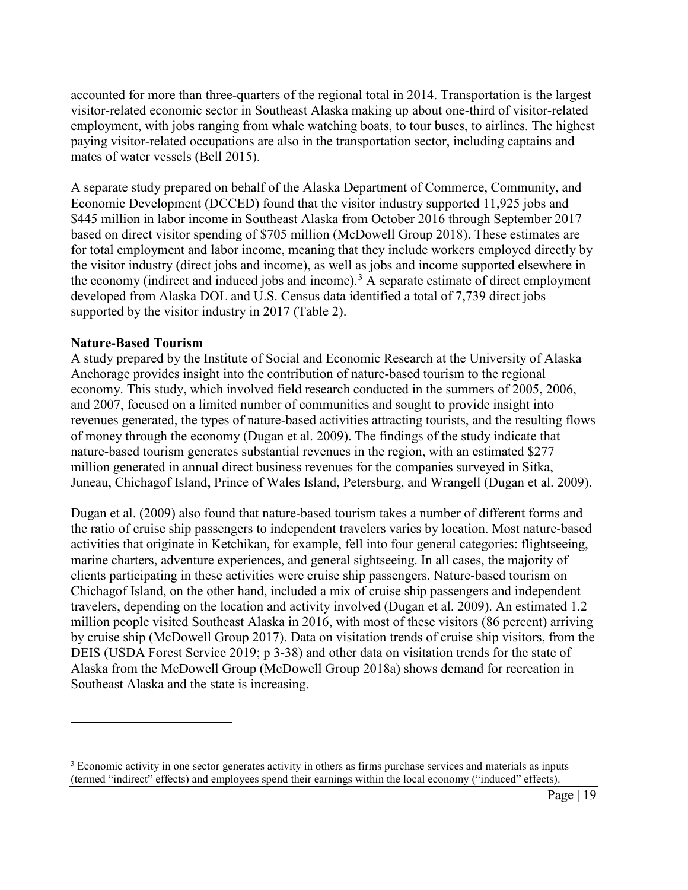accounted for more than three-quarters of the regional total in 2014. Transportation is the largest visitor-related economic sector in Southeast Alaska making up about one-third of visitor-related employment, with jobs ranging from whale watching boats, to tour buses, to airlines. The highest paying visitor-related occupations are also in the transportation sector, including captains and mates of water vessels (Bell 2015).

A separate study prepared on behalf of the Alaska Department of Commerce, Community, and Economic Development (DCCED) found that the visitor industry supported 11,925 jobs and $445 million in labor income in Southeast Alaska from October 2016 through September 2017 based on direct visitor spending of $705 million (McDowell Group 2018). These estimates are for total employment and labor income, meaning that they include workers employed directly by the visitor industry (direct jobs and income), as well as jobs and income supported elsewhere in the economy (indirect and induced jobs and income).[3] A separate estimate of direct employment developed from Alaska DOL and U.S. Census data identified a total of 7,739 direct jobs supported by the visitor industry in 2017 (Table 2).

**Nature-Based Tourism**

A study prepared by the Institute of Social and Economic Research at the University of Alaska Anchorage provides insight into the contribution of nature-based tourism to the regional economy. This study, which involved field research conducted in the summers of 2005, 2006, and 2007, focused on a limited number of communities and sought to provide insight into revenues generated, the types of nature-based activities attracting tourists, and the resulting flows of money through the economy (Dugan et al. 2009). The findings of the study indicate that nature-based tourism generates substantial revenues in the region, with an estimated $277 million generated in annual direct business revenues for the companies surveyed in Sitka, Juneau, Chichagof Island, Prince of Wales Island, Petersburg, and Wrangell (Dugan et al. 2009).

Dugan et al. (2009) also found that nature-based tourism takes a number of different forms and the ratio of cruise ship passengers to independent travelers varies by location. Most nature-based activities that originate in Ketchikan, for example, fell into four general categories: flightseeing, marine charters, adventure experiences, and general sightseeing. In all cases, the majority of clients participating in these activities were cruise ship passengers. Nature-based tourism on Chichagof Island, on the other hand, included a mix of cruise ship passengers and independent travelers, depending on the location and activity involved (Dugan et al. 2009). An estimated 1.2 million people visited Southeast Alaska in 2016, with most of these visitors (86 percent) arriving by cruise ship (McDowell Group 2017). Data on visitation trends of cruise ship visitors, from the DEIS (USDA Forest Service 2019; p 3-38) and other data on visitation trends for the state of Alaska from the McDowell Group (McDowell Group 2018a) shows demand for recreation in Southeast Alaska and the state is increasing.

---

[3] Economic activity in one sector generates activity in others as firms purchase services and materials as inputs (termed "indirect" effects) and employees spend their earnings within the local economy ("induced" effects).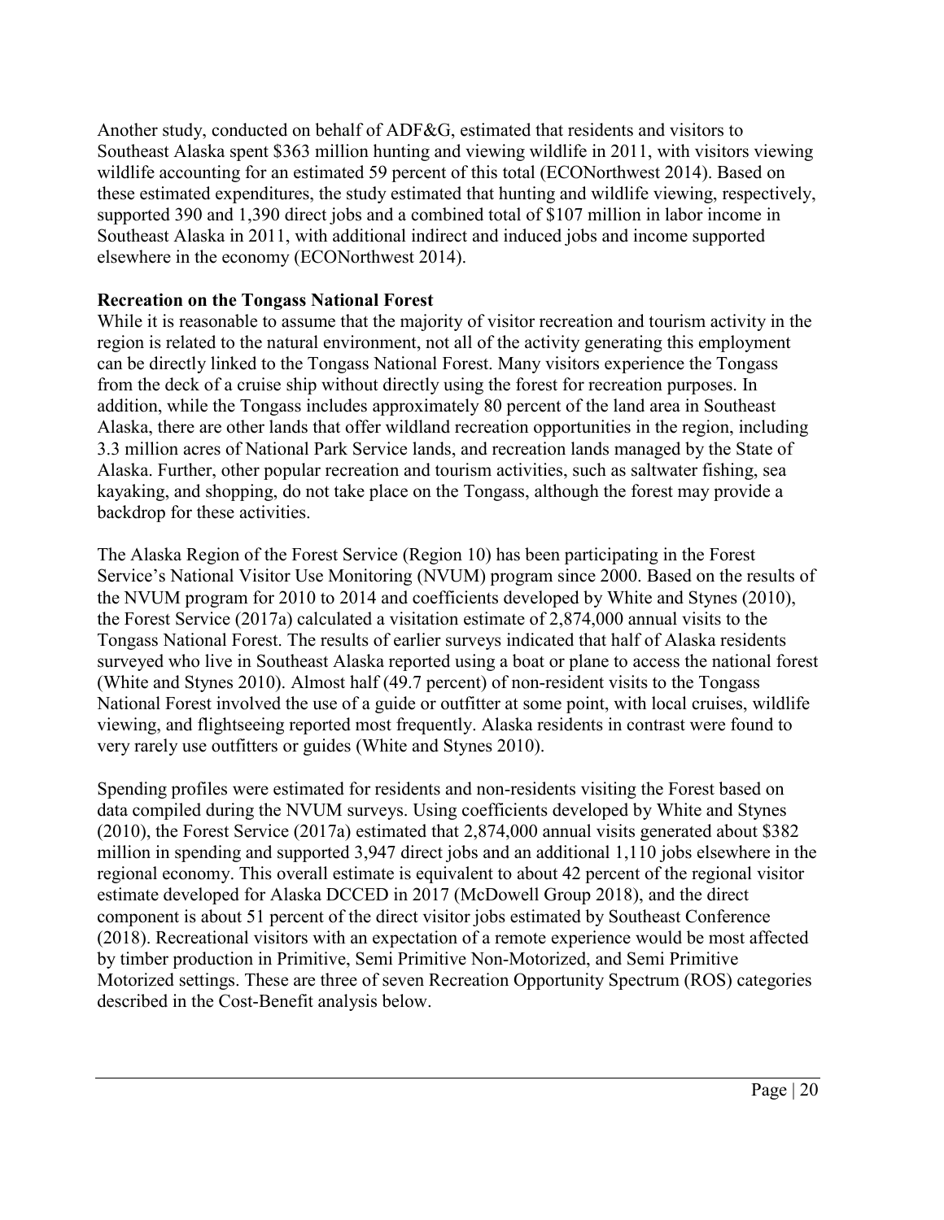Another study, conducted on behalf of ADF&G, estimated that residents and visitors to Southeast Alaska spent $363 million hunting and viewing wildlife in 2011, with visitors viewing wildlife accounting for an estimated 59 percent of this total (ECONorthwest 2014). Based on these estimated expenditures, the study estimated that hunting and wildlife viewing, respectively, supported 390 and 1,390 direct jobs and a combined total of $107 million in labor income in Southeast Alaska in 2011, with additional indirect and induced jobs and income supported elsewhere in the economy (ECONorthwest 2014).

**Recreation on the Tongass National Forest**

While it is reasonable to assume that the majority of visitor recreation and tourism activity in the region is related to the natural environment, not all of the activity generating this employment can be directly linked to the Tongass National Forest. Many visitors experience the Tongass from the deck of a cruise ship without directly using the forest for recreation purposes. In addition, while the Tongass includes approximately 80 percent of the land area in Southeast Alaska, there are other lands that offer wildland recreation opportunities in the region, including 3.3 million acres of National Park Service lands, and recreation lands managed by the State of Alaska. Further, other popular recreation and tourism activities, such as saltwater fishing, sea kayaking, and shopping, do not take place on the Tongass, although the forest may provide a backdrop for these activities.

The Alaska Region of the Forest Service (Region 10) has been participating in the Forest Service's National Visitor Use Monitoring (NVUM) program since 2000. Based on the results of the NVUM program for 2010 to 2014 and coefficients developed by White and Stynes (2010), the Forest Service (2017a) calculated a visitation estimate of 2,874,000 annual visits to the Tongass National Forest. The results of earlier surveys indicated that half of Alaska residents surveyed who live in Southeast Alaska reported using a boat or plane to access the national forest (White and Stynes 2010). Almost half (49.7 percent) of non-resident visits to the Tongass National Forest involved the use of a guide or outfitter at some point, with local cruises, wildlife viewing, and flightseeing reported most frequently. Alaska residents in contrast were found to very rarely use outfitters or guides (White and Stynes 2010).

Spending profiles were estimated for residents and non-residents visiting the Forest based on data compiled during the NVUM surveys. Using coefficients developed by White and Stynes (2010), the Forest Service (2017a) estimated that 2,874,000 annual visits generated about $382 million in spending and supported 3,947 direct jobs and an additional 1,110 jobs elsewhere in the regional economy. This overall estimate is equivalent to about 42 percent of the regional visitor estimate developed for Alaska DCCED in 2017 (McDowell Group 2018), and the direct component is about 51 percent of the direct visitor jobs estimated by Southeast Conference (2018). Recreational visitors with an expectation of a remote experience would be most affected by timber production in Primitive, Semi Primitive Non-Motorized, and Semi Primitive Motorized settings. These are three of seven Recreation Opportunity Spectrum (ROS) categories described in the Cost-Benefit analysis below.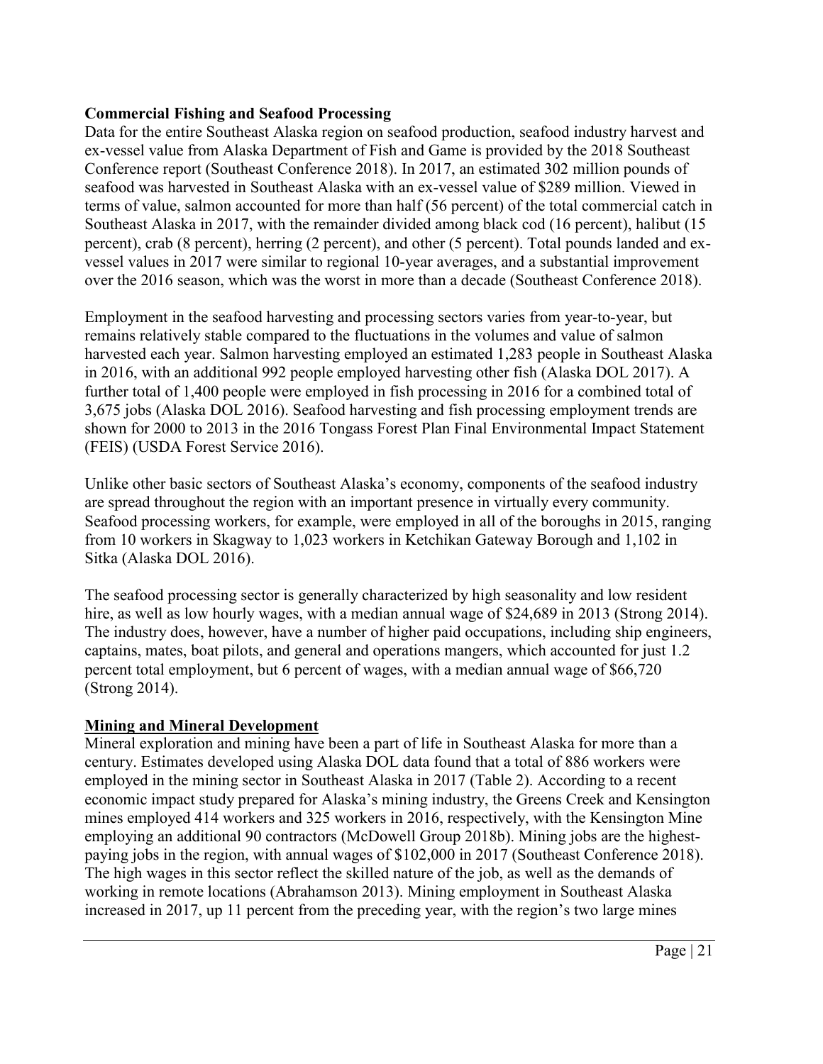**Commercial Fishing and Seafood Processing**

Data for the entire Southeast Alaska region on seafood production, seafood industry harvest and ex-vessel value from Alaska Department of Fish and Game is provided by the 2018 Southeast Conference report (Southeast Conference 2018). In 2017, an estimated 302 million pounds of seafood was harvested in Southeast Alaska with an ex-vessel value of $289 million. Viewed in terms of value, salmon accounted for more than half (56 percent) of the total commercial catch in Southeast Alaska in 2017, with the remainder divided among black cod (16 percent), halibut (15 percent), crab (8 percent), herring (2 percent), and other (5 percent). Total pounds landed and ex-vessel values in 2017 were similar to regional 10-year averages, and a substantial improvement over the 2016 season, which was the worst in more than a decade (Southeast Conference 2018).

Employment in the seafood harvesting and processing sectors varies from year-to-year, but remains relatively stable compared to the fluctuations in the volumes and value of salmon harvested each year. Salmon harvesting employed an estimated 1,283 people in Southeast Alaska in 2016, with an additional 992 people employed harvesting other fish (Alaska DOL 2017). A further total of 1,400 people were employed in fish processing in 2016 for a combined total of 3,675 jobs (Alaska DOL 2016). Seafood harvesting and fish processing employment trends are shown for 2000 to 2013 in the 2016 Tongass Forest Plan Final Environmental Impact Statement (FEIS) (USDA Forest Service 2016).

Unlike other basic sectors of Southeast Alaska's economy, components of the seafood industry are spread throughout the region with an important presence in virtually every community. Seafood processing workers, for example, were employed in all of the boroughs in 2015, ranging from 10 workers in Skagway to 1,023 workers in Ketchikan Gateway Borough and 1,102 in Sitka (Alaska DOL 2016).

The seafood processing sector is generally characterized by high seasonality and low resident hire, as well as low hourly wages, with a median annual wage of $24,689 in 2013 (Strong 2014). The industry does, however, have a number of higher paid occupations, including ship engineers, captains, mates, boat pilots, and general and operations mangers, which accounted for just 1.2 percent total employment, but 6 percent of wages, with a median annual wage of $66,720 (Strong 2014).

**Mining and Mineral Development**

Mineral exploration and mining have been a part of life in Southeast Alaska for more than a century. Estimates developed using Alaska DOL data found that a total of 886 workers were employed in the mining sector in Southeast Alaska in 2017 (Table 2). According to a recent economic impact study prepared for Alaska's mining industry, the Greens Creek and Kensington mines employed 414 workers and 325 workers in 2016, respectively, with the Kensington Mine employing an additional 90 contractors (McDowell Group 2018b). Mining jobs are the highest-paying jobs in the region, with annual wages of $102,000 in 2017 (Southeast Conference 2018). The high wages in this sector reflect the skilled nature of the job, as well as the demands of working in remote locations (Abrahamson 2013). Mining employment in Southeast Alaska increased in 2017, up 11 percent from the preceding year, with the region's two large mines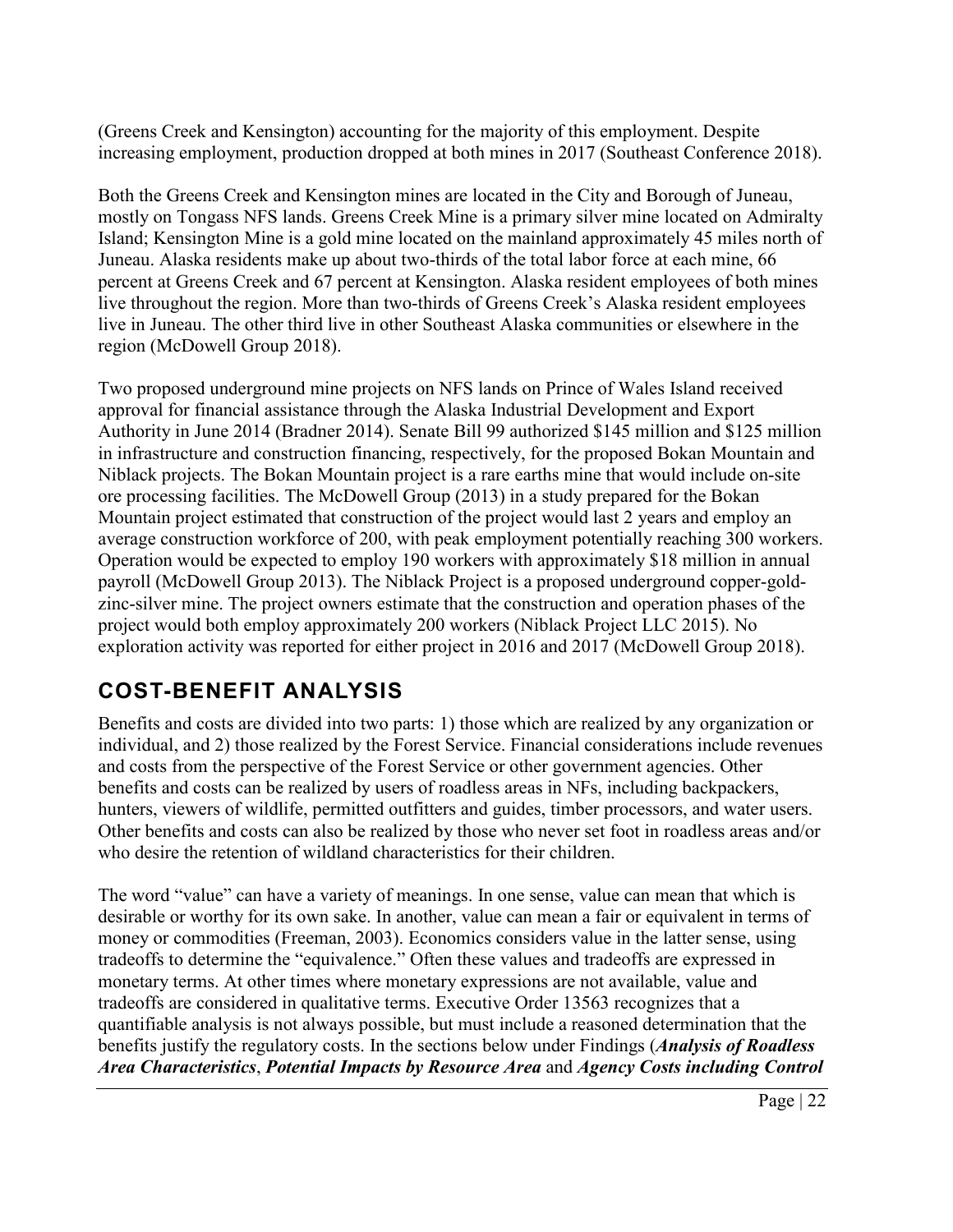(Greens Creek and Kensington) accounting for the majority of this employment. Despite increasing employment, production dropped at both mines in 2017 (Southeast Conference 2018).

Both the Greens Creek and Kensington mines are located in the City and Borough of Juneau, mostly on Tongass NFS lands. Greens Creek Mine is a primary silver mine located on Admiralty Island; Kensington Mine is a gold mine located on the mainland approximately 45 miles north of Juneau. Alaska residents make up about two-thirds of the total labor force at each mine, 66 percent at Greens Creek and 67 percent at Kensington. Alaska resident employees of both mines live throughout the region. More than two-thirds of Greens Creek's Alaska resident employees live in Juneau. The other third live in other Southeast Alaska communities or elsewhere in the region (McDowell Group 2018).

Two proposed underground mine projects on NFS lands on Prince of Wales Island received approval for financial assistance through the Alaska Industrial Development and Export Authority in June 2014 (Bradner 2014). Senate Bill 99 authorized $145 million and $125 million in infrastructure and construction financing, respectively, for the proposed Bokan Mountain and Niblack projects. The Bokan Mountain project is a rare earths mine that would include on-site ore processing facilities. The McDowell Group (2013) in a study prepared for the Bokan Mountain project estimated that construction of the project would last 2 years and employ an average construction workforce of 200, with peak employment potentially reaching 300 workers. Operation would be expected to employ 190 workers with approximately $18 million in annual payroll (McDowell Group 2013). The Niblack Project is a proposed underground copper-gold-zinc-silver mine. The project owners estimate that the construction and operation phases of the project would both employ approximately 200 workers (Niblack Project LLC 2015). No exploration activity was reported for either project in 2016 and 2017 (McDowell Group 2018).

## COST-BENEFIT ANALYSIS

Benefits and costs are divided into two parts: 1) those which are realized by any organization or individual, and 2) those realized by the Forest Service. Financial considerations include revenues and costs from the perspective of the Forest Service or other government agencies. Other benefits and costs can be realized by users of roadless areas in NFs, including backpackers, hunters, viewers of wildlife, permitted outfitters and guides, timber processors, and water users. Other benefits and costs can also be realized by those who never set foot in roadless areas and/or who desire the retention of wildland characteristics for their children.

The word "value" can have a variety of meanings. In one sense, value can mean that which is desirable or worthy for its own sake. In another, value can mean a fair or equivalent in terms of money or commodities (Freeman, 2003). Economics considers value in the latter sense, using tradeoffs to determine the "equivalence." Often these values and tradeoffs are expressed in monetary terms. At other times where monetary expressions are not available, value and tradeoffs are considered in qualitative terms. Executive Order 13563 recognizes that a quantifiable analysis is not always possible, but must include a reasoned determination that the benefits justify the regulatory costs. In the sections below under Findings (***Analysis of Roadless Area Characteristics***, ***Potential Impacts by Resource Area*** and ***Agency Costs including Control***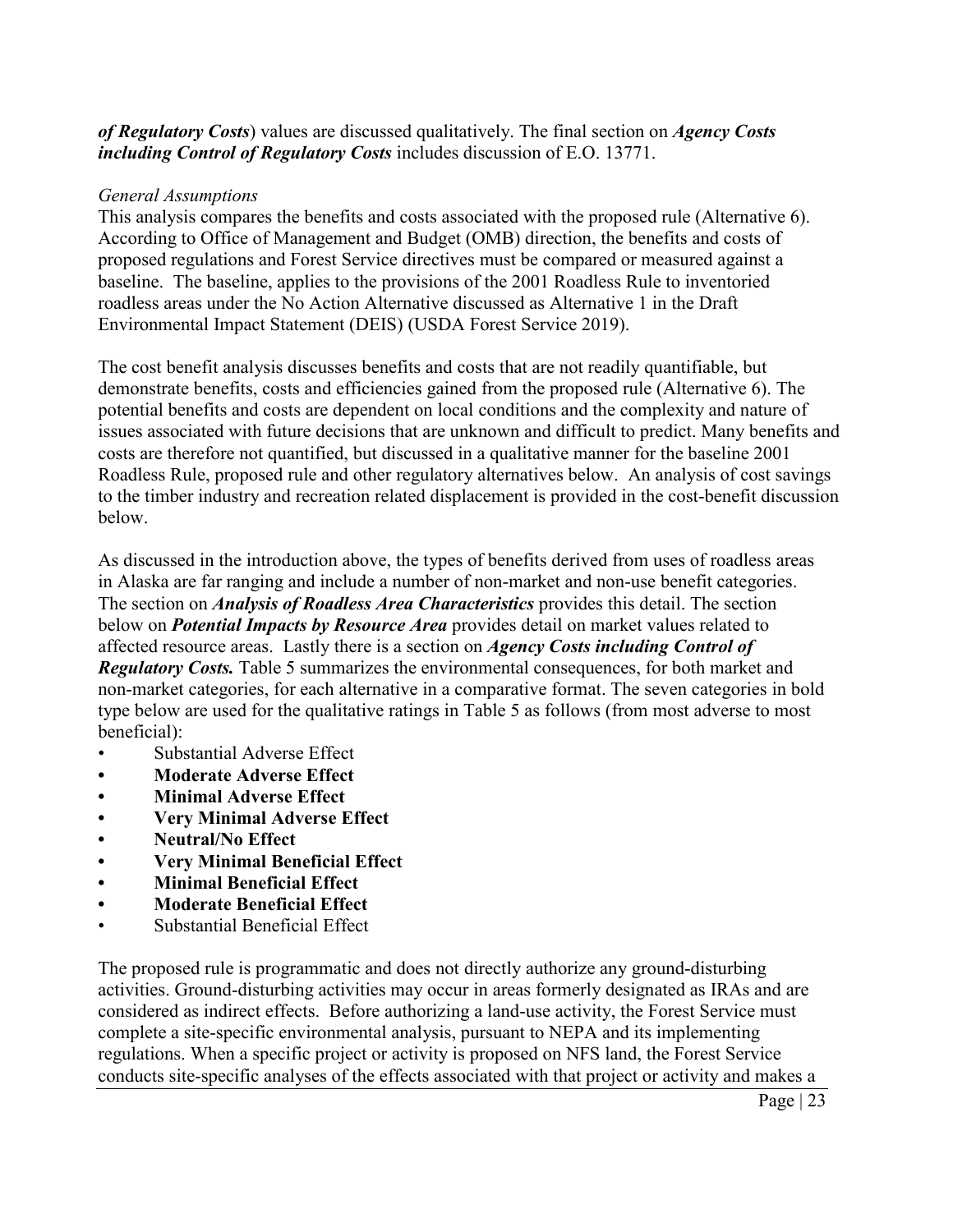***of Regulatory Costs***) values are discussed qualitatively. The final section on ***Agency Costs including Control of Regulatory Costs*** includes discussion of E.O. 13771.

*General Assumptions*

This analysis compares the benefits and costs associated with the proposed rule (Alternative 6). According to Office of Management and Budget (OMB) direction, the benefits and costs of proposed regulations and Forest Service directives must be compared or measured against a baseline. The baseline, applies to the provisions of the 2001 Roadless Rule to inventoried roadless areas under the No Action Alternative discussed as Alternative 1 in the Draft Environmental Impact Statement (DEIS) (USDA Forest Service 2019).

The cost benefit analysis discusses benefits and costs that are not readily quantifiable, but demonstrate benefits, costs and efficiencies gained from the proposed rule (Alternative 6). The potential benefits and costs are dependent on local conditions and the complexity and nature of issues associated with future decisions that are unknown and difficult to predict. Many benefits and costs are therefore not quantified, but discussed in a qualitative manner for the baseline 2001 Roadless Rule, proposed rule and other regulatory alternatives below. An analysis of cost savings to the timber industry and recreation related displacement is provided in the cost-benefit discussion below.

As discussed in the introduction above, the types of benefits derived from uses of roadless areas in Alaska are far ranging and include a number of non-market and non-use benefit categories. The section on ***Analysis of Roadless Area Characteristics*** provides this detail. The section below on ***Potential Impacts by Resource Area*** provides detail on market values related to affected resource areas. Lastly there is a section on ***Agency Costs including Control of Regulatory Costs.*** Table 5 summarizes the environmental consequences, for both market and non-market categories, for each alternative in a comparative format. The seven categories in bold type below are used for the qualitative ratings in Table 5 as follows (from most adverse to most beneficial):

- Substantial Adverse Effect
- **Moderate Adverse Effect**
- **Minimal Adverse Effect**
- **Very Minimal Adverse Effect**
- **Neutral/No Effect**
- **Very Minimal Beneficial Effect**
- **Minimal Beneficial Effect**
- **Moderate Beneficial Effect**
- Substantial Beneficial Effect

The proposed rule is programmatic and does not directly authorize any ground-disturbing activities. Ground-disturbing activities may occur in areas formerly designated as IRAs and are considered as indirect effects. Before authorizing a land-use activity, the Forest Service must complete a site-specific environmental analysis, pursuant to NEPA and its implementing regulations. When a specific project or activity is proposed on NFS land, the Forest Service conducts site-specific analyses of the effects associated with that project or activity and makes a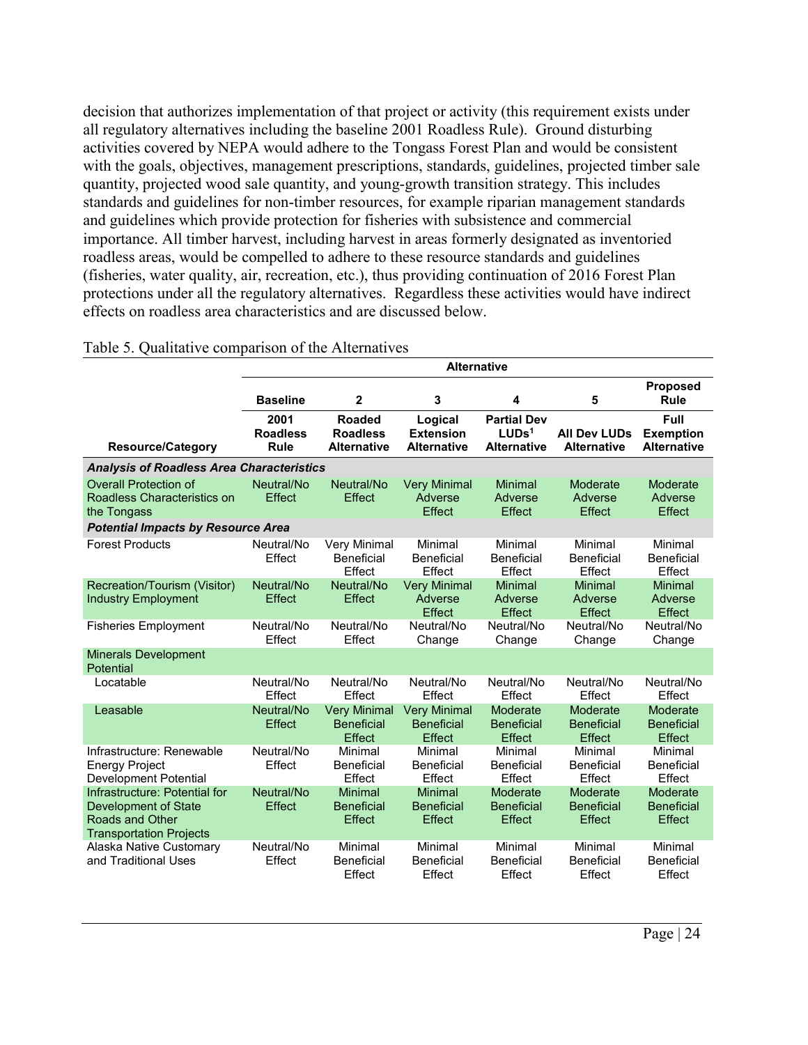decision that authorizes implementation of that project or activity (this requirement exists under all regulatory alternatives including the baseline 2001 Roadless Rule). Ground disturbing activities covered by NEPA would adhere to the Tongass Forest Plan and would be consistent with the goals, objectives, management prescriptions, standards, guidelines, projected timber sale quantity, projected wood sale quantity, and young-growth transition strategy. This includes standards and guidelines for non-timber resources, for example riparian management standards and guidelines which provide protection for fisheries with subsistence and commercial importance. All timber harvest, including harvest in areas formerly designated as inventoried roadless areas, would be compelled to adhere to these resource standards and guidelines (fisheries, water quality, air, recreation, etc.), thus providing continuation of 2016 Forest Plan protections under all the regulatory alternatives. Regardless these activities would have indirect effects on roadless area characteristics and are discussed below.

Table 5. Qualitative comparison of the Alternatives

| | **Alternative** | | | | | |
|---|---|---|---|---|---|---|
| | **Baseline** | **2** | **3** | **4** | **5** | **Proposed Rule** |
| **Resource/Category** | **2001 Roadless Rule** | **Roaded Roadless Alternative** | **Logical Extension Alternative** | **Partial Dev LUDs[1] Alternative** | **All Dev LUDs Alternative** | **Full Exemption Alternative** |
| ***Analysis of Roadless Area Characteristics*** | | | | | | |
| Overall Protection of Roadless Characteristics on the Tongass | Neutral/No Effect | Neutral/No Effect | Very Minimal Adverse Effect | Minimal Adverse Effect | Moderate Adverse Effect | Moderate Adverse Effect |
| ***Potential Impacts by Resource Area*** | | | | | | |
| Forest Products | Neutral/No Effect | Very Minimal Beneficial Effect | Minimal Beneficial Effect | Minimal Beneficial Effect | Minimal Beneficial Effect | Minimal Beneficial Effect |
| Recreation/Tourism (Visitor) Industry Employment | Neutral/No Effect | Neutral/No Effect | Very Minimal Adverse Effect | Minimal Adverse Effect | Minimal Adverse Effect | Minimal Adverse Effect |
| Fisheries Employment | Neutral/No Effect | Neutral/No Effect | Neutral/No Change | Neutral/No Change | Neutral/No Change | Neutral/No Change |
| Minerals Development Potential | | | | | | |
| Locatable | Neutral/No Effect | Neutral/No Effect | Neutral/No Effect | Neutral/No Effect | Neutral/No Effect | Neutral/No Effect |
| Leasable | Neutral/No Effect | Very Minimal Beneficial Effect | Very Minimal Beneficial Effect | Moderate Beneficial Effect | Moderate Beneficial Effect | Moderate Beneficial Effect |
| Infrastructure: Renewable Energy Project Development Potential | Neutral/No Effect | Minimal Beneficial Effect | Minimal Beneficial Effect | Minimal Beneficial Effect | Minimal Beneficial Effect | Minimal Beneficial Effect |
| Infrastructure: Potential for Development of State Roads and Other Transportation Projects | Neutral/No Effect | Minimal Beneficial Effect | Minimal Beneficial Effect | Moderate Beneficial Effect | Moderate Beneficial Effect | Moderate Beneficial Effect |
| Alaska Native Customary and Traditional Uses | Neutral/No Effect | Minimal Beneficial Effect | Minimal Beneficial Effect | Minimal Beneficial Effect | Minimal Beneficial Effect | Minimal Beneficial Effect |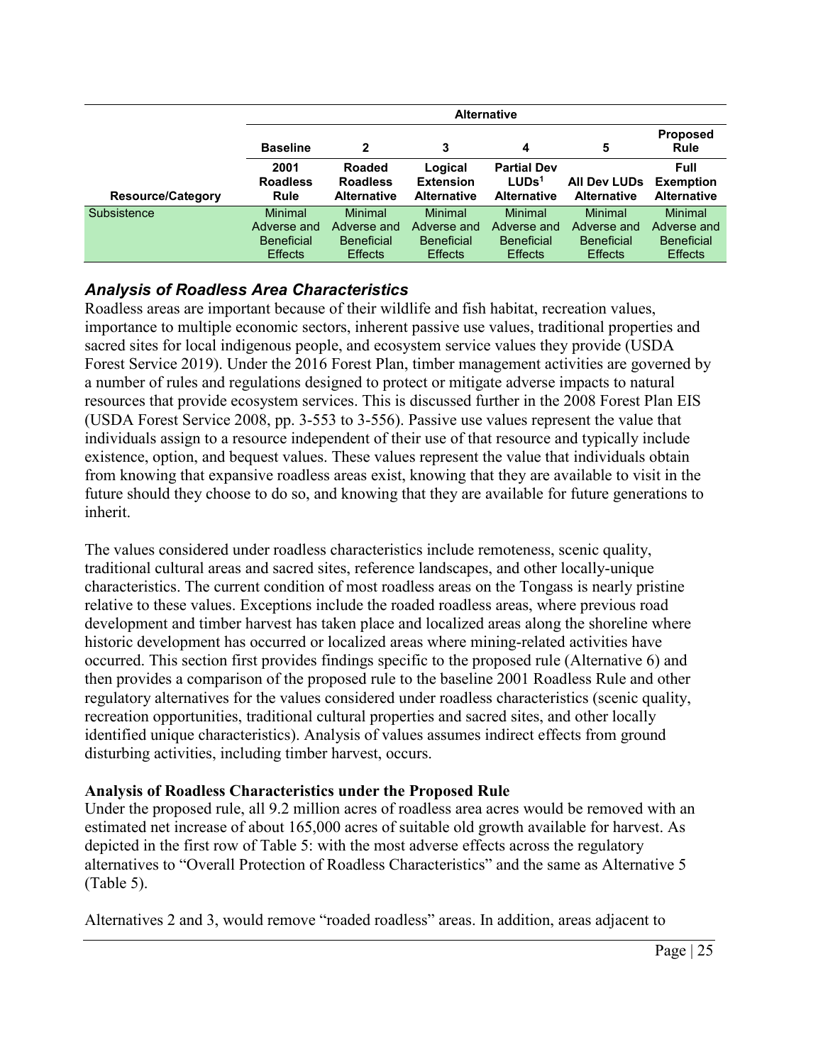| | Alternative | | | | | |
|---|---|---|---|---|---|---|
| | **Baseline** | **2** | **3** | **4** | **5** | **Proposed Rule** |
| **Resource/Category** | **2001 Roadless Rule** | **Roaded Roadless Alternative** | **Logical Extension Alternative** | **Partial Dev LUDs[1] Alternative** | **All Dev LUDs Alternative** | **Full Exemption Alternative** |
| Subsistence | Minimal Adverse and Beneficial Effects | Minimal Adverse and Beneficial Effects | Minimal Adverse and Beneficial Effects | Minimal Adverse and Beneficial Effects | Minimal Adverse and Beneficial Effects | Minimal Adverse and Beneficial Effects |

## *Analysis of Roadless Area Characteristics*

Roadless areas are important because of their wildlife and fish habitat, recreation values, importance to multiple economic sectors, inherent passive use values, traditional properties and sacred sites for local indigenous people, and ecosystem service values they provide (USDA Forest Service 2019). Under the 2016 Forest Plan, timber management activities are governed by a number of rules and regulations designed to protect or mitigate adverse impacts to natural resources that provide ecosystem services. This is discussed further in the 2008 Forest Plan EIS (USDA Forest Service 2008, pp. 3-553 to 3-556). Passive use values represent the value that individuals assign to a resource independent of their use of that resource and typically include existence, option, and bequest values. These values represent the value that individuals obtain from knowing that expansive roadless areas exist, knowing that they are available to visit in the future should they choose to do so, and knowing that they are available for future generations to inherit.

The values considered under roadless characteristics include remoteness, scenic quality, traditional cultural areas and sacred sites, reference landscapes, and other locally-unique characteristics. The current condition of most roadless areas on the Tongass is nearly pristine relative to these values. Exceptions include the roaded roadless areas, where previous road development and timber harvest has taken place and localized areas along the shoreline where historic development has occurred or localized areas where mining-related activities have occurred. This section first provides findings specific to the proposed rule (Alternative 6) and then provides a comparison of the proposed rule to the baseline 2001 Roadless Rule and other regulatory alternatives for the values considered under roadless characteristics (scenic quality, recreation opportunities, traditional cultural properties and sacred sites, and other locally identified unique characteristics). Analysis of values assumes indirect effects from ground disturbing activities, including timber harvest, occurs.

**Analysis of Roadless Characteristics under the Proposed Rule**

Under the proposed rule, all 9.2 million acres of roadless area acres would be removed with an estimated net increase of about 165,000 acres of suitable old growth available for harvest. As depicted in the first row of Table 5: with the most adverse effects across the regulatory alternatives to "Overall Protection of Roadless Characteristics" and the same as Alternative 5 (Table 5).

Alternatives 2 and 3, would remove "roaded roadless" areas. In addition, areas adjacent to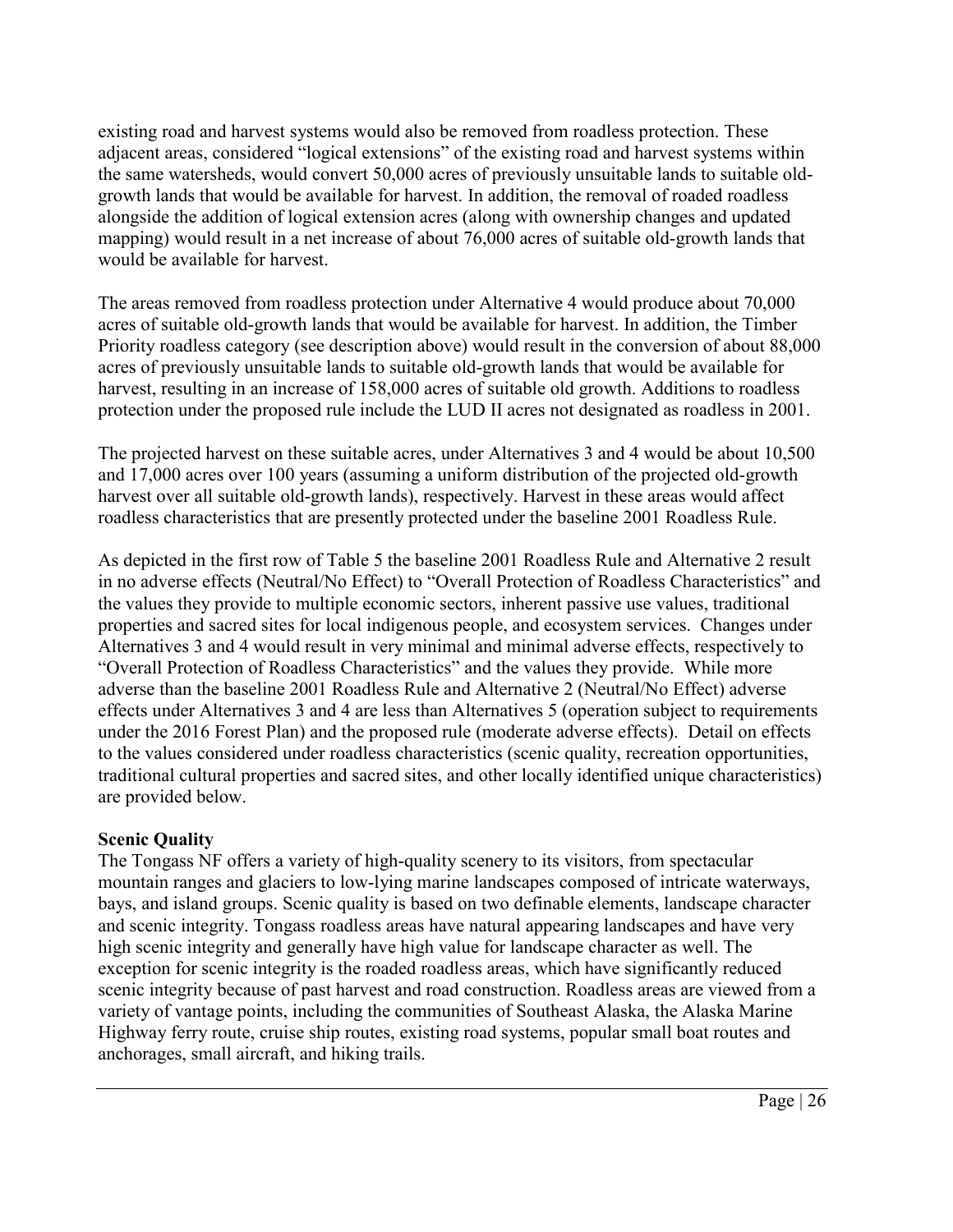existing road and harvest systems would also be removed from roadless protection. These adjacent areas, considered "logical extensions" of the existing road and harvest systems within the same watersheds, would convert 50,000 acres of previously unsuitable lands to suitable old-growth lands that would be available for harvest. In addition, the removal of roaded roadless alongside the addition of logical extension acres (along with ownership changes and updated mapping) would result in a net increase of about 76,000 acres of suitable old-growth lands that would be available for harvest.

The areas removed from roadless protection under Alternative 4 would produce about 70,000 acres of suitable old-growth lands that would be available for harvest. In addition, the Timber Priority roadless category (see description above) would result in the conversion of about 88,000 acres of previously unsuitable lands to suitable old-growth lands that would be available for harvest, resulting in an increase of 158,000 acres of suitable old growth. Additions to roadless protection under the proposed rule include the LUD II acres not designated as roadless in 2001.

The projected harvest on these suitable acres, under Alternatives 3 and 4 would be about 10,500 and 17,000 acres over 100 years (assuming a uniform distribution of the projected old-growth harvest over all suitable old-growth lands), respectively. Harvest in these areas would affect roadless characteristics that are presently protected under the baseline 2001 Roadless Rule.

As depicted in the first row of Table 5 the baseline 2001 Roadless Rule and Alternative 2 result in no adverse effects (Neutral/No Effect) to "Overall Protection of Roadless Characteristics" and the values they provide to multiple economic sectors, inherent passive use values, traditional properties and sacred sites for local indigenous people, and ecosystem services. Changes under Alternatives 3 and 4 would result in very minimal and minimal adverse effects, respectively to "Overall Protection of Roadless Characteristics" and the values they provide. While more adverse than the baseline 2001 Roadless Rule and Alternative 2 (Neutral/No Effect) adverse effects under Alternatives 3 and 4 are less than Alternatives 5 (operation subject to requirements under the 2016 Forest Plan) and the proposed rule (moderate adverse effects). Detail on effects to the values considered under roadless characteristics (scenic quality, recreation opportunities, traditional cultural properties and sacred sites, and other locally identified unique characteristics) are provided below.

### Scenic Quality

The Tongass NF offers a variety of high-quality scenery to its visitors, from spectacular mountain ranges and glaciers to low-lying marine landscapes composed of intricate waterways, bays, and island groups. Scenic quality is based on two definable elements, landscape character and scenic integrity. Tongass roadless areas have natural appearing landscapes and have very high scenic integrity and generally have high value for landscape character as well. The exception for scenic integrity is the roaded roadless areas, which have significantly reduced scenic integrity because of past harvest and road construction. Roadless areas are viewed from a variety of vantage points, including the communities of Southeast Alaska, the Alaska Marine Highway ferry route, cruise ship routes, existing road systems, popular small boat routes and anchorages, small aircraft, and hiking trails.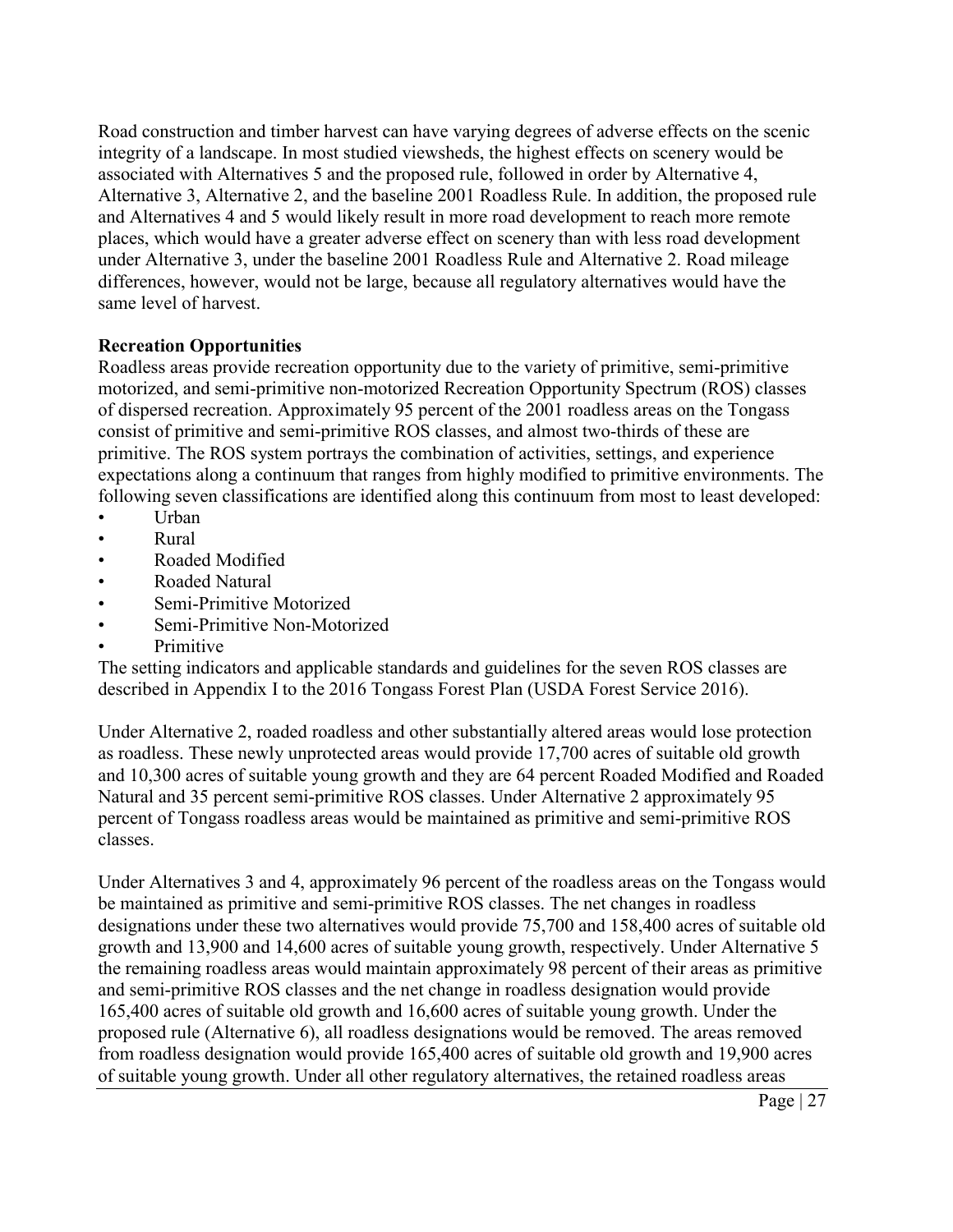Road construction and timber harvest can have varying degrees of adverse effects on the scenic integrity of a landscape. In most studied viewsheds, the highest effects on scenery would be associated with Alternatives 5 and the proposed rule, followed in order by Alternative 4, Alternative 3, Alternative 2, and the baseline 2001 Roadless Rule. In addition, the proposed rule and Alternatives 4 and 5 would likely result in more road development to reach more remote places, which would have a greater adverse effect on scenery than with less road development under Alternative 3, under the baseline 2001 Roadless Rule and Alternative 2. Road mileage differences, however, would not be large, because all regulatory alternatives would have the same level of harvest.

**Recreation Opportunities**

Roadless areas provide recreation opportunity due to the variety of primitive, semi-primitive motorized, and semi-primitive non-motorized Recreation Opportunity Spectrum (ROS) classes of dispersed recreation. Approximately 95 percent of the 2001 roadless areas on the Tongass consist of primitive and semi-primitive ROS classes, and almost two-thirds of these are primitive. The ROS system portrays the combination of activities, settings, and experience expectations along a continuum that ranges from highly modified to primitive environments. The following seven classifications are identified along this continuum from most to least developed:

- Urban
- Rural
- Roaded Modified
- Roaded Natural
- Semi-Primitive Motorized
- Semi-Primitive Non-Motorized
- Primitive

The setting indicators and applicable standards and guidelines for the seven ROS classes are described in Appendix I to the 2016 Tongass Forest Plan (USDA Forest Service 2016).

Under Alternative 2, roaded roadless and other substantially altered areas would lose protection as roadless. These newly unprotected areas would provide 17,700 acres of suitable old growth and 10,300 acres of suitable young growth and they are 64 percent Roaded Modified and Roaded Natural and 35 percent semi-primitive ROS classes. Under Alternative 2 approximately 95 percent of Tongass roadless areas would be maintained as primitive and semi-primitive ROS classes.

Under Alternatives 3 and 4, approximately 96 percent of the roadless areas on the Tongass would be maintained as primitive and semi-primitive ROS classes. The net changes in roadless designations under these two alternatives would provide 75,700 and 158,400 acres of suitable old growth and 13,900 and 14,600 acres of suitable young growth, respectively. Under Alternative 5 the remaining roadless areas would maintain approximately 98 percent of their areas as primitive and semi-primitive ROS classes and the net change in roadless designation would provide 165,400 acres of suitable old growth and 16,600 acres of suitable young growth. Under the proposed rule (Alternative 6), all roadless designations would be removed. The areas removed from roadless designation would provide 165,400 acres of suitable old growth and 19,900 acres of suitable young growth. Under all other regulatory alternatives, the retained roadless areas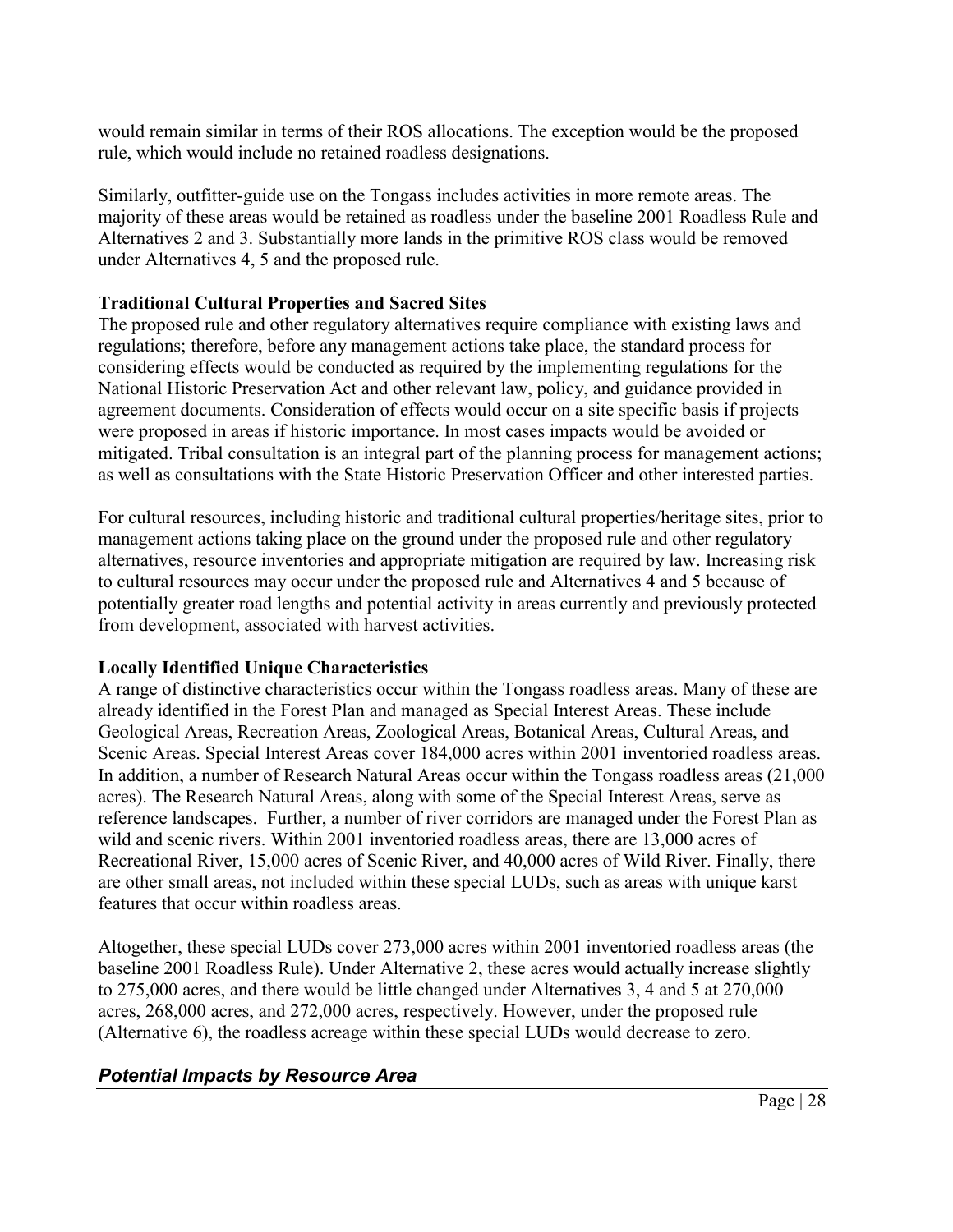would remain similar in terms of their ROS allocations. The exception would be the proposed rule, which would include no retained roadless designations.

Similarly, outfitter-guide use on the Tongass includes activities in more remote areas. The majority of these areas would be retained as roadless under the baseline 2001 Roadless Rule and Alternatives 2 and 3. Substantially more lands in the primitive ROS class would be removed under Alternatives 4, 5 and the proposed rule.

**Traditional Cultural Properties and Sacred Sites**

The proposed rule and other regulatory alternatives require compliance with existing laws and regulations; therefore, before any management actions take place, the standard process for considering effects would be conducted as required by the implementing regulations for the National Historic Preservation Act and other relevant law, policy, and guidance provided in agreement documents. Consideration of effects would occur on a site specific basis if projects were proposed in areas if historic importance. In most cases impacts would be avoided or mitigated. Tribal consultation is an integral part of the planning process for management actions; as well as consultations with the State Historic Preservation Officer and other interested parties.

For cultural resources, including historic and traditional cultural properties/heritage sites, prior to management actions taking place on the ground under the proposed rule and other regulatory alternatives, resource inventories and appropriate mitigation are required by law. Increasing risk to cultural resources may occur under the proposed rule and Alternatives 4 and 5 because of potentially greater road lengths and potential activity in areas currently and previously protected from development, associated with harvest activities.

**Locally Identified Unique Characteristics**

A range of distinctive characteristics occur within the Tongass roadless areas. Many of these are already identified in the Forest Plan and managed as Special Interest Areas. These include Geological Areas, Recreation Areas, Zoological Areas, Botanical Areas, Cultural Areas, and Scenic Areas. Special Interest Areas cover 184,000 acres within 2001 inventoried roadless areas. In addition, a number of Research Natural Areas occur within the Tongass roadless areas (21,000 acres). The Research Natural Areas, along with some of the Special Interest Areas, serve as reference landscapes. Further, a number of river corridors are managed under the Forest Plan as wild and scenic rivers. Within 2001 inventoried roadless areas, there are 13,000 acres of Recreational River, 15,000 acres of Scenic River, and 40,000 acres of Wild River. Finally, there are other small areas, not included within these special LUDs, such as areas with unique karst features that occur within roadless areas.

Altogether, these special LUDs cover 273,000 acres within 2001 inventoried roadless areas (the baseline 2001 Roadless Rule). Under Alternative 2, these acres would actually increase slightly to 275,000 acres, and there would be little changed under Alternatives 3, 4 and 5 at 270,000 acres, 268,000 acres, and 272,000 acres, respectively. However, under the proposed rule (Alternative 6), the roadless acreage within these special LUDs would decrease to zero.

## *Potential Impacts by Resource Area*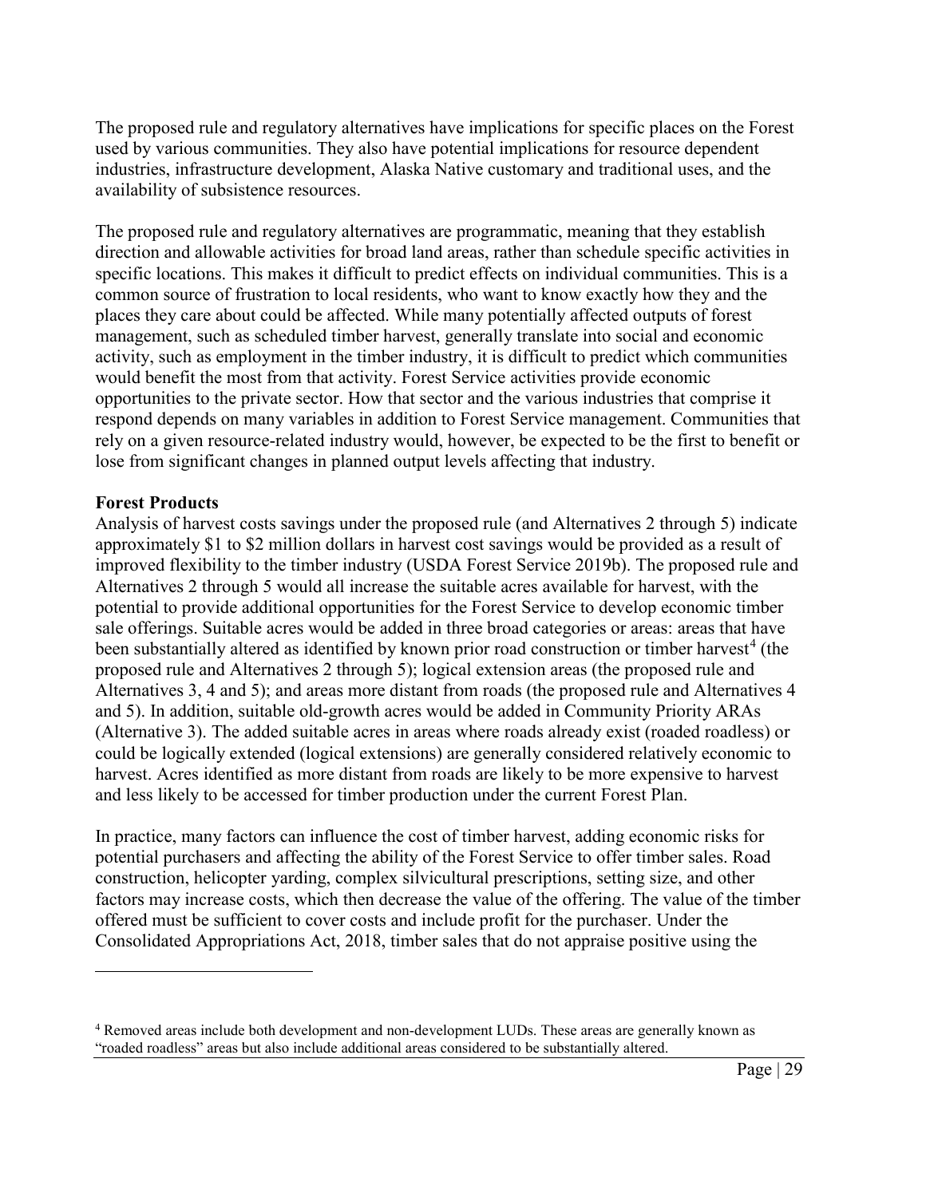The proposed rule and regulatory alternatives have implications for specific places on the Forest used by various communities. They also have potential implications for resource dependent industries, infrastructure development, Alaska Native customary and traditional uses, and the availability of subsistence resources.

The proposed rule and regulatory alternatives are programmatic, meaning that they establish direction and allowable activities for broad land areas, rather than schedule specific activities in specific locations. This makes it difficult to predict effects on individual communities. This is a common source of frustration to local residents, who want to know exactly how they and the places they care about could be affected. While many potentially affected outputs of forest management, such as scheduled timber harvest, generally translate into social and economic activity, such as employment in the timber industry, it is difficult to predict which communities would benefit the most from that activity. Forest Service activities provide economic opportunities to the private sector. How that sector and the various industries that comprise it respond depends on many variables in addition to Forest Service management. Communities that rely on a given resource-related industry would, however, be expected to be the first to benefit or lose from significant changes in planned output levels affecting that industry.

**Forest Products**

Analysis of harvest costs savings under the proposed rule (and Alternatives 2 through 5) indicate approximately $1 to $2 million dollars in harvest cost savings would be provided as a result of improved flexibility to the timber industry (USDA Forest Service 2019b). The proposed rule and Alternatives 2 through 5 would all increase the suitable acres available for harvest, with the potential to provide additional opportunities for the Forest Service to develop economic timber sale offerings. Suitable acres would be added in three broad categories or areas: areas that have been substantially altered as identified by known prior road construction or timber harvest[4] (the proposed rule and Alternatives 2 through 5); logical extension areas (the proposed rule and Alternatives 3, 4 and 5); and areas more distant from roads (the proposed rule and Alternatives 4 and 5). In addition, suitable old-growth acres would be added in Community Priority ARAs (Alternative 3). The added suitable acres in areas where roads already exist (roaded roadless) or could be logically extended (logical extensions) are generally considered relatively economic to harvest. Acres identified as more distant from roads are likely to be more expensive to harvest and less likely to be accessed for timber production under the current Forest Plan.

In practice, many factors can influence the cost of timber harvest, adding economic risks for potential purchasers and affecting the ability of the Forest Service to offer timber sales. Road construction, helicopter yarding, complex silvicultural prescriptions, setting size, and other factors may increase costs, which then decrease the value of the offering. The value of the timber offered must be sufficient to cover costs and include profit for the purchaser. Under the Consolidated Appropriations Act, 2018, timber sales that do not appraise positive using the

---

[4] Removed areas include both development and non-development LUDs. These areas are generally known as "roaded roadless" areas but also include additional areas considered to be substantially altered.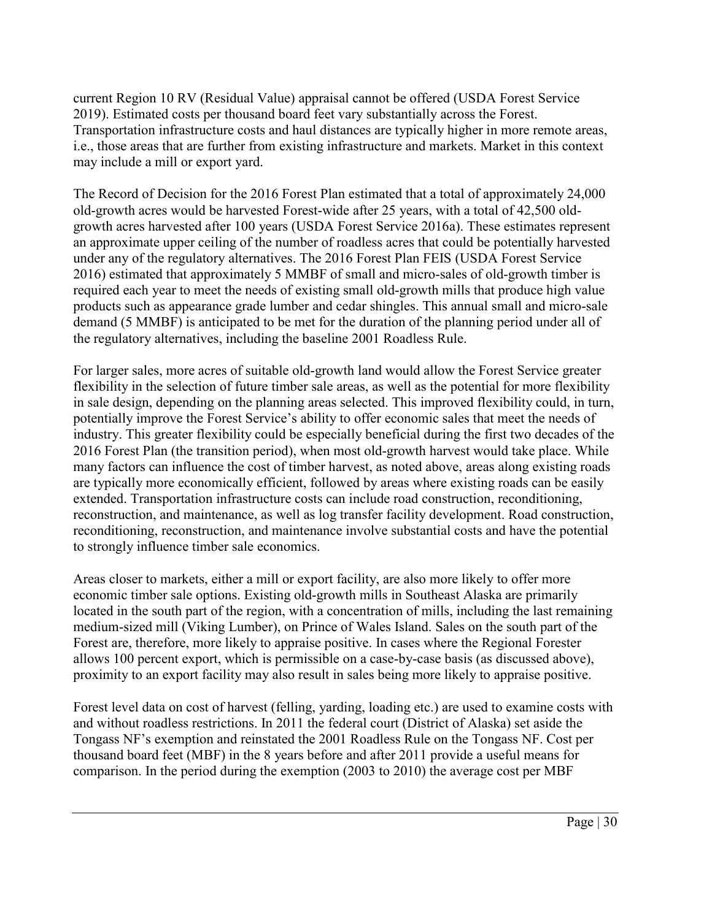current Region 10 RV (Residual Value) appraisal cannot be offered (USDA Forest Service 2019). Estimated costs per thousand board feet vary substantially across the Forest. Transportation infrastructure costs and haul distances are typically higher in more remote areas, i.e., those areas that are further from existing infrastructure and markets. Market in this context may include a mill or export yard.

The Record of Decision for the 2016 Forest Plan estimated that a total of approximately 24,000 old-growth acres would be harvested Forest-wide after 25 years, with a total of 42,500 old-growth acres harvested after 100 years (USDA Forest Service 2016a). These estimates represent an approximate upper ceiling of the number of roadless acres that could be potentially harvested under any of the regulatory alternatives. The 2016 Forest Plan FEIS (USDA Forest Service 2016) estimated that approximately 5 MMBF of small and micro-sales of old-growth timber is required each year to meet the needs of existing small old-growth mills that produce high value products such as appearance grade lumber and cedar shingles. This annual small and micro-sale demand (5 MMBF) is anticipated to be met for the duration of the planning period under all of the regulatory alternatives, including the baseline 2001 Roadless Rule.

For larger sales, more acres of suitable old-growth land would allow the Forest Service greater flexibility in the selection of future timber sale areas, as well as the potential for more flexibility in sale design, depending on the planning areas selected. This improved flexibility could, in turn, potentially improve the Forest Service's ability to offer economic sales that meet the needs of industry. This greater flexibility could be especially beneficial during the first two decades of the 2016 Forest Plan (the transition period), when most old-growth harvest would take place. While many factors can influence the cost of timber harvest, as noted above, areas along existing roads are typically more economically efficient, followed by areas where existing roads can be easily extended. Transportation infrastructure costs can include road construction, reconditioning, reconstruction, and maintenance, as well as log transfer facility development. Road construction, reconditioning, reconstruction, and maintenance involve substantial costs and have the potential to strongly influence timber sale economics.

Areas closer to markets, either a mill or export facility, are also more likely to offer more economic timber sale options. Existing old-growth mills in Southeast Alaska are primarily located in the south part of the region, with a concentration of mills, including the last remaining medium-sized mill (Viking Lumber), on Prince of Wales Island. Sales on the south part of the Forest are, therefore, more likely to appraise positive. In cases where the Regional Forester allows 100 percent export, which is permissible on a case-by-case basis (as discussed above), proximity to an export facility may also result in sales being more likely to appraise positive.

Forest level data on cost of harvest (felling, yarding, loading etc.) are used to examine costs with and without roadless restrictions. In 2011 the federal court (District of Alaska) set aside the Tongass NF's exemption and reinstated the 2001 Roadless Rule on the Tongass NF. Cost per thousand board feet (MBF) in the 8 years before and after 2011 provide a useful means for comparison. In the period during the exemption (2003 to 2010) the average cost per MBF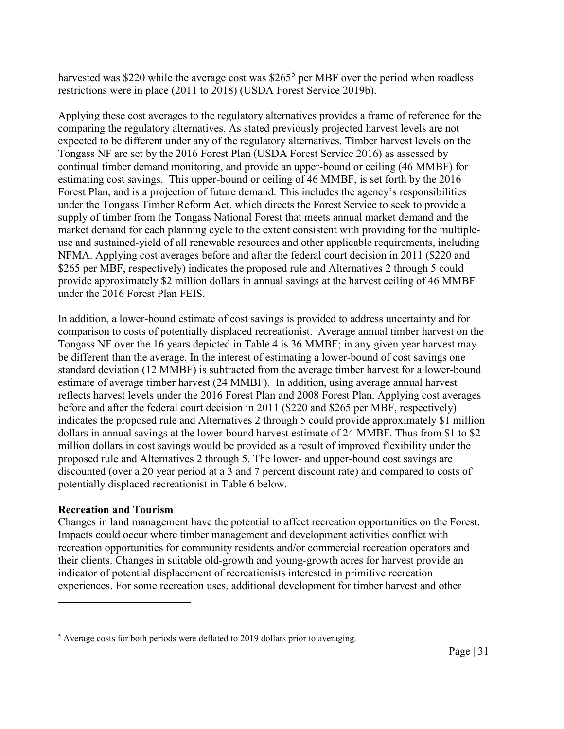harvested was \$220 while the average cost was \$265[5] per MBF over the period when roadless restrictions were in place (2011 to 2018) (USDA Forest Service 2019b).

Applying these cost averages to the regulatory alternatives provides a frame of reference for the comparing the regulatory alternatives. As stated previously projected harvest levels are not expected to be different under any of the regulatory alternatives. Timber harvest levels on the Tongass NF are set by the 2016 Forest Plan (USDA Forest Service 2016) as assessed by continual timber demand monitoring, and provide an upper-bound or ceiling (46 MMBF) for estimating cost savings. This upper-bound or ceiling of 46 MMBF, is set forth by the 2016 Forest Plan, and is a projection of future demand. This includes the agency's responsibilities under the Tongass Timber Reform Act, which directs the Forest Service to seek to provide a supply of timber from the Tongass National Forest that meets annual market demand and the market demand for each planning cycle to the extent consistent with providing for the multiple-use and sustained-yield of all renewable resources and other applicable requirements, including NFMA. Applying cost averages before and after the federal court decision in 2011 (\$220 and \$265 per MBF, respectively) indicates the proposed rule and Alternatives 2 through 5 could provide approximately \$2 million dollars in annual savings at the harvest ceiling of 46 MMBF under the 2016 Forest Plan FEIS.

In addition, a lower-bound estimate of cost savings is provided to address uncertainty and for comparison to costs of potentially displaced recreationist. Average annual timber harvest on the Tongass NF over the 16 years depicted in Table 4 is 36 MMBF; in any given year harvest may be different than the average. In the interest of estimating a lower-bound of cost savings one standard deviation (12 MMBF) is subtracted from the average timber harvest for a lower-bound estimate of average timber harvest (24 MMBF). In addition, using average annual harvest reflects harvest levels under the 2016 Forest Plan and 2008 Forest Plan. Applying cost averages before and after the federal court decision in 2011 (\$220 and \$265 per MBF, respectively) indicates the proposed rule and Alternatives 2 through 5 could provide approximately \$1 million dollars in annual savings at the lower-bound harvest estimate of 24 MMBF. Thus from \$1 to \$2 million dollars in cost savings would be provided as a result of improved flexibility under the proposed rule and Alternatives 2 through 5. The lower- and upper-bound cost savings are discounted (over a 20 year period at a 3 and 7 percent discount rate) and compared to costs of potentially displaced recreationist in Table 6 below.

**Recreation and Tourism**

Changes in land management have the potential to affect recreation opportunities on the Forest. Impacts could occur where timber management and development activities conflict with recreation opportunities for community residents and/or commercial recreation operators and their clients. Changes in suitable old-growth and young-growth acres for harvest provide an indicator of potential displacement of recreationists interested in primitive recreation experiences. For some recreation uses, additional development for timber harvest and other

[5] Average costs for both periods were deflated to 2019 dollars prior to averaging.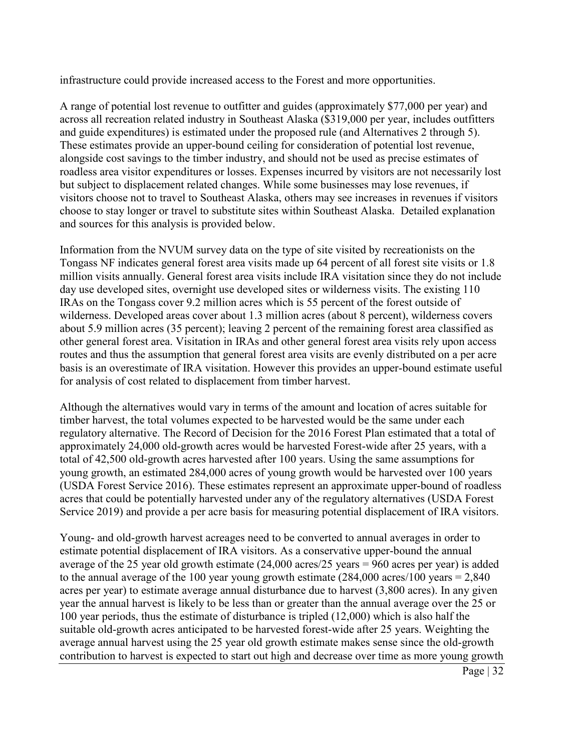infrastructure could provide increased access to the Forest and more opportunities.

A range of potential lost revenue to outfitter and guides (approximately $77,000 per year) and across all recreation related industry in Southeast Alaska ($319,000 per year, includes outfitters and guide expenditures) is estimated under the proposed rule (and Alternatives 2 through 5). These estimates provide an upper-bound ceiling for consideration of potential lost revenue, alongside cost savings to the timber industry, and should not be used as precise estimates of roadless area visitor expenditures or losses. Expenses incurred by visitors are not necessarily lost but subject to displacement related changes. While some businesses may lose revenues, if visitors choose not to travel to Southeast Alaska, others may see increases in revenues if visitors choose to stay longer or travel to substitute sites within Southeast Alaska. Detailed explanation and sources for this analysis is provided below.

Information from the NVUM survey data on the type of site visited by recreationists on the Tongass NF indicates general forest area visits made up 64 percent of all forest site visits or 1.8 million visits annually. General forest area visits include IRA visitation since they do not include day use developed sites, overnight use developed sites or wilderness visits. The existing 110 IRAs on the Tongass cover 9.2 million acres which is 55 percent of the forest outside of wilderness. Developed areas cover about 1.3 million acres (about 8 percent), wilderness covers about 5.9 million acres (35 percent); leaving 2 percent of the remaining forest area classified as other general forest area. Visitation in IRAs and other general forest area visits rely upon access routes and thus the assumption that general forest area visits are evenly distributed on a per acre basis is an overestimate of IRA visitation. However this provides an upper-bound estimate useful for analysis of cost related to displacement from timber harvest.

Although the alternatives would vary in terms of the amount and location of acres suitable for timber harvest, the total volumes expected to be harvested would be the same under each regulatory alternative. The Record of Decision for the 2016 Forest Plan estimated that a total of approximately 24,000 old-growth acres would be harvested Forest-wide after 25 years, with a total of 42,500 old-growth acres harvested after 100 years. Using the same assumptions for young growth, an estimated 284,000 acres of young growth would be harvested over 100 years (USDA Forest Service 2016). These estimates represent an approximate upper-bound of roadless acres that could be potentially harvested under any of the regulatory alternatives (USDA Forest Service 2019) and provide a per acre basis for measuring potential displacement of IRA visitors.

Young- and old-growth harvest acreages need to be converted to annual averages in order to estimate potential displacement of IRA visitors. As a conservative upper-bound the annual average of the 25 year old growth estimate (24,000 acres/25 years = 960 acres per year) is added to the annual average of the 100 year young growth estimate (284,000 acres/100 years = 2,840 acres per year) to estimate average annual disturbance due to harvest (3,800 acres). In any given year the annual harvest is likely to be less than or greater than the annual average over the 25 or 100 year periods, thus the estimate of disturbance is tripled (12,000) which is also half the suitable old-growth acres anticipated to be harvested forest-wide after 25 years. Weighting the average annual harvest using the 25 year old growth estimate makes sense since the old-growth contribution to harvest is expected to start out high and decrease over time as more young growth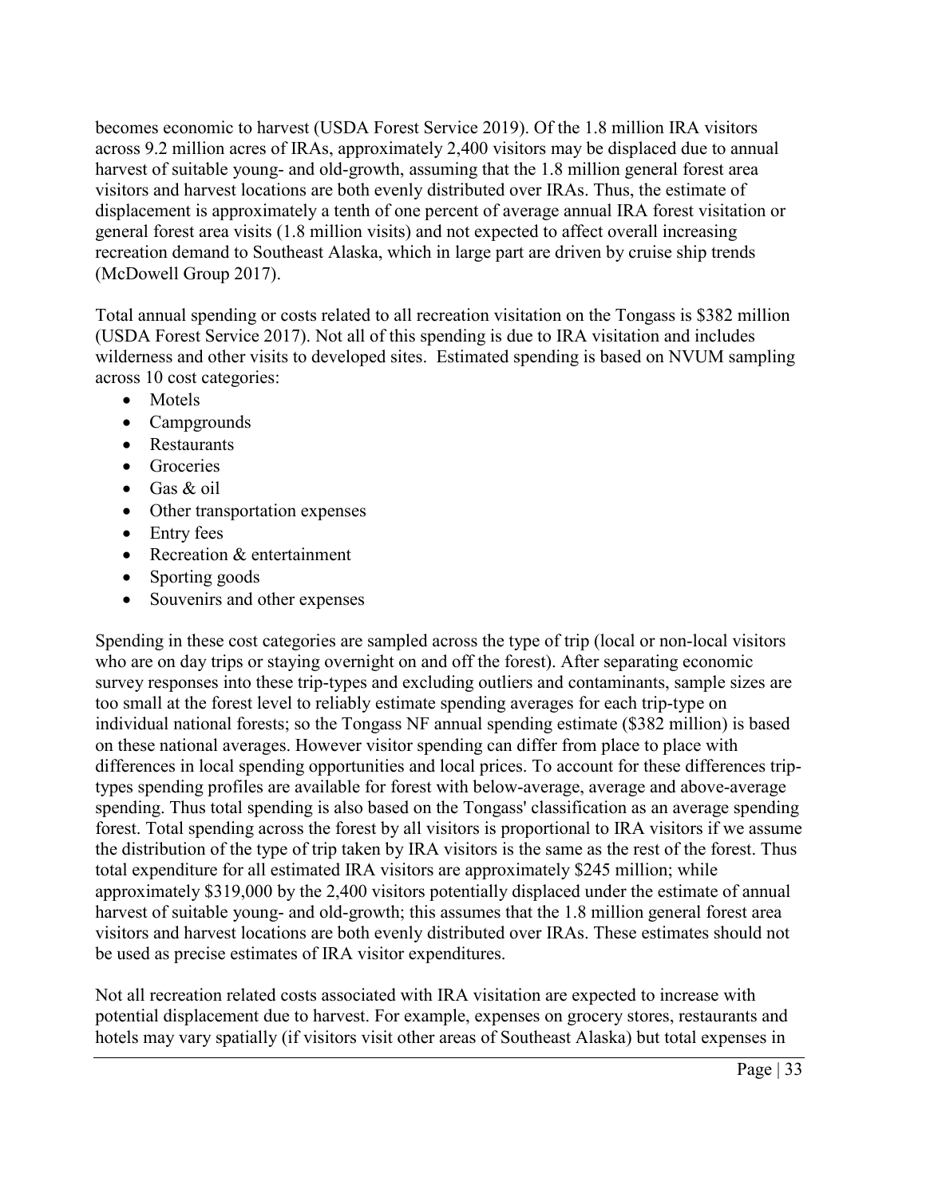becomes economic to harvest (USDA Forest Service 2019). Of the 1.8 million IRA visitors across 9.2 million acres of IRAs, approximately 2,400 visitors may be displaced due to annual harvest of suitable young- and old-growth, assuming that the 1.8 million general forest area visitors and harvest locations are both evenly distributed over IRAs. Thus, the estimate of displacement is approximately a tenth of one percent of average annual IRA forest visitation or general forest area visits (1.8 million visits) and not expected to affect overall increasing recreation demand to Southeast Alaska, which in large part are driven by cruise ship trends (McDowell Group 2017).

Total annual spending or costs related to all recreation visitation on the Tongass is $382 million (USDA Forest Service 2017). Not all of this spending is due to IRA visitation and includes wilderness and other visits to developed sites. Estimated spending is based on NVUM sampling across 10 cost categories:

- Motels
- Campgrounds
- Restaurants
- Groceries
- Gas & oil
- Other transportation expenses
- Entry fees
- Recreation & entertainment
- Sporting goods
- Souvenirs and other expenses

Spending in these cost categories are sampled across the type of trip (local or non-local visitors who are on day trips or staying overnight on and off the forest). After separating economic survey responses into these trip-types and excluding outliers and contaminants, sample sizes are too small at the forest level to reliably estimate spending averages for each trip-type on individual national forests; so the Tongass NF annual spending estimate ($382 million) is based on these national averages. However visitor spending can differ from place to place with differences in local spending opportunities and local prices. To account for these differences trip-types spending profiles are available for forest with below-average, average and above-average spending. Thus total spending is also based on the Tongass' classification as an average spending forest. Total spending across the forest by all visitors is proportional to IRA visitors if we assume the distribution of the type of trip taken by IRA visitors is the same as the rest of the forest. Thus total expenditure for all estimated IRA visitors are approximately $245 million; while approximately $319,000 by the 2,400 visitors potentially displaced under the estimate of annual harvest of suitable young- and old-growth; this assumes that the 1.8 million general forest area visitors and harvest locations are both evenly distributed over IRAs. These estimates should not be used as precise estimates of IRA visitor expenditures.

Not all recreation related costs associated with IRA visitation are expected to increase with potential displacement due to harvest. For example, expenses on grocery stores, restaurants and hotels may vary spatially (if visitors visit other areas of Southeast Alaska) but total expenses in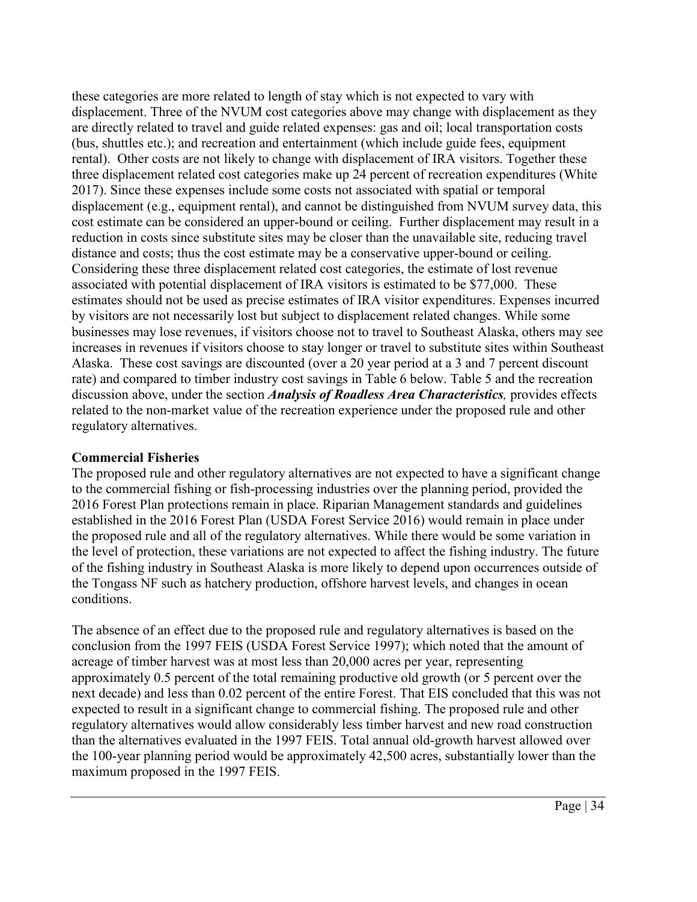these categories are more related to length of stay which is not expected to vary with displacement. Three of the NVUM cost categories above may change with displacement as they are directly related to travel and guide related expenses: gas and oil; local transportation costs (bus, shuttles etc.); and recreation and entertainment (which include guide fees, equipment rental). Other costs are not likely to change with displacement of IRA visitors. Together these three displacement related cost categories make up 24 percent of recreation expenditures (White 2017). Since these expenses include some costs not associated with spatial or temporal displacement (e.g., equipment rental), and cannot be distinguished from NVUM survey data, this cost estimate can be considered an upper-bound or ceiling. Further displacement may result in a reduction in costs since substitute sites may be closer than the unavailable site, reducing travel distance and costs; thus the cost estimate may be a conservative upper-bound or ceiling. Considering these three displacement related cost categories, the estimate of lost revenue associated with potential displacement of IRA visitors is estimated to be $77,000. These estimates should not be used as precise estimates of IRA visitor expenditures. Expenses incurred by visitors are not necessarily lost but subject to displacement related changes. While some businesses may lose revenues, if visitors choose not to travel to Southeast Alaska, others may see increases in revenues if visitors choose to stay longer or travel to substitute sites within Southeast Alaska. These cost savings are discounted (over a 20 year period at a 3 and 7 percent discount rate) and compared to timber industry cost savings in Table 6 below. Table 5 and the recreation discussion above, under the section ***Analysis of Roadless Area Characteristics***, provides effects related to the non-market value of the recreation experience under the proposed rule and other regulatory alternatives.

**Commercial Fisheries**

The proposed rule and other regulatory alternatives are not expected to have a significant change to the commercial fishing or fish-processing industries over the planning period, provided the 2016 Forest Plan protections remain in place. Riparian Management standards and guidelines established in the 2016 Forest Plan (USDA Forest Service 2016) would remain in place under the proposed rule and all of the regulatory alternatives. While there would be some variation in the level of protection, these variations are not expected to affect the fishing industry. The future of the fishing industry in Southeast Alaska is more likely to depend upon occurrences outside of the Tongass NF such as hatchery production, offshore harvest levels, and changes in ocean conditions.

The absence of an effect due to the proposed rule and regulatory alternatives is based on the conclusion from the 1997 FEIS (USDA Forest Service 1997); which noted that the amount of acreage of timber harvest was at most less than 20,000 acres per year, representing approximately 0.5 percent of the total remaining productive old growth (or 5 percent over the next decade) and less than 0.02 percent of the entire Forest. That EIS concluded that this was not expected to result in a significant change to commercial fishing. The proposed rule and other regulatory alternatives would allow considerably less timber harvest and new road construction than the alternatives evaluated in the 1997 FEIS. Total annual old-growth harvest allowed over the 100-year planning period would be approximately 42,500 acres, substantially lower than the maximum proposed in the 1997 FEIS.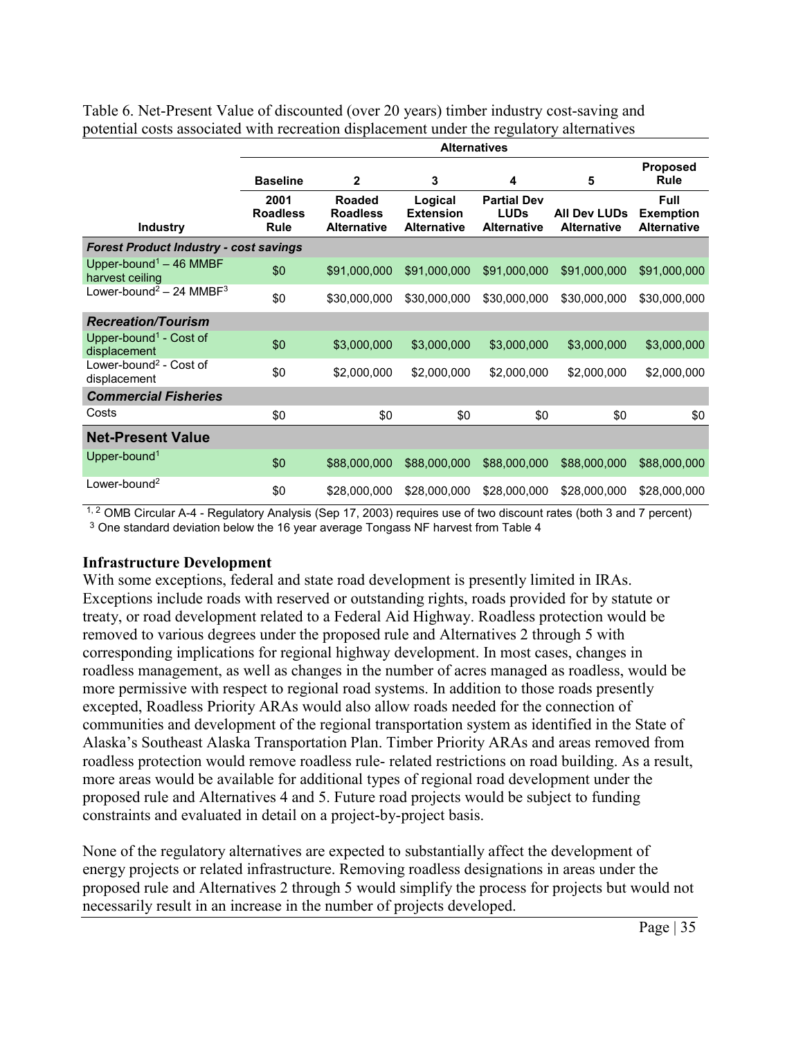Table 6. Net-Present Value of discounted (over 20 years) timber industry cost-saving and potential costs associated with recreation displacement under the regulatory alternatives

| | Alternatives | | | | | |
|---|---|---|---|---|---|---|
| | Baseline | 2 | 3 | 4 | 5 | Proposed Rule |
| Industry | 2001 Roadless Rule | Roaded Roadless Alternative | Logical Extension Alternative | Partial Dev LUDs Alternative | All Dev LUDs Alternative | Full Exemption Alternative |
| ***Forest Product Industry - cost savings*** | | | | | | |
| Upper-bound[1] – 46 MMBF harvest ceiling | $0 | $91,000,000 | $91,000,000 | $91,000,000 | $91,000,000 | $91,000,000 |
| Lower-bound[2] – 24 MMBF[3] | $0 | $30,000,000 | $30,000,000 | $30,000,000 | $30,000,000 | $30,000,000 |
| ***Recreation/Tourism*** | | | | | | |
| Upper-bound[1] - Cost of displacement | $0 | $3,000,000 | $3,000,000 | $3,000,000 | $3,000,000 | $3,000,000 |
| Lower-bound[2] - Cost of displacement | $0 | $2,000,000 | $2,000,000 | $2,000,000 | $2,000,000 | $2,000,000 |
| ***Commercial Fisheries*** | | | | | | |
| Costs | $0 | $0 | $0 | $0 | $0 | $0 |
| **Net-Present Value** | | | | | | |
| Upper-bound[1] | $0 | $88,000,000 | $88,000,000 | $88,000,000 | $88,000,000 | $88,000,000 |
| Lower-bound[2] | $0 | $28,000,000 | $28,000,000 | $28,000,000 | $28,000,000 | $28,000,000 |

[1, 2] OMB Circular A-4 - Regulatory Analysis (Sep 17, 2003) requires use of two discount rates (both 3 and 7 percent)
[3] One standard deviation below the 16 year average Tongass NF harvest from Table 4

## Infrastructure Development

With some exceptions, federal and state road development is presently limited in IRAs. Exceptions include roads with reserved or outstanding rights, roads provided for by statute or treaty, or road development related to a Federal Aid Highway. Roadless protection would be removed to various degrees under the proposed rule and Alternatives 2 through 5 with corresponding implications for regional highway development. In most cases, changes in roadless management, as well as changes in the number of acres managed as roadless, would be more permissive with respect to regional road systems. In addition to those roads presently excepted, Roadless Priority ARAs would also allow roads needed for the connection of communities and development of the regional transportation system as identified in the State of Alaska's Southeast Alaska Transportation Plan. Timber Priority ARAs and areas removed from roadless protection would remove roadless rule- related restrictions on road building. As a result, more areas would be available for additional types of regional road development under the proposed rule and Alternatives 4 and 5. Future road projects would be subject to funding constraints and evaluated in detail on a project-by-project basis.

None of the regulatory alternatives are expected to substantially affect the development of energy projects or related infrastructure. Removing roadless designations in areas under the proposed rule and Alternatives 2 through 5 would simplify the process for projects but would not necessarily result in an increase in the number of projects developed.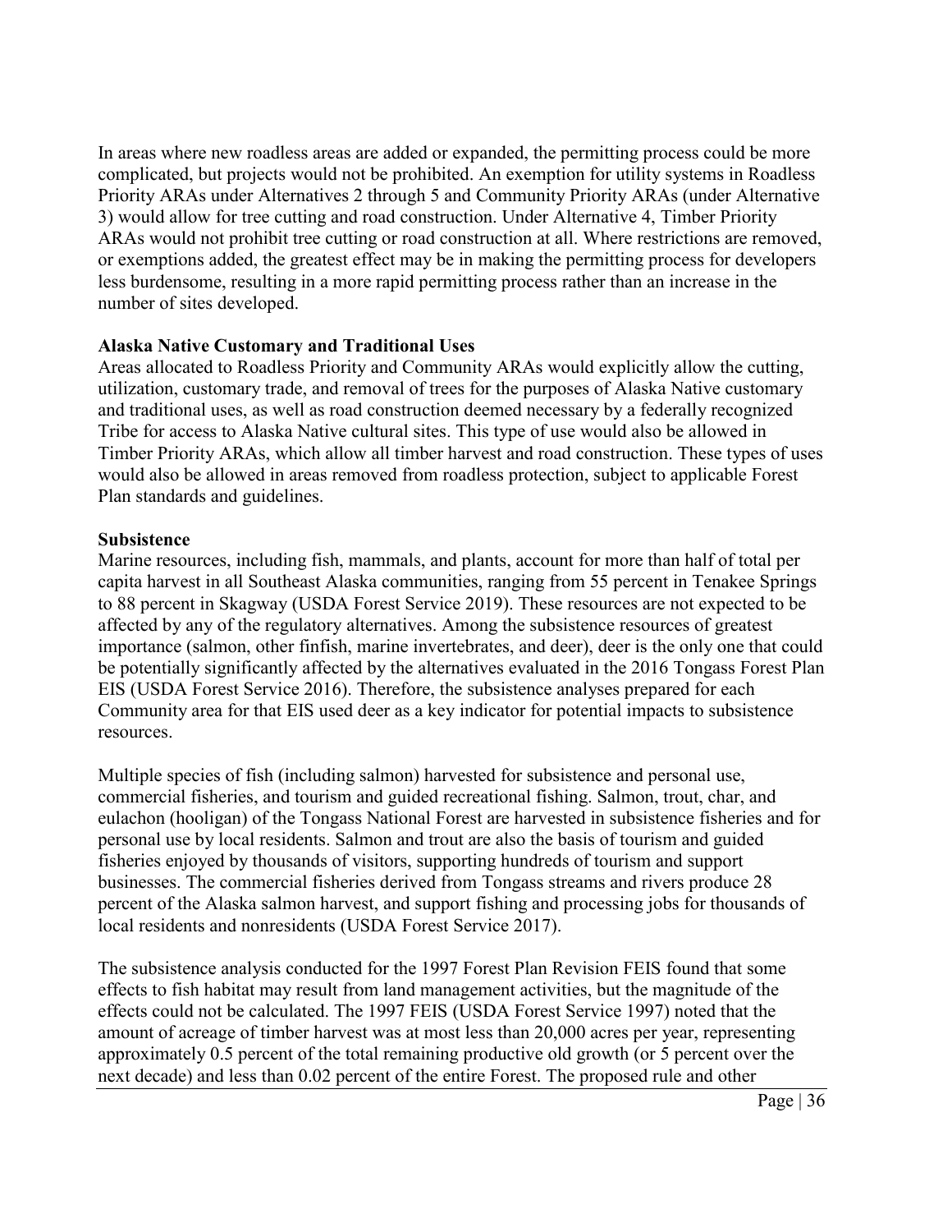In areas where new roadless areas are added or expanded, the permitting process could be more complicated, but projects would not be prohibited. An exemption for utility systems in Roadless Priority ARAs under Alternatives 2 through 5 and Community Priority ARAs (under Alternative 3) would allow for tree cutting and road construction. Under Alternative 4, Timber Priority ARAs would not prohibit tree cutting or road construction at all. Where restrictions are removed, or exemptions added, the greatest effect may be in making the permitting process for developers less burdensome, resulting in a more rapid permitting process rather than an increase in the number of sites developed.

**Alaska Native Customary and Traditional Uses**

Areas allocated to Roadless Priority and Community ARAs would explicitly allow the cutting, utilization, customary trade, and removal of trees for the purposes of Alaska Native customary and traditional uses, as well as road construction deemed necessary by a federally recognized Tribe for access to Alaska Native cultural sites. This type of use would also be allowed in Timber Priority ARAs, which allow all timber harvest and road construction. These types of uses would also be allowed in areas removed from roadless protection, subject to applicable Forest Plan standards and guidelines.

**Subsistence**

Marine resources, including fish, mammals, and plants, account for more than half of total per capita harvest in all Southeast Alaska communities, ranging from 55 percent in Tenakee Springs to 88 percent in Skagway (USDA Forest Service 2019). These resources are not expected to be affected by any of the regulatory alternatives. Among the subsistence resources of greatest importance (salmon, other finfish, marine invertebrates, and deer), deer is the only one that could be potentially significantly affected by the alternatives evaluated in the 2016 Tongass Forest Plan EIS (USDA Forest Service 2016). Therefore, the subsistence analyses prepared for each Community area for that EIS used deer as a key indicator for potential impacts to subsistence resources.

Multiple species of fish (including salmon) harvested for subsistence and personal use, commercial fisheries, and tourism and guided recreational fishing. Salmon, trout, char, and eulachon (hooligan) of the Tongass National Forest are harvested in subsistence fisheries and for personal use by local residents. Salmon and trout are also the basis of tourism and guided fisheries enjoyed by thousands of visitors, supporting hundreds of tourism and support businesses. The commercial fisheries derived from Tongass streams and rivers produce 28 percent of the Alaska salmon harvest, and support fishing and processing jobs for thousands of local residents and nonresidents (USDA Forest Service 2017).

The subsistence analysis conducted for the 1997 Forest Plan Revision FEIS found that some effects to fish habitat may result from land management activities, but the magnitude of the effects could not be calculated. The 1997 FEIS (USDA Forest Service 1997) noted that the amount of acreage of timber harvest was at most less than 20,000 acres per year, representing approximately 0.5 percent of the total remaining productive old growth (or 5 percent over the next decade) and less than 0.02 percent of the entire Forest. The proposed rule and other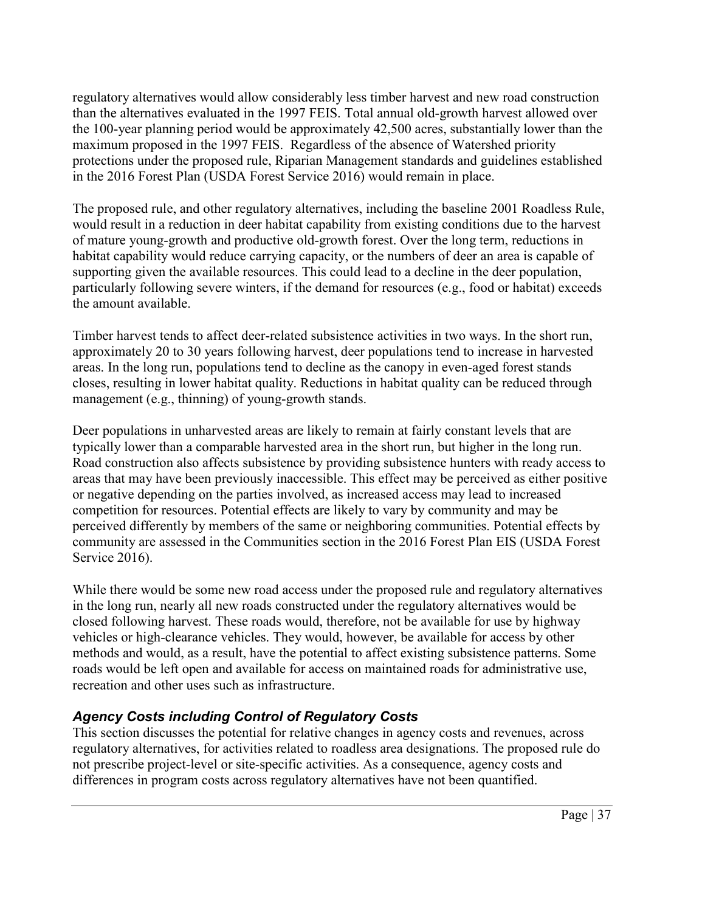regulatory alternatives would allow considerably less timber harvest and new road construction than the alternatives evaluated in the 1997 FEIS. Total annual old-growth harvest allowed over the 100-year planning period would be approximately 42,500 acres, substantially lower than the maximum proposed in the 1997 FEIS. Regardless of the absence of Watershed priority protections under the proposed rule, Riparian Management standards and guidelines established in the 2016 Forest Plan (USDA Forest Service 2016) would remain in place.

The proposed rule, and other regulatory alternatives, including the baseline 2001 Roadless Rule, would result in a reduction in deer habitat capability from existing conditions due to the harvest of mature young-growth and productive old-growth forest. Over the long term, reductions in habitat capability would reduce carrying capacity, or the numbers of deer an area is capable of supporting given the available resources. This could lead to a decline in the deer population, particularly following severe winters, if the demand for resources (e.g., food or habitat) exceeds the amount available.

Timber harvest tends to affect deer-related subsistence activities in two ways. In the short run, approximately 20 to 30 years following harvest, deer populations tend to increase in harvested areas. In the long run, populations tend to decline as the canopy in even-aged forest stands closes, resulting in lower habitat quality. Reductions in habitat quality can be reduced through management (e.g., thinning) of young-growth stands.

Deer populations in unharvested areas are likely to remain at fairly constant levels that are typically lower than a comparable harvested area in the short run, but higher in the long run. Road construction also affects subsistence by providing subsistence hunters with ready access to areas that may have been previously inaccessible. This effect may be perceived as either positive or negative depending on the parties involved, as increased access may lead to increased competition for resources. Potential effects are likely to vary by community and may be perceived differently by members of the same or neighboring communities. Potential effects by community are assessed in the Communities section in the 2016 Forest Plan EIS (USDA Forest Service 2016).

While there would be some new road access under the proposed rule and regulatory alternatives in the long run, nearly all new roads constructed under the regulatory alternatives would be closed following harvest. These roads would, therefore, not be available for use by highway vehicles or high-clearance vehicles. They would, however, be available for access by other methods and would, as a result, have the potential to affect existing subsistence patterns. Some roads would be left open and available for access on maintained roads for administrative use, recreation and other uses such as infrastructure.

### *Agency Costs including Control of Regulatory Costs*

This section discusses the potential for relative changes in agency costs and revenues, across regulatory alternatives, for activities related to roadless area designations. The proposed rule do not prescribe project-level or site-specific activities. As a consequence, agency costs and differences in program costs across regulatory alternatives have not been quantified.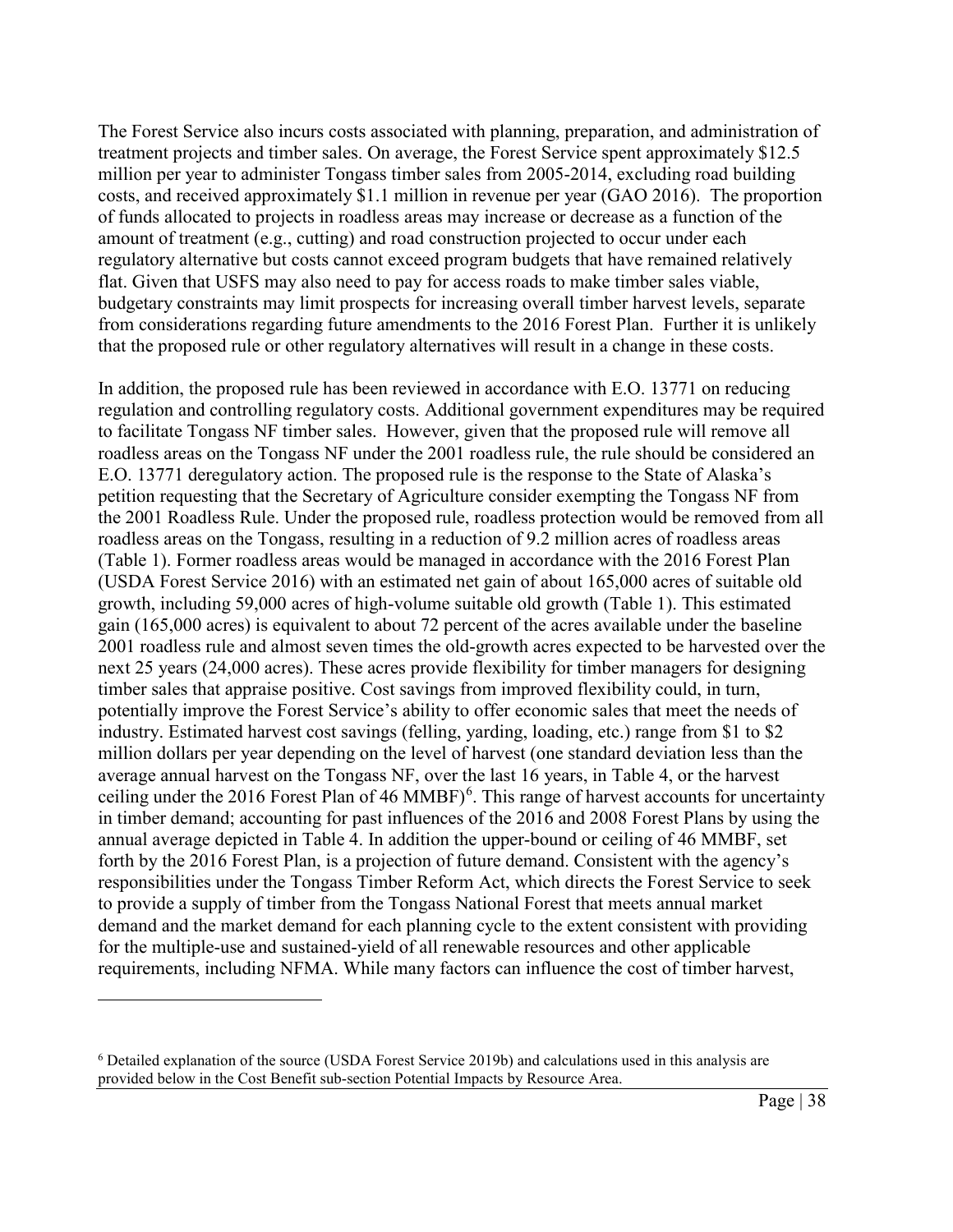The Forest Service also incurs costs associated with planning, preparation, and administration of treatment projects and timber sales. On average, the Forest Service spent approximately $12.5 million per year to administer Tongass timber sales from 2005-2014, excluding road building costs, and received approximately $1.1 million in revenue per year (GAO 2016). The proportion of funds allocated to projects in roadless areas may increase or decrease as a function of the amount of treatment (e.g., cutting) and road construction projected to occur under each regulatory alternative but costs cannot exceed program budgets that have remained relatively flat. Given that USFS may also need to pay for access roads to make timber sales viable, budgetary constraints may limit prospects for increasing overall timber harvest levels, separate from considerations regarding future amendments to the 2016 Forest Plan. Further it is unlikely that the proposed rule or other regulatory alternatives will result in a change in these costs.

In addition, the proposed rule has been reviewed in accordance with E.O. 13771 on reducing regulation and controlling regulatory costs. Additional government expenditures may be required to facilitate Tongass NF timber sales. However, given that the proposed rule will remove all roadless areas on the Tongass NF under the 2001 roadless rule, the rule should be considered an E.O. 13771 deregulatory action. The proposed rule is the response to the State of Alaska's petition requesting that the Secretary of Agriculture consider exempting the Tongass NF from the 2001 Roadless Rule. Under the proposed rule, roadless protection would be removed from all roadless areas on the Tongass, resulting in a reduction of 9.2 million acres of roadless areas (Table 1). Former roadless areas would be managed in accordance with the 2016 Forest Plan (USDA Forest Service 2016) with an estimated net gain of about 165,000 acres of suitable old growth, including 59,000 acres of high-volume suitable old growth (Table 1). This estimated gain (165,000 acres) is equivalent to about 72 percent of the acres available under the baseline 2001 roadless rule and almost seven times the old-growth acres expected to be harvested over the next 25 years (24,000 acres). These acres provide flexibility for timber managers for designing timber sales that appraise positive. Cost savings from improved flexibility could, in turn, potentially improve the Forest Service's ability to offer economic sales that meet the needs of industry. Estimated harvest cost savings (felling, yarding, loading, etc.) range from $1 to $2 million dollars per year depending on the level of harvest (one standard deviation less than the average annual harvest on the Tongass NF, over the last 16 years, in Table 4, or the harvest ceiling under the 2016 Forest Plan of 46 MMBF)[6]. This range of harvest accounts for uncertainty in timber demand; accounting for past influences of the 2016 and 2008 Forest Plans by using the annual average depicted in Table 4. In addition the upper-bound or ceiling of 46 MMBF, set forth by the 2016 Forest Plan, is a projection of future demand. Consistent with the agency's responsibilities under the Tongass Timber Reform Act, which directs the Forest Service to seek to provide a supply of timber from the Tongass National Forest that meets annual market demand and the market demand for each planning cycle to the extent consistent with providing for the multiple-use and sustained-yield of all renewable resources and other applicable requirements, including NFMA. While many factors can influence the cost of timber harvest,

[6] Detailed explanation of the source (USDA Forest Service 2019b) and calculations used in this analysis are provided below in the Cost Benefit sub-section Potential Impacts by Resource Area.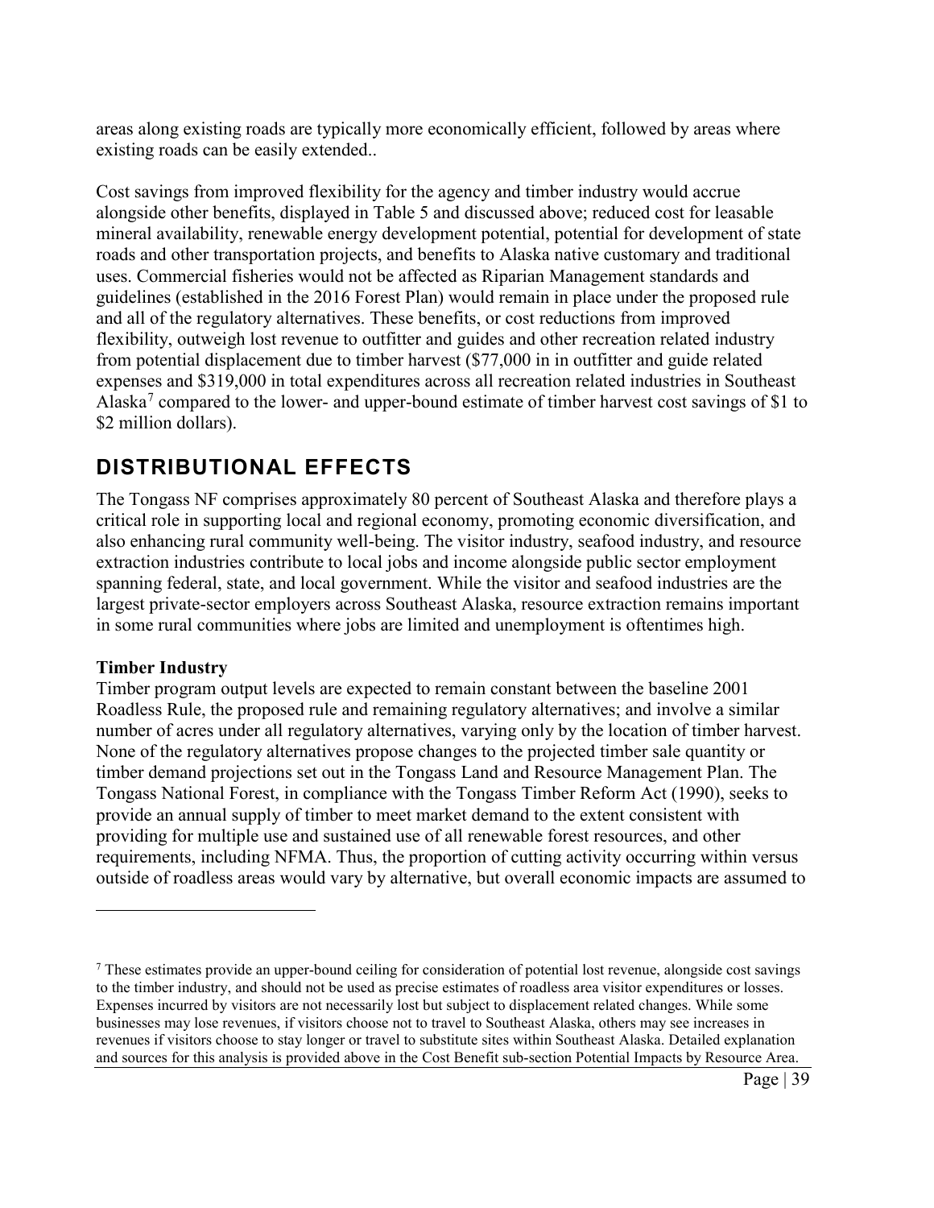areas along existing roads are typically more economically efficient, followed by areas where existing roads can be easily extended..

Cost savings from improved flexibility for the agency and timber industry would accrue alongside other benefits, displayed in Table 5 and discussed above; reduced cost for leasable mineral availability, renewable energy development potential, potential for development of state roads and other transportation projects, and benefits to Alaska native customary and traditional uses. Commercial fisheries would not be affected as Riparian Management standards and guidelines (established in the 2016 Forest Plan) would remain in place under the proposed rule and all of the regulatory alternatives. These benefits, or cost reductions from improved flexibility, outweigh lost revenue to outfitter and guides and other recreation related industry from potential displacement due to timber harvest ($77,000 in in outfitter and guide related expenses and $319,000 in total expenditures across all recreation related industries in Southeast Alaska[7] compared to the lower- and upper-bound estimate of timber harvest cost savings of $1 to $2 million dollars).

## DISTRIBUTIONAL EFFECTS

The Tongass NF comprises approximately 80 percent of Southeast Alaska and therefore plays a critical role in supporting local and regional economy, promoting economic diversification, and also enhancing rural community well-being. The visitor industry, seafood industry, and resource extraction industries contribute to local jobs and income alongside public sector employment spanning federal, state, and local government. While the visitor and seafood industries are the largest private-sector employers across Southeast Alaska, resource extraction remains important in some rural communities where jobs are limited and unemployment is oftentimes high.

**Timber Industry**

Timber program output levels are expected to remain constant between the baseline 2001 Roadless Rule, the proposed rule and remaining regulatory alternatives; and involve a similar number of acres under all regulatory alternatives, varying only by the location of timber harvest. None of the regulatory alternatives propose changes to the projected timber sale quantity or timber demand projections set out in the Tongass Land and Resource Management Plan. The Tongass National Forest, in compliance with the Tongass Timber Reform Act (1990), seeks to provide an annual supply of timber to meet market demand to the extent consistent with providing for multiple use and sustained use of all renewable forest resources, and other requirements, including NFMA. Thus, the proportion of cutting activity occurring within versus outside of roadless areas would vary by alternative, but overall economic impacts are assumed to

---

[7] These estimates provide an upper-bound ceiling for consideration of potential lost revenue, alongside cost savings to the timber industry, and should not be used as precise estimates of roadless area visitor expenditures or losses. Expenses incurred by visitors are not necessarily lost but subject to displacement related changes. While some businesses may lose revenues, if visitors choose not to travel to Southeast Alaska, others may see increases in revenues if visitors choose to stay longer or travel to substitute sites within Southeast Alaska. Detailed explanation and sources for this analysis is provided above in the Cost Benefit sub-section Potential Impacts by Resource Area.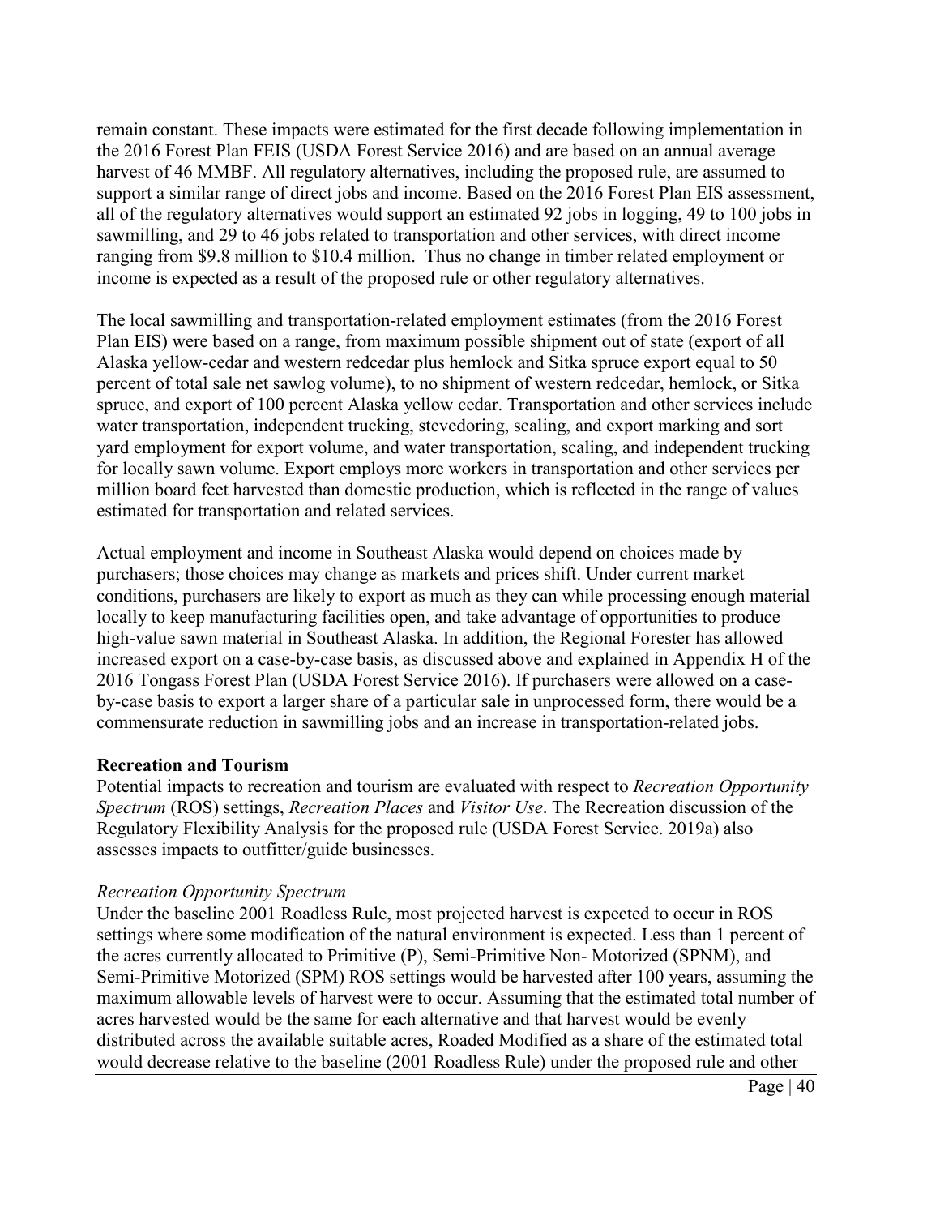remain constant. These impacts were estimated for the first decade following implementation in the 2016 Forest Plan FEIS (USDA Forest Service 2016) and are based on an annual average harvest of 46 MMBF. All regulatory alternatives, including the proposed rule, are assumed to support a similar range of direct jobs and income. Based on the 2016 Forest Plan EIS assessment, all of the regulatory alternatives would support an estimated 92 jobs in logging, 49 to 100 jobs in sawmilling, and 29 to 46 jobs related to transportation and other services, with direct income ranging from $9.8 million to $10.4 million. Thus no change in timber related employment or income is expected as a result of the proposed rule or other regulatory alternatives.

The local sawmilling and transportation-related employment estimates (from the 2016 Forest Plan EIS) were based on a range, from maximum possible shipment out of state (export of all Alaska yellow-cedar and western redcedar plus hemlock and Sitka spruce export equal to 50 percent of total sale net sawlog volume), to no shipment of western redcedar, hemlock, or Sitka spruce, and export of 100 percent Alaska yellow cedar. Transportation and other services include water transportation, independent trucking, stevedoring, scaling, and export marking and sort yard employment for export volume, and water transportation, scaling, and independent trucking for locally sawn volume. Export employs more workers in transportation and other services per million board feet harvested than domestic production, which is reflected in the range of values estimated for transportation and related services.

Actual employment and income in Southeast Alaska would depend on choices made by purchasers; those choices may change as markets and prices shift. Under current market conditions, purchasers are likely to export as much as they can while processing enough material locally to keep manufacturing facilities open, and take advantage of opportunities to produce high-value sawn material in Southeast Alaska. In addition, the Regional Forester has allowed increased export on a case-by-case basis, as discussed above and explained in Appendix H of the 2016 Tongass Forest Plan (USDA Forest Service 2016). If purchasers were allowed on a case-by-case basis to export a larger share of a particular sale in unprocessed form, there would be a commensurate reduction in sawmilling jobs and an increase in transportation-related jobs.

**Recreation and Tourism**

Potential impacts to recreation and tourism are evaluated with respect to *Recreation Opportunity Spectrum* (ROS) settings, *Recreation Places* and *Visitor Use*. The Recreation discussion of the Regulatory Flexibility Analysis for the proposed rule (USDA Forest Service. 2019a) also assesses impacts to outfitter/guide businesses.

*Recreation Opportunity Spectrum*

Under the baseline 2001 Roadless Rule, most projected harvest is expected to occur in ROS settings where some modification of the natural environment is expected. Less than 1 percent of the acres currently allocated to Primitive (P), Semi-Primitive Non- Motorized (SPNM), and Semi-Primitive Motorized (SPM) ROS settings would be harvested after 100 years, assuming the maximum allowable levels of harvest were to occur. Assuming that the estimated total number of acres harvested would be the same for each alternative and that harvest would be evenly distributed across the available suitable acres, Roaded Modified as a share of the estimated total would decrease relative to the baseline (2001 Roadless Rule) under the proposed rule and other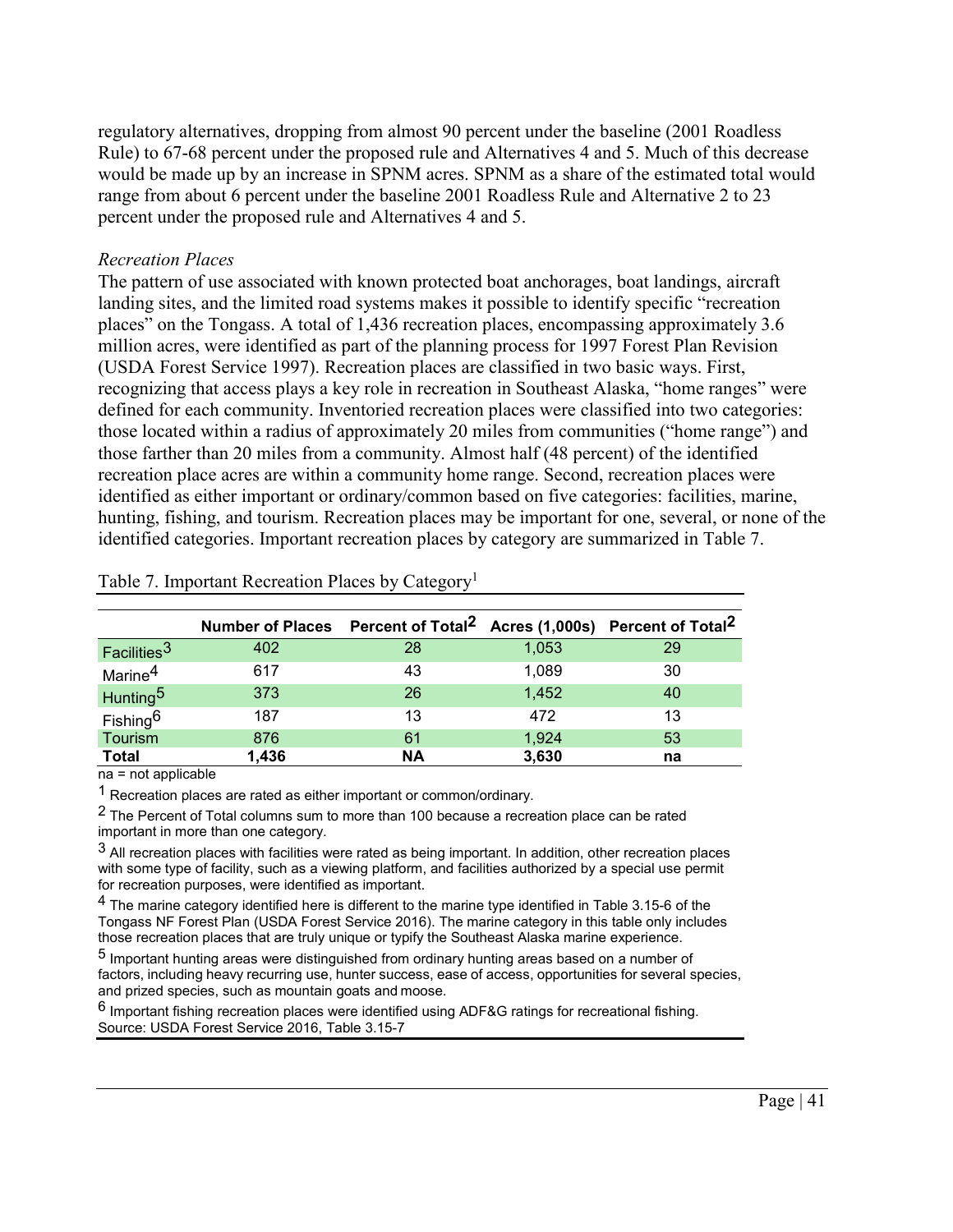regulatory alternatives, dropping from almost 90 percent under the baseline (2001 Roadless Rule) to 67-68 percent under the proposed rule and Alternatives 4 and 5. Much of this decrease would be made up by an increase in SPNM acres. SPNM as a share of the estimated total would range from about 6 percent under the baseline 2001 Roadless Rule and Alternative 2 to 23 percent under the proposed rule and Alternatives 4 and 5.

*Recreation Places*

The pattern of use associated with known protected boat anchorages, boat landings, aircraft landing sites, and the limited road systems makes it possible to identify specific "recreation places" on the Tongass. A total of 1,436 recreation places, encompassing approximately 3.6 million acres, were identified as part of the planning process for 1997 Forest Plan Revision (USDA Forest Service 1997). Recreation places are classified in two basic ways. First, recognizing that access plays a key role in recreation in Southeast Alaska, "home ranges" were defined for each community. Inventoried recreation places were classified into two categories: those located within a radius of approximately 20 miles from communities ("home range") and those farther than 20 miles from a community. Almost half (48 percent) of the identified recreation place acres are within a community home range. Second, recreation places were identified as either important or ordinary/common based on five categories: facilities, marine, hunting, fishing, and tourism. Recreation places may be important for one, several, or none of the identified categories. Important recreation places by category are summarized in Table 7.

Table 7. Important Recreation Places by Category[1]

| | Number of Places | Percent of Total[2] | Acres (1,000s) | Percent of Total[2] |
|---|---|---|---|---|
| Facilities[3] | 402 | 28 | 1,053 | 29 |
| Marine[4] | 617 | 43 | 1,089 | 30 |
| Hunting[5] | 373 | 26 | 1,452 | 40 |
| Fishing[6] | 187 | 13 | 472 | 13 |
| Tourism | 876 | 61 | 1,924 | 53 |
| **Total** | **1,436** | **NA** | **3,630** | **na** |

na = not applicable

[1] Recreation places are rated as either important or common/ordinary.

[2] The Percent of Total columns sum to more than 100 because a recreation place can be rated important in more than one category.

[3] All recreation places with facilities were rated as being important. In addition, other recreation places with some type of facility, such as a viewing platform, and facilities authorized by a special use permit for recreation purposes, were identified as important.

[4] The marine category identified here is different to the marine type identified in Table 3.15-6 of the Tongass NF Forest Plan (USDA Forest Service 2016). The marine category in this table only includes those recreation places that are truly unique or typify the Southeast Alaska marine experience.

[5] Important hunting areas were distinguished from ordinary hunting areas based on a number of factors, including heavy recurring use, hunter success, ease of access, opportunities for several species, and prized species, such as mountain goats and moose.

[6] Important fishing recreation places were identified using ADF&G ratings for recreational fishing.
Source: USDA Forest Service 2016, Table 3.15-7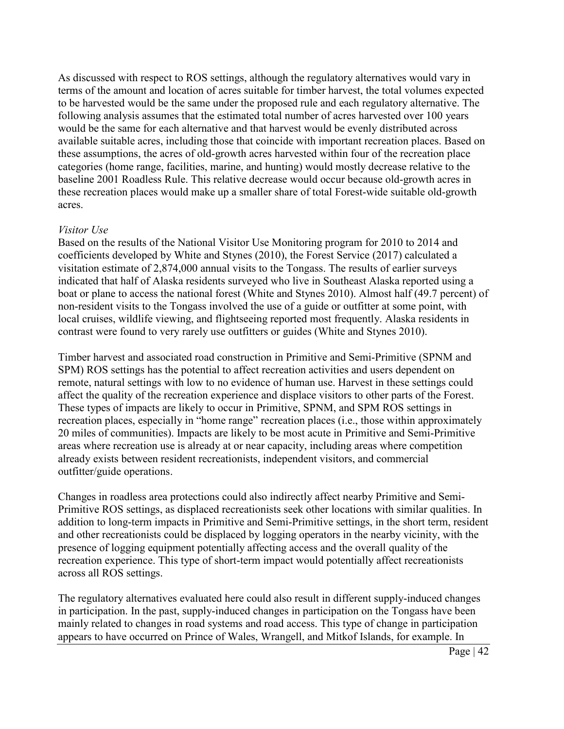As discussed with respect to ROS settings, although the regulatory alternatives would vary in terms of the amount and location of acres suitable for timber harvest, the total volumes expected to be harvested would be the same under the proposed rule and each regulatory alternative. The following analysis assumes that the estimated total number of acres harvested over 100 years would be the same for each alternative and that harvest would be evenly distributed across available suitable acres, including those that coincide with important recreation places. Based on these assumptions, the acres of old-growth acres harvested within four of the recreation place categories (home range, facilities, marine, and hunting) would mostly decrease relative to the baseline 2001 Roadless Rule. This relative decrease would occur because old-growth acres in these recreation places would make up a smaller share of total Forest-wide suitable old-growth acres.

*Visitor Use*

Based on the results of the National Visitor Use Monitoring program for 2010 to 2014 and coefficients developed by White and Stynes (2010), the Forest Service (2017) calculated a visitation estimate of 2,874,000 annual visits to the Tongass. The results of earlier surveys indicated that half of Alaska residents surveyed who live in Southeast Alaska reported using a boat or plane to access the national forest (White and Stynes 2010). Almost half (49.7 percent) of non-resident visits to the Tongass involved the use of a guide or outfitter at some point, with local cruises, wildlife viewing, and flightseeing reported most frequently. Alaska residents in contrast were found to very rarely use outfitters or guides (White and Stynes 2010).

Timber harvest and associated road construction in Primitive and Semi-Primitive (SPNM and SPM) ROS settings has the potential to affect recreation activities and users dependent on remote, natural settings with low to no evidence of human use. Harvest in these settings could affect the quality of the recreation experience and displace visitors to other parts of the Forest. These types of impacts are likely to occur in Primitive, SPNM, and SPM ROS settings in recreation places, especially in "home range" recreation places (i.e., those within approximately 20 miles of communities). Impacts are likely to be most acute in Primitive and Semi-Primitive areas where recreation use is already at or near capacity, including areas where competition already exists between resident recreationists, independent visitors, and commercial outfitter/guide operations.

Changes in roadless area protections could also indirectly affect nearby Primitive and Semi-Primitive ROS settings, as displaced recreationists seek other locations with similar qualities. In addition to long-term impacts in Primitive and Semi-Primitive settings, in the short term, resident and other recreationists could be displaced by logging operators in the nearby vicinity, with the presence of logging equipment potentially affecting access and the overall quality of the recreation experience. This type of short-term impact would potentially affect recreationists across all ROS settings.

The regulatory alternatives evaluated here could also result in different supply-induced changes in participation. In the past, supply-induced changes in participation on the Tongass have been mainly related to changes in road systems and road access. This type of change in participation appears to have occurred on Prince of Wales, Wrangell, and Mitkof Islands, for example. In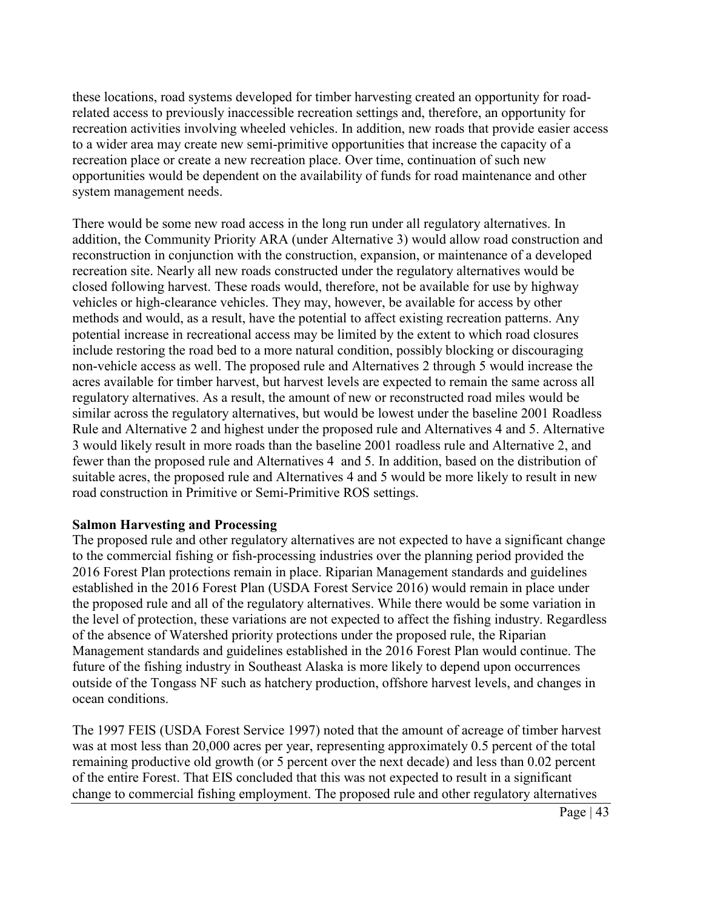these locations, road systems developed for timber harvesting created an opportunity for road-related access to previously inaccessible recreation settings and, therefore, an opportunity for recreation activities involving wheeled vehicles. In addition, new roads that provide easier access to a wider area may create new semi-primitive opportunities that increase the capacity of a recreation place or create a new recreation place. Over time, continuation of such new opportunities would be dependent on the availability of funds for road maintenance and other system management needs.

There would be some new road access in the long run under all regulatory alternatives. In addition, the Community Priority ARA (under Alternative 3) would allow road construction and reconstruction in conjunction with the construction, expansion, or maintenance of a developed recreation site. Nearly all new roads constructed under the regulatory alternatives would be closed following harvest. These roads would, therefore, not be available for use by highway vehicles or high-clearance vehicles. They may, however, be available for access by other methods and would, as a result, have the potential to affect existing recreation patterns. Any potential increase in recreational access may be limited by the extent to which road closures include restoring the road bed to a more natural condition, possibly blocking or discouraging non-vehicle access as well. The proposed rule and Alternatives 2 through 5 would increase the acres available for timber harvest, but harvest levels are expected to remain the same across all regulatory alternatives. As a result, the amount of new or reconstructed road miles would be similar across the regulatory alternatives, but would be lowest under the baseline 2001 Roadless Rule and Alternative 2 and highest under the proposed rule and Alternatives 4 and 5. Alternative 3 would likely result in more roads than the baseline 2001 roadless rule and Alternative 2, and fewer than the proposed rule and Alternatives 4 and 5. In addition, based on the distribution of suitable acres, the proposed rule and Alternatives 4 and 5 would be more likely to result in new road construction in Primitive or Semi-Primitive ROS settings.

**Salmon Harvesting and Processing**

The proposed rule and other regulatory alternatives are not expected to have a significant change to the commercial fishing or fish-processing industries over the planning period provided the 2016 Forest Plan protections remain in place. Riparian Management standards and guidelines established in the 2016 Forest Plan (USDA Forest Service 2016) would remain in place under the proposed rule and all of the regulatory alternatives. While there would be some variation in the level of protection, these variations are not expected to affect the fishing industry. Regardless of the absence of Watershed priority protections under the proposed rule, the Riparian Management standards and guidelines established in the 2016 Forest Plan would continue. The future of the fishing industry in Southeast Alaska is more likely to depend upon occurrences outside of the Tongass NF such as hatchery production, offshore harvest levels, and changes in ocean conditions.

The 1997 FEIS (USDA Forest Service 1997) noted that the amount of acreage of timber harvest was at most less than 20,000 acres per year, representing approximately 0.5 percent of the total remaining productive old growth (or 5 percent over the next decade) and less than 0.02 percent of the entire Forest. That EIS concluded that this was not expected to result in a significant change to commercial fishing employment. The proposed rule and other regulatory alternatives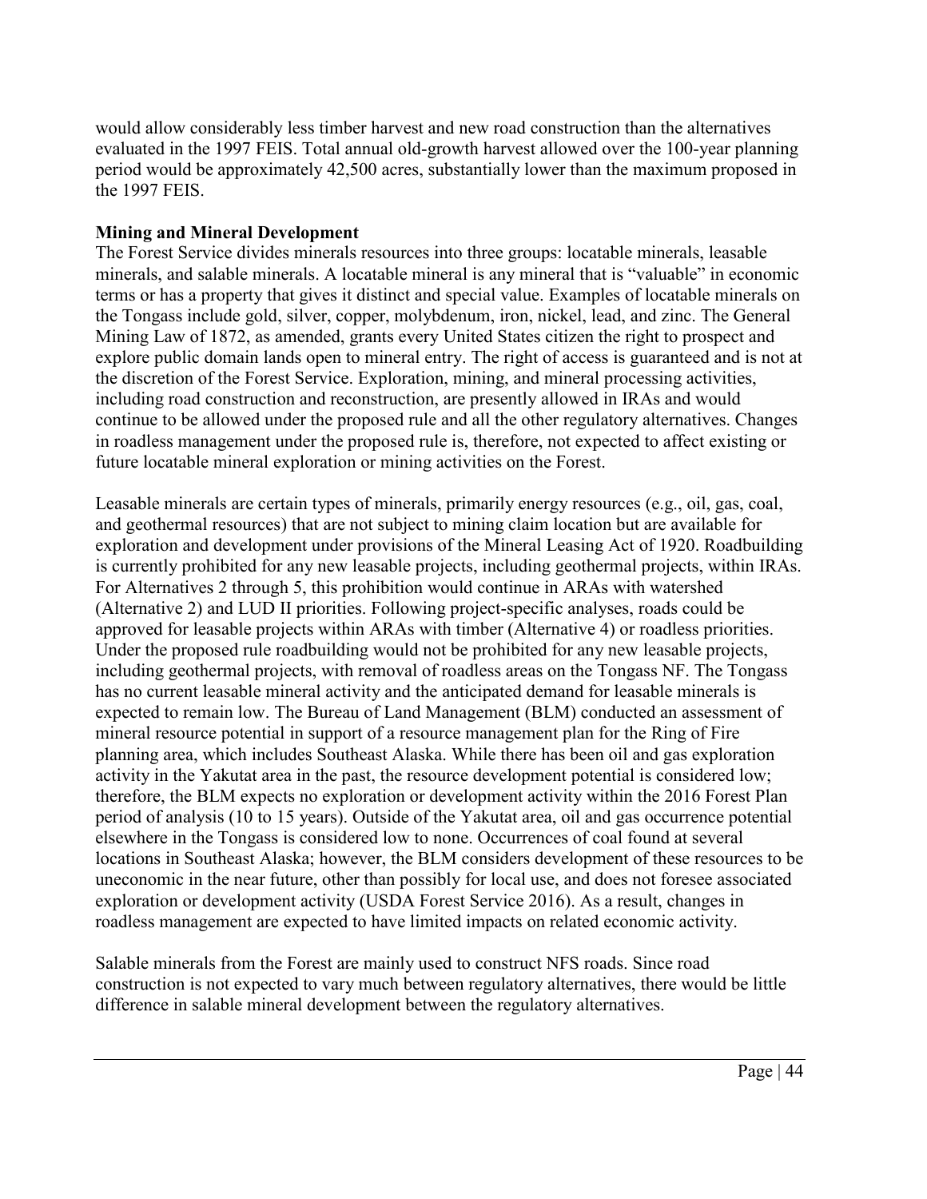would allow considerably less timber harvest and new road construction than the alternatives evaluated in the 1997 FEIS. Total annual old-growth harvest allowed over the 100-year planning period would be approximately 42,500 acres, substantially lower than the maximum proposed in the 1997 FEIS.

**Mining and Mineral Development**

The Forest Service divides minerals resources into three groups: locatable minerals, leasable minerals, and salable minerals. A locatable mineral is any mineral that is "valuable" in economic terms or has a property that gives it distinct and special value. Examples of locatable minerals on the Tongass include gold, silver, copper, molybdenum, iron, nickel, lead, and zinc. The General Mining Law of 1872, as amended, grants every United States citizen the right to prospect and explore public domain lands open to mineral entry. The right of access is guaranteed and is not at the discretion of the Forest Service. Exploration, mining, and mineral processing activities, including road construction and reconstruction, are presently allowed in IRAs and would continue to be allowed under the proposed rule and all the other regulatory alternatives. Changes in roadless management under the proposed rule is, therefore, not expected to affect existing or future locatable mineral exploration or mining activities on the Forest.

Leasable minerals are certain types of minerals, primarily energy resources (e.g., oil, gas, coal, and geothermal resources) that are not subject to mining claim location but are available for exploration and development under provisions of the Mineral Leasing Act of 1920. Roadbuilding is currently prohibited for any new leasable projects, including geothermal projects, within IRAs. For Alternatives 2 through 5, this prohibition would continue in ARAs with watershed (Alternative 2) and LUD II priorities. Following project-specific analyses, roads could be approved for leasable projects within ARAs with timber (Alternative 4) or roadless priorities. Under the proposed rule roadbuilding would not be prohibited for any new leasable projects, including geothermal projects, with removal of roadless areas on the Tongass NF. The Tongass has no current leasable mineral activity and the anticipated demand for leasable minerals is expected to remain low. The Bureau of Land Management (BLM) conducted an assessment of mineral resource potential in support of a resource management plan for the Ring of Fire planning area, which includes Southeast Alaska. While there has been oil and gas exploration activity in the Yakutat area in the past, the resource development potential is considered low; therefore, the BLM expects no exploration or development activity within the 2016 Forest Plan period of analysis (10 to 15 years). Outside of the Yakutat area, oil and gas occurrence potential elsewhere in the Tongass is considered low to none. Occurrences of coal found at several locations in Southeast Alaska; however, the BLM considers development of these resources to be uneconomic in the near future, other than possibly for local use, and does not foresee associated exploration or development activity (USDA Forest Service 2016). As a result, changes in roadless management are expected to have limited impacts on related economic activity.

Salable minerals from the Forest are mainly used to construct NFS roads. Since road construction is not expected to vary much between regulatory alternatives, there would be little difference in salable mineral development between the regulatory alternatives.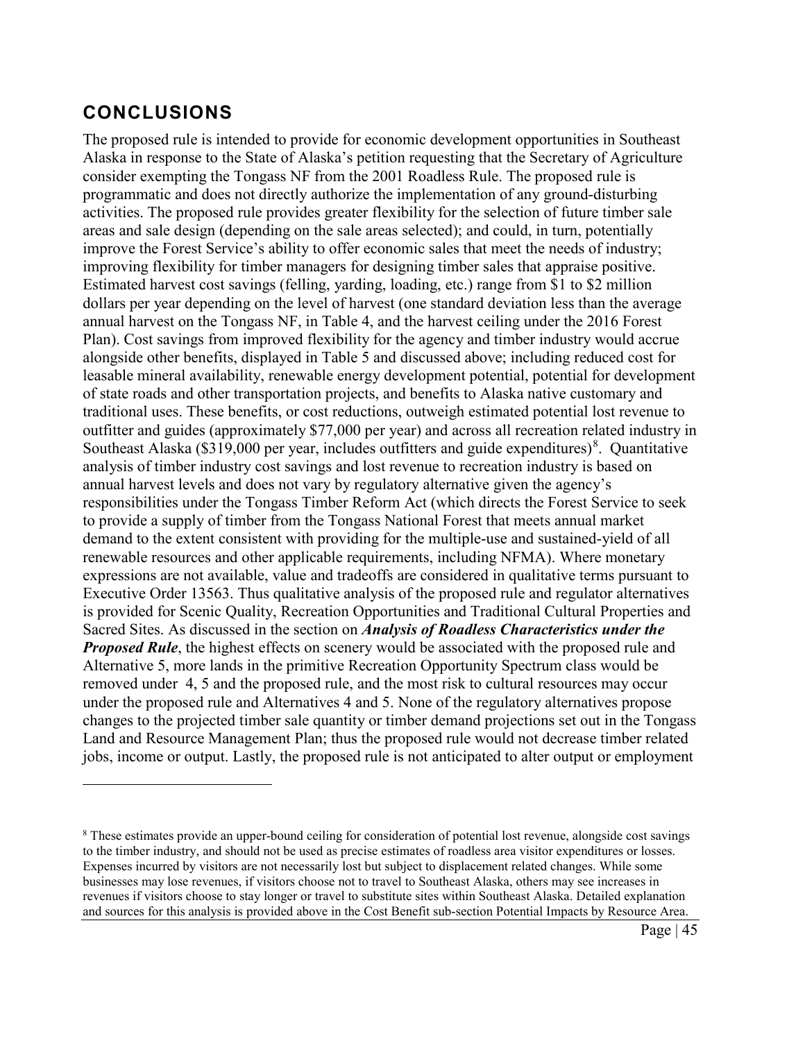## CONCLUSIONS

The proposed rule is intended to provide for economic development opportunities in Southeast Alaska in response to the State of Alaska's petition requesting that the Secretary of Agriculture consider exempting the Tongass NF from the 2001 Roadless Rule. The proposed rule is programmatic and does not directly authorize the implementation of any ground-disturbing activities. The proposed rule provides greater flexibility for the selection of future timber sale areas and sale design (depending on the sale areas selected); and could, in turn, potentially improve the Forest Service's ability to offer economic sales that meet the needs of industry; improving flexibility for timber managers for designing timber sales that appraise positive. Estimated harvest cost savings (felling, yarding, loading, etc.) range from $1 to $2 million dollars per year depending on the level of harvest (one standard deviation less than the average annual harvest on the Tongass NF, in Table 4, and the harvest ceiling under the 2016 Forest Plan). Cost savings from improved flexibility for the agency and timber industry would accrue alongside other benefits, displayed in Table 5 and discussed above; including reduced cost for leasable mineral availability, renewable energy development potential, potential for development of state roads and other transportation projects, and benefits to Alaska native customary and traditional uses. These benefits, or cost reductions, outweigh estimated potential lost revenue to outfitter and guides (approximately $77,000 per year) and across all recreation related industry in Southeast Alaska ($319,000 per year, includes outfitters and guide expenditures)[8]. Quantitative analysis of timber industry cost savings and lost revenue to recreation industry is based on annual harvest levels and does not vary by regulatory alternative given the agency's responsibilities under the Tongass Timber Reform Act (which directs the Forest Service to seek to provide a supply of timber from the Tongass National Forest that meets annual market demand to the extent consistent with providing for the multiple-use and sustained-yield of all renewable resources and other applicable requirements, including NFMA). Where monetary expressions are not available, value and tradeoffs are considered in qualitative terms pursuant to Executive Order 13563. Thus qualitative analysis of the proposed rule and regulator alternatives is provided for Scenic Quality, Recreation Opportunities and Traditional Cultural Properties and Sacred Sites. As discussed in the section on ***Analysis of Roadless Characteristics under the Proposed Rule***, the highest effects on scenery would be associated with the proposed rule and Alternative 5, more lands in the primitive Recreation Opportunity Spectrum class would be removed under 4, 5 and the proposed rule, and the most risk to cultural resources may occur under the proposed rule and Alternatives 4 and 5. None of the regulatory alternatives propose changes to the projected timber sale quantity or timber demand projections set out in the Tongass Land and Resource Management Plan; thus the proposed rule would not decrease timber related jobs, income or output. Lastly, the proposed rule is not anticipated to alter output or employment

[8] These estimates provide an upper-bound ceiling for consideration of potential lost revenue, alongside cost savings to the timber industry, and should not be used as precise estimates of roadless area visitor expenditures or losses. Expenses incurred by visitors are not necessarily lost but subject to displacement related changes. While some businesses may lose revenues, if visitors choose not to travel to Southeast Alaska, others may see increases in revenues if visitors choose to stay longer or travel to substitute sites within Southeast Alaska. Detailed explanation and sources for this analysis is provided above in the Cost Benefit sub-section Potential Impacts by Resource Area.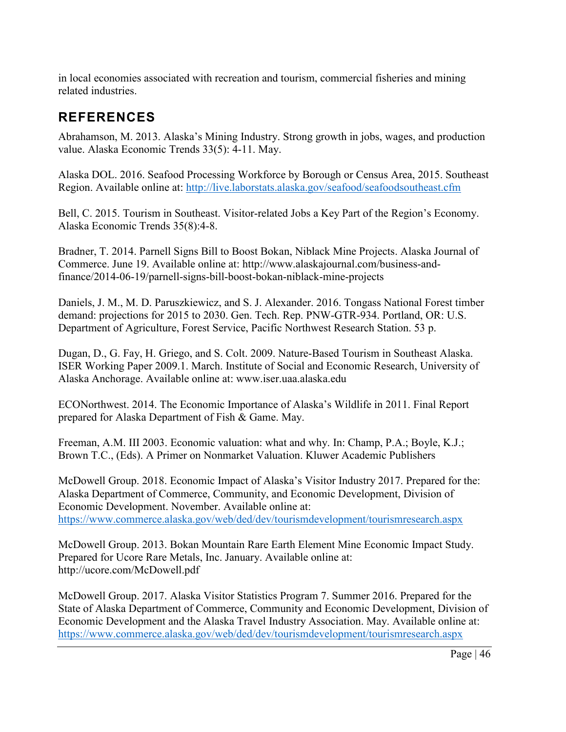in local economies associated with recreation and tourism, commercial fisheries and mining related industries.

## REFERENCES

Abrahamson, M. 2013. Alaska's Mining Industry. Strong growth in jobs, wages, and production value. Alaska Economic Trends 33(5): 4-11. May.

Alaska DOL. 2016. Seafood Processing Workforce by Borough or Census Area, 2015. Southeast Region. Available online at: [http://live.laborstats.alaska.gov/seafood/seafoodsoutheast.cfm](http://live.laborstats.alaska.gov/seafood/seafoodsoutheast.cfm)

Bell, C. 2015. Tourism in Southeast. Visitor-related Jobs a Key Part of the Region's Economy. Alaska Economic Trends 35(8):4-8.

Bradner, T. 2014. Parnell Signs Bill to Boost Bokan, Niblack Mine Projects. Alaska Journal of Commerce. June 19. Available online at: http://www.alaskajournal.com/business-and-finance/2014-06-19/parnell-signs-bill-boost-bokan-niblack-mine-projects

Daniels, J. M., M. D. Paruszkiewicz, and S. J. Alexander. 2016. Tongass National Forest timber demand: projections for 2015 to 2030. Gen. Tech. Rep. PNW-GTR-934. Portland, OR: U.S. Department of Agriculture, Forest Service, Pacific Northwest Research Station. 53 p.

Dugan, D., G. Fay, H. Griego, and S. Colt. 2009. Nature-Based Tourism in Southeast Alaska. ISER Working Paper 2009.1. March. Institute of Social and Economic Research, University of Alaska Anchorage. Available online at: www.iser.uaa.alaska.edu

ECONorthwest. 2014. The Economic Importance of Alaska's Wildlife in 2011. Final Report prepared for Alaska Department of Fish & Game. May.

Freeman, A.M. III 2003. Economic valuation: what and why. In: Champ, P.A.; Boyle, K.J.; Brown T.C., (Eds). A Primer on Nonmarket Valuation. Kluwer Academic Publishers

McDowell Group. 2018. Economic Impact of Alaska's Visitor Industry 2017. Prepared for the: Alaska Department of Commerce, Community, and Economic Development, Division of Economic Development. November. Available online at: [https://www.commerce.alaska.gov/web/ded/dev/tourismdevelopment/tourismresearch.aspx](https://www.commerce.alaska.gov/web/ded/dev/tourismdevelopment/tourismresearch.aspx)

McDowell Group. 2013. Bokan Mountain Rare Earth Element Mine Economic Impact Study. Prepared for Ucore Rare Metals, Inc. January. Available online at: http://ucore.com/McDowell.pdf

McDowell Group. 2017. Alaska Visitor Statistics Program 7. Summer 2016. Prepared for the State of Alaska Department of Commerce, Community and Economic Development, Division of Economic Development and the Alaska Travel Industry Association. May. Available online at: [https://www.commerce.alaska.gov/web/ded/dev/tourismdevelopment/tourismresearch.aspx](https://www.commerce.alaska.gov/web/ded/dev/tourismdevelopment/tourismresearch.aspx)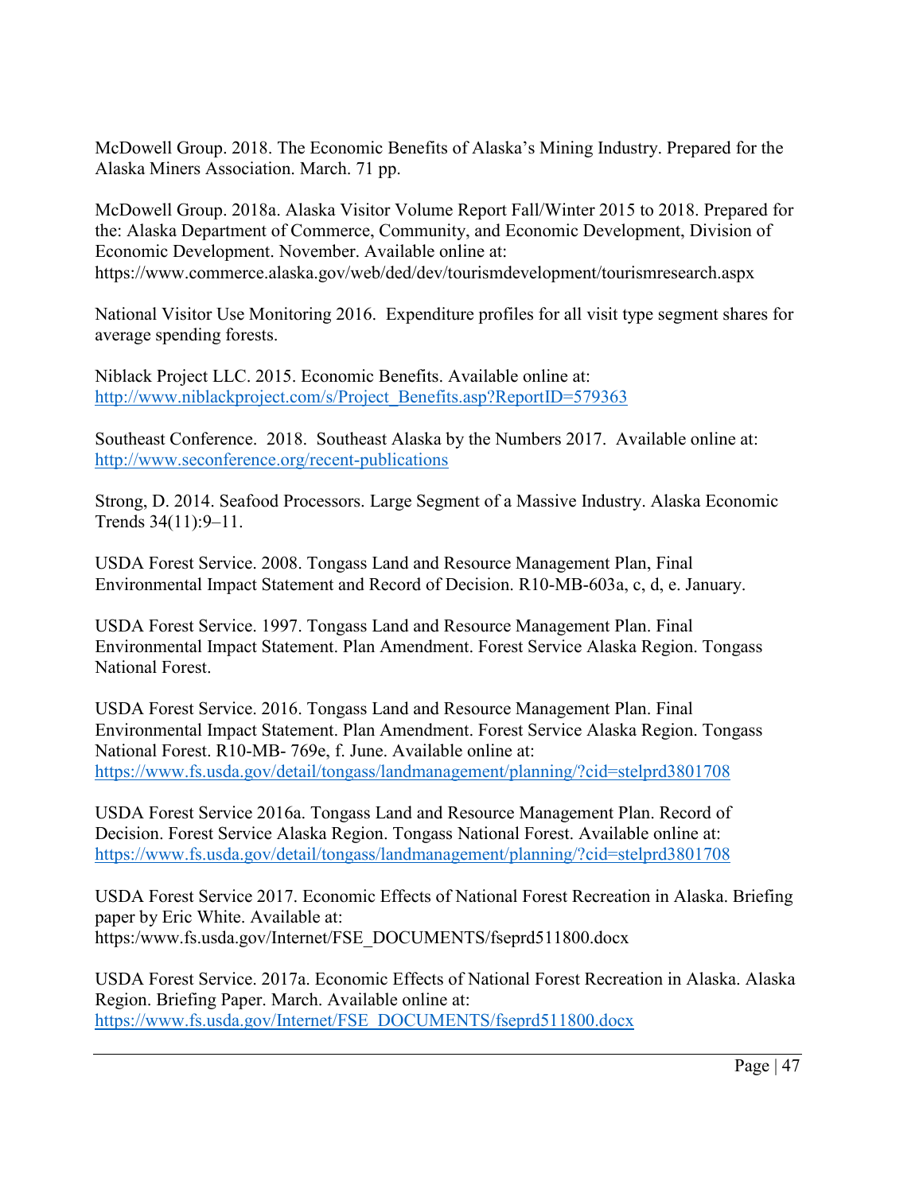McDowell Group. 2018. The Economic Benefits of Alaska's Mining Industry. Prepared for the Alaska Miners Association. March. 71 pp.

McDowell Group. 2018a. Alaska Visitor Volume Report Fall/Winter 2015 to 2018. Prepared for the: Alaska Department of Commerce, Community, and Economic Development, Division of Economic Development. November. Available online at: https://www.commerce.alaska.gov/web/ded/dev/tourismdevelopment/tourismresearch.aspx

National Visitor Use Monitoring 2016. Expenditure profiles for all visit type segment shares for average spending forests.

Niblack Project LLC. 2015. Economic Benefits. Available online at: http://www.niblackproject.com/s/Project_Benefits.asp?ReportID=579363

Southeast Conference. 2018. Southeast Alaska by the Numbers 2017. Available online at: http://www.seconference.org/recent-publications

Strong, D. 2014. Seafood Processors. Large Segment of a Massive Industry. Alaska Economic Trends 34(11):9–11.

USDA Forest Service. 2008. Tongass Land and Resource Management Plan, Final Environmental Impact Statement and Record of Decision. R10-MB-603a, c, d, e. January.

USDA Forest Service. 1997. Tongass Land and Resource Management Plan. Final Environmental Impact Statement. Plan Amendment. Forest Service Alaska Region. Tongass National Forest.

USDA Forest Service. 2016. Tongass Land and Resource Management Plan. Final Environmental Impact Statement. Plan Amendment. Forest Service Alaska Region. Tongass National Forest. R10-MB- 769e, f. June. Available online at: https://www.fs.usda.gov/detail/tongass/landmanagement/planning/?cid=stelprd3801708

USDA Forest Service 2016a. Tongass Land and Resource Management Plan. Record of Decision. Forest Service Alaska Region. Tongass National Forest. Available online at: https://www.fs.usda.gov/detail/tongass/landmanagement/planning/?cid=stelprd3801708

USDA Forest Service 2017. Economic Effects of National Forest Recreation in Alaska. Briefing paper by Eric White. Available at: https:/www.fs.usda.gov/Internet/FSE_DOCUMENTS/fseprd511800.docx

USDA Forest Service. 2017a. Economic Effects of National Forest Recreation in Alaska. Alaska Region. Briefing Paper. March. Available online at: https://www.fs.usda.gov/Internet/FSE_DOCUMENTS/fseprd511800.docx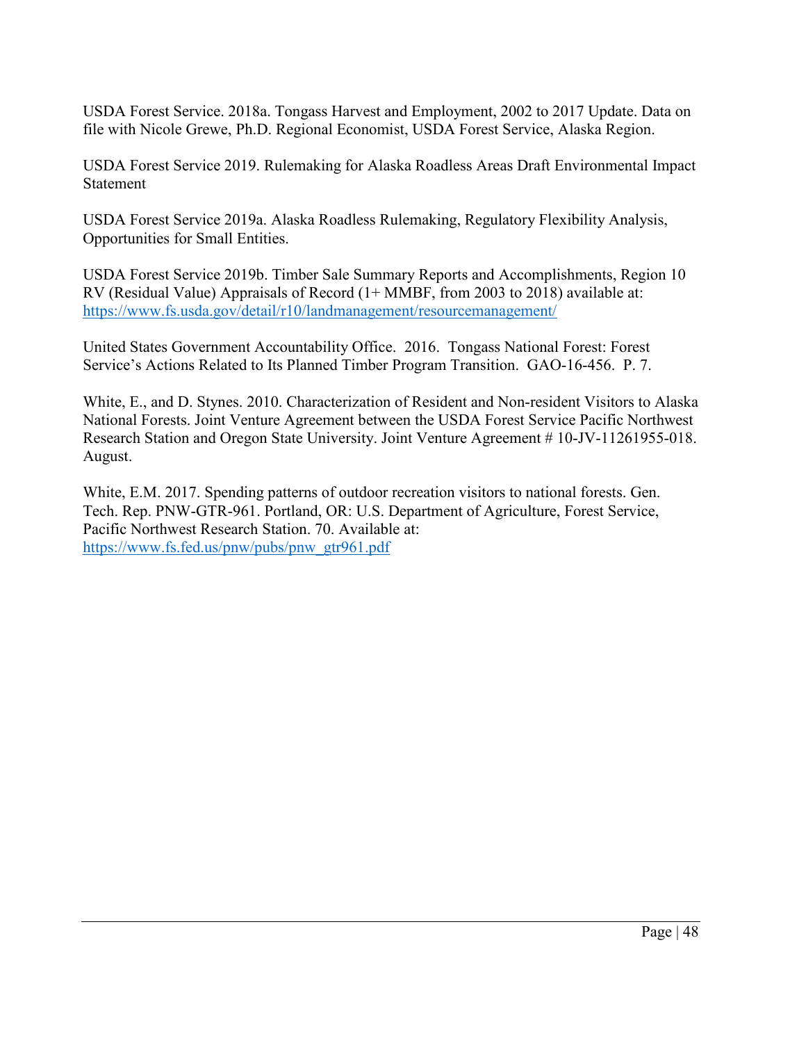USDA Forest Service. 2018a. Tongass Harvest and Employment, 2002 to 2017 Update. Data on file with Nicole Grewe, Ph.D. Regional Economist, USDA Forest Service, Alaska Region.

USDA Forest Service 2019. Rulemaking for Alaska Roadless Areas Draft Environmental Impact Statement

USDA Forest Service 2019a. Alaska Roadless Rulemaking, Regulatory Flexibility Analysis, Opportunities for Small Entities.

USDA Forest Service 2019b. Timber Sale Summary Reports and Accomplishments, Region 10 RV (Residual Value) Appraisals of Record (1+ MMBF, from 2003 to 2018) available at: https://www.fs.usda.gov/detail/r10/landmanagement/resourcemanagement/

United States Government Accountability Office. 2016. Tongass National Forest: Forest Service's Actions Related to Its Planned Timber Program Transition. GAO-16-456. P. 7.

White, E., and D. Stynes. 2010. Characterization of Resident and Non-resident Visitors to Alaska National Forests. Joint Venture Agreement between the USDA Forest Service Pacific Northwest Research Station and Oregon State University. Joint Venture Agreement # 10-JV-11261955-018. August.

White, E.M. 2017. Spending patterns of outdoor recreation visitors to national forests. Gen. Tech. Rep. PNW-GTR-961. Portland, OR: U.S. Department of Agriculture, Forest Service, Pacific Northwest Research Station. 70. Available at: https://www.fs.fed.us/pnw/pubs/pnw_gtr961.pdf